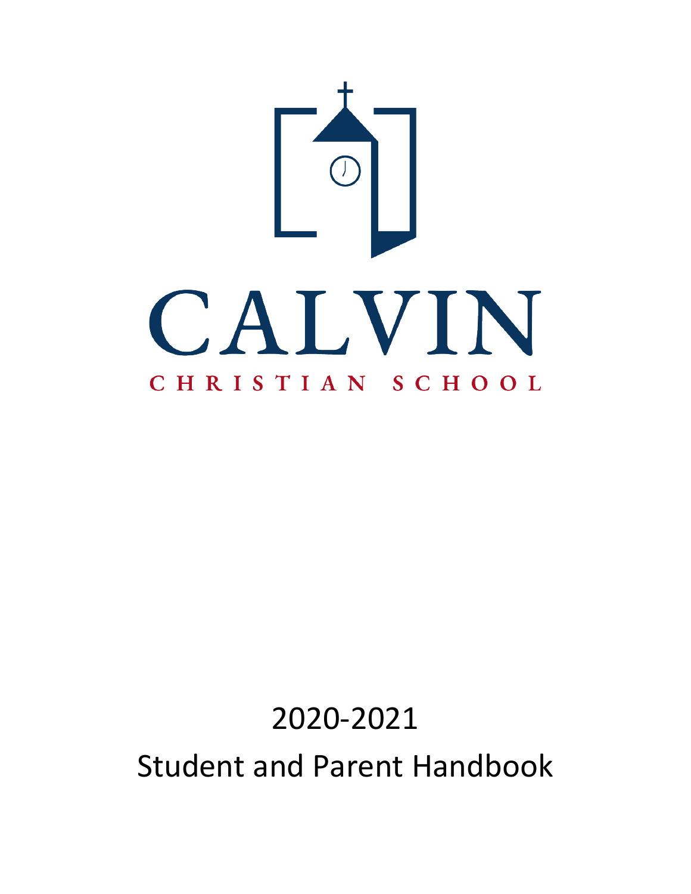# CALVIN

CHRISTIAN SCHOOL

2020-2021

Student and Parent Handbook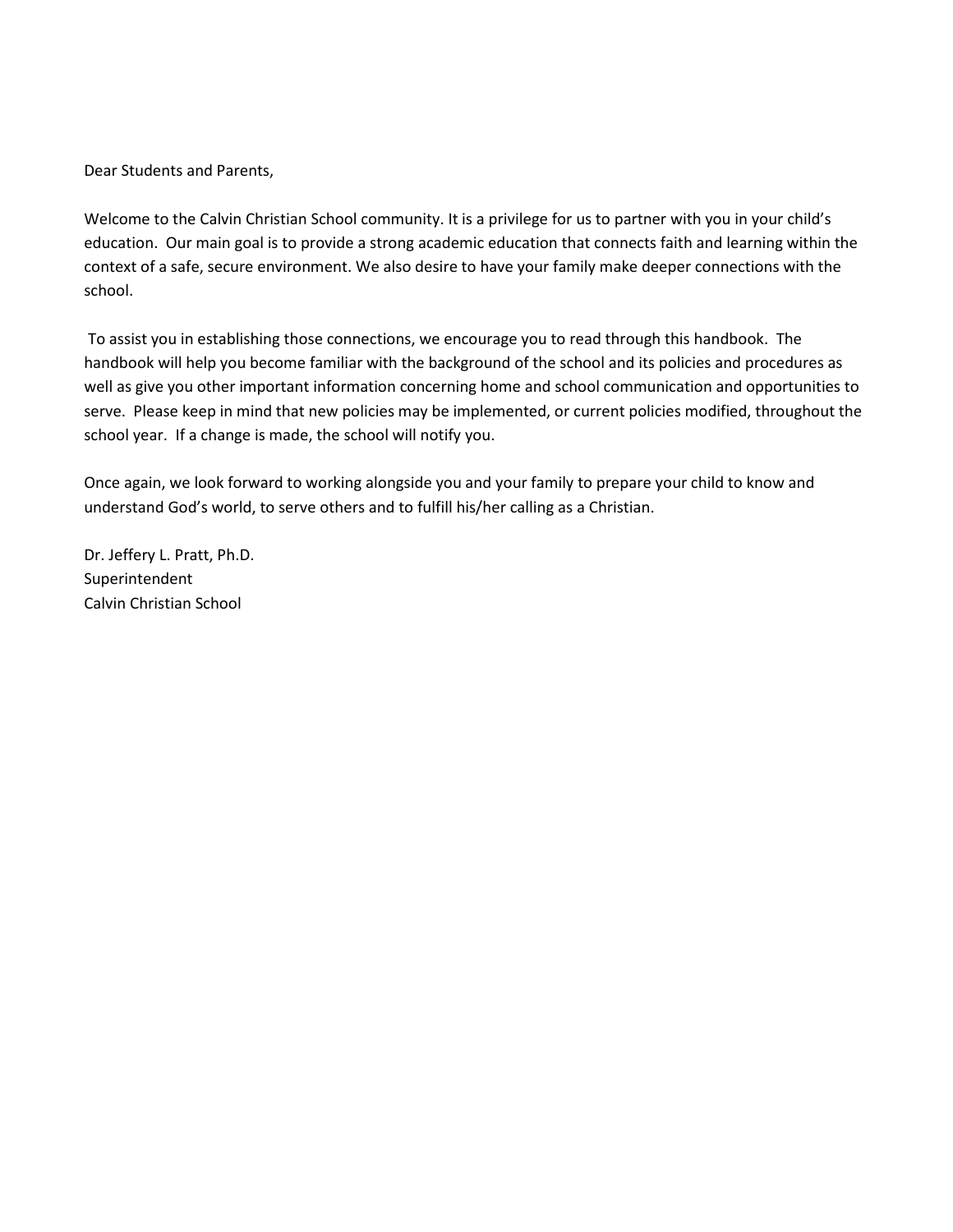Dear Students and Parents,

Welcome to the Calvin Christian School community. It is a privilege for us to partner with you in your child's education. Our main goal is to provide a strong academic education that connects faith and learning within the context of a safe, secure environment. We also desire to have your family make deeper connections with the school.

To assist you in establishing those connections, we encourage you to read through this handbook. The handbook will help you become familiar with the background of the school and its policies and procedures as well as give you other important information concerning home and school communication and opportunities to serve. Please keep in mind that new policies may be implemented, or current policies modified, throughout the school year. If a change is made, the school will notify you.

Once again, we look forward to working alongside you and your family to prepare your child to know and understand God's world, to serve others and to fulfill his/her calling as a Christian.

Dr. Jeffery L. Pratt, Ph.D.
Superintendent
Calvin Christian School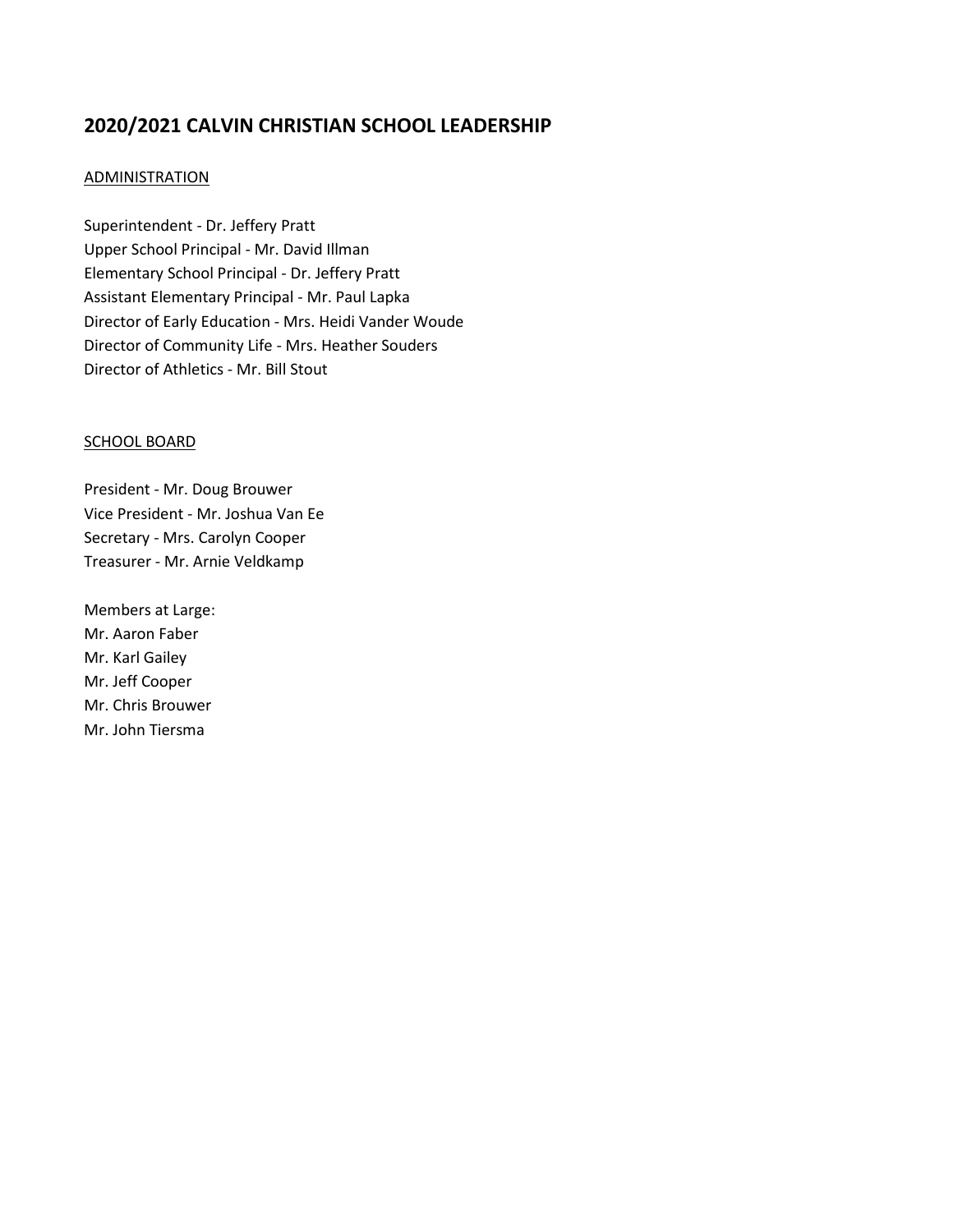# 2020/2021 CALVIN CHRISTIAN SCHOOL LEADERSHIP

<u>ADMINISTRATION</u>

Superintendent - Dr. Jeffery Pratt
Upper School Principal - Mr. David Illman
Elementary School Principal - Dr. Jeffery Pratt
Assistant Elementary Principal - Mr. Paul Lapka
Director of Early Education - Mrs. Heidi Vander Woude
Director of Community Life - Mrs. Heather Souders
Director of Athletics - Mr. Bill Stout

<u>SCHOOL BOARD</u>

President - Mr. Doug Brouwer
Vice President - Mr. Joshua Van Ee
Secretary - Mrs. Carolyn Cooper
Treasurer - Mr. Arnie Veldkamp

Members at Large:
Mr. Aaron Faber
Mr. Karl Gailey
Mr. Jeff Cooper
Mr. Chris Brouwer
Mr. John Tiersma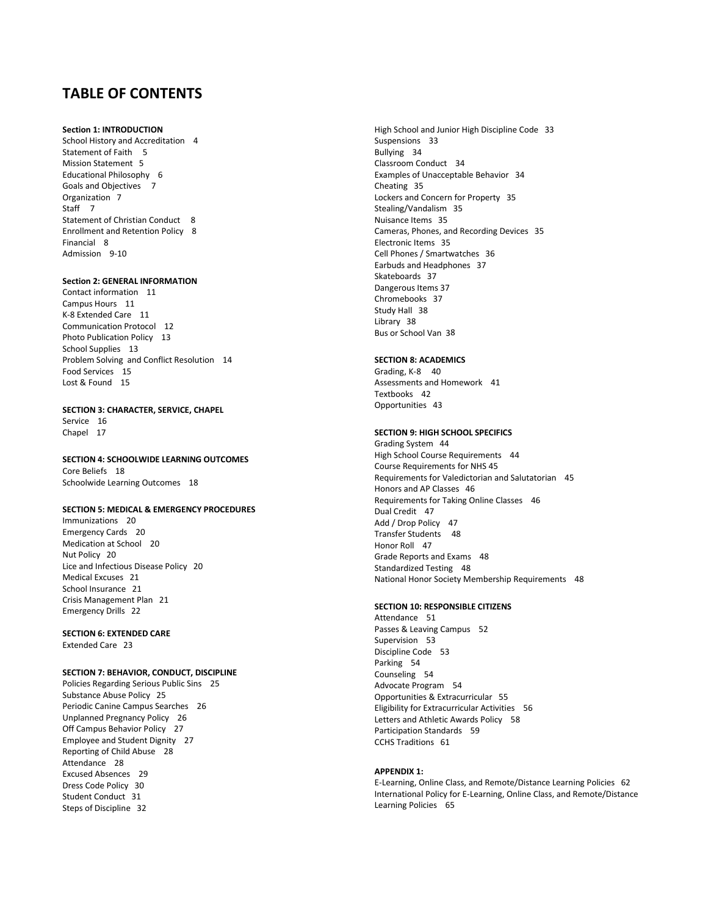# TABLE OF CONTENTS

**Section 1: INTRODUCTION**
School History and Accreditation 4
Statement of Faith 5
Mission Statement 5
Educational Philosophy 6
Goals and Objectives 7
Organization 7
Staff 7
Statement of Christian Conduct 8
Enrollment and Retention Policy 8
Financial 8
Admission 9-10

**Section 2: GENERAL INFORMATION**
Contact information 11
Campus Hours 11
K-8 Extended Care 11
Communication Protocol 12
Photo Publication Policy 13
School Supplies 13
Problem Solving and Conflict Resolution 14
Food Services 15
Lost & Found 15

**SECTION 3: CHARACTER, SERVICE, CHAPEL**
Service 16
Chapel 17

**SECTION 4: SCHOOLWIDE LEARNING OUTCOMES**
Core Beliefs 18
Schoolwide Learning Outcomes 18

**SECTION 5: MEDICAL & EMERGENCY PROCEDURES**
Immunizations 20
Emergency Cards 20
Medication at School 20
Nut Policy 20
Lice and Infectious Disease Policy 20
Medical Excuses 21
School Insurance 21
Crisis Management Plan 21
Emergency Drills 22

**SECTION 6: EXTENDED CARE**
Extended Care 23

**SECTION 7: BEHAVIOR, CONDUCT, DISCIPLINE**
Policies Regarding Serious Public Sins 25
Substance Abuse Policy 25
Periodic Canine Campus Searches 26
Unplanned Pregnancy Policy 26
Off Campus Behavior Policy 27
Employee and Student Dignity 27
Reporting of Child Abuse 28
Attendance 28
Excused Absences 29
Dress Code Policy 30
Student Conduct 31
Steps of Discipline 32
High School and Junior High Discipline Code 33
Suspensions 33
Bullying 34
Classroom Conduct 34
Examples of Unacceptable Behavior 34
Cheating 35
Lockers and Concern for Property 35
Stealing/Vandalism 35
Nuisance Items 35
Cameras, Phones, and Recording Devices 35
Electronic Items 35
Cell Phones / Smartwatches 36
Earbuds and Headphones 37
Skateboards 37
Dangerous Items 37
Chromebooks 37
Study Hall 38
Library 38
Bus or School Van 38

**SECTION 8: ACADEMICS**
Grading, K-8 40
Assessments and Homework 41
Textbooks 42
Opportunities 43

**SECTION 9: HIGH SCHOOL SPECIFICS**
Grading System 44
High School Course Requirements 44
Course Requirements for NHS 45
Requirements for Valedictorian and Salutatorian 45
Honors and AP Classes 46
Requirements for Taking Online Classes 46
Dual Credit 47
Add / Drop Policy 47
Transfer Students 48
Honor Roll 47
Grade Reports and Exams 48
Standardized Testing 48
National Honor Society Membership Requirements 48

**SECTION 10: RESPONSIBLE CITIZENS**
Attendance 51
Passes & Leaving Campus 52
Supervision 53
Discipline Code 53
Parking 54
Counseling 54
Advocate Program 54
Opportunities & Extracurricular 55
Eligibility for Extracurricular Activities 56
Letters and Athletic Awards Policy 58
Participation Standards 59
CCHS Traditions 61

**APPENDIX 1:**
E-Learning, Online Class, and Remote/Distance Learning Policies 62
International Policy for E-Learning, Online Class, and Remote/Distance Learning Policies 65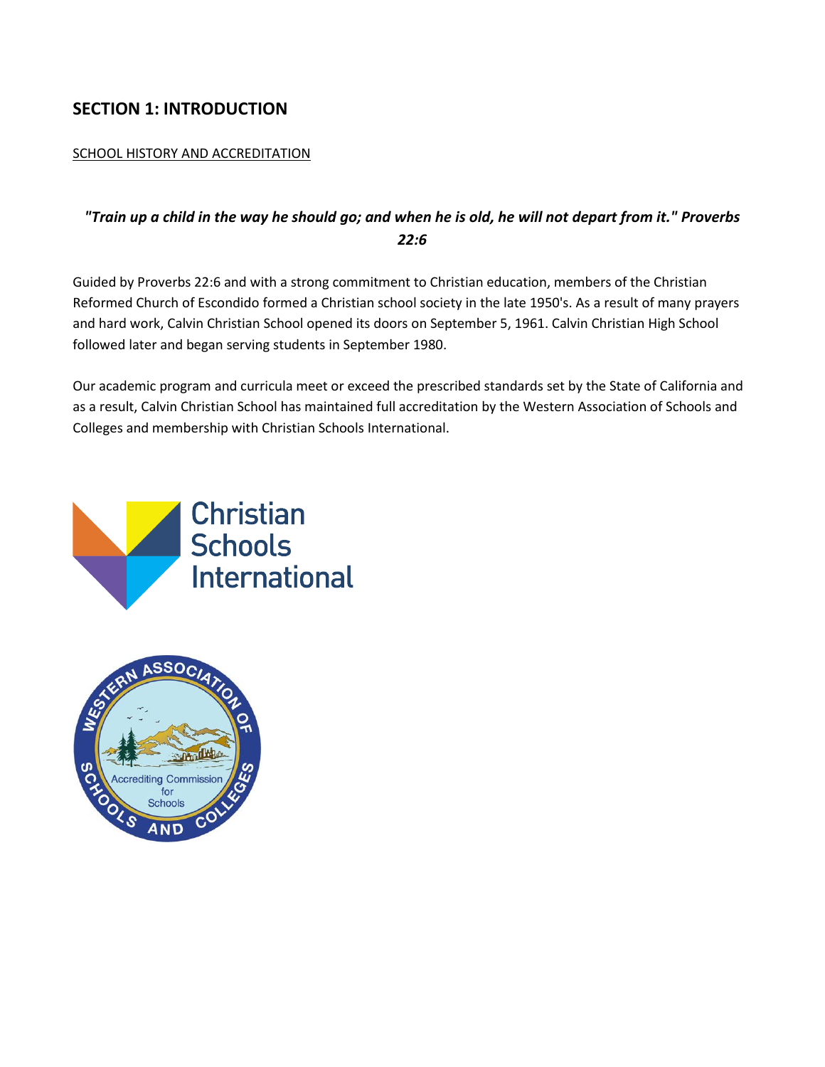## SECTION 1: INTRODUCTION

SCHOOL HISTORY AND ACCREDITATION

***"Train up a child in the way he should go; and when he is old, he will not depart from it." Proverbs 22:6***

Guided by Proverbs 22:6 and with a strong commitment to Christian education, members of the Christian Reformed Church of Escondido formed a Christian school society in the late 1950's. As a result of many prayers and hard work, Calvin Christian School opened its doors on September 5, 1961. Calvin Christian High School followed later and began serving students in September 1980.

Our academic program and curricula meet or exceed the prescribed standards set by the State of California and as a result, Calvin Christian School has maintained full accreditation by the Western Association of Schools and Colleges and membership with Christian Schools International.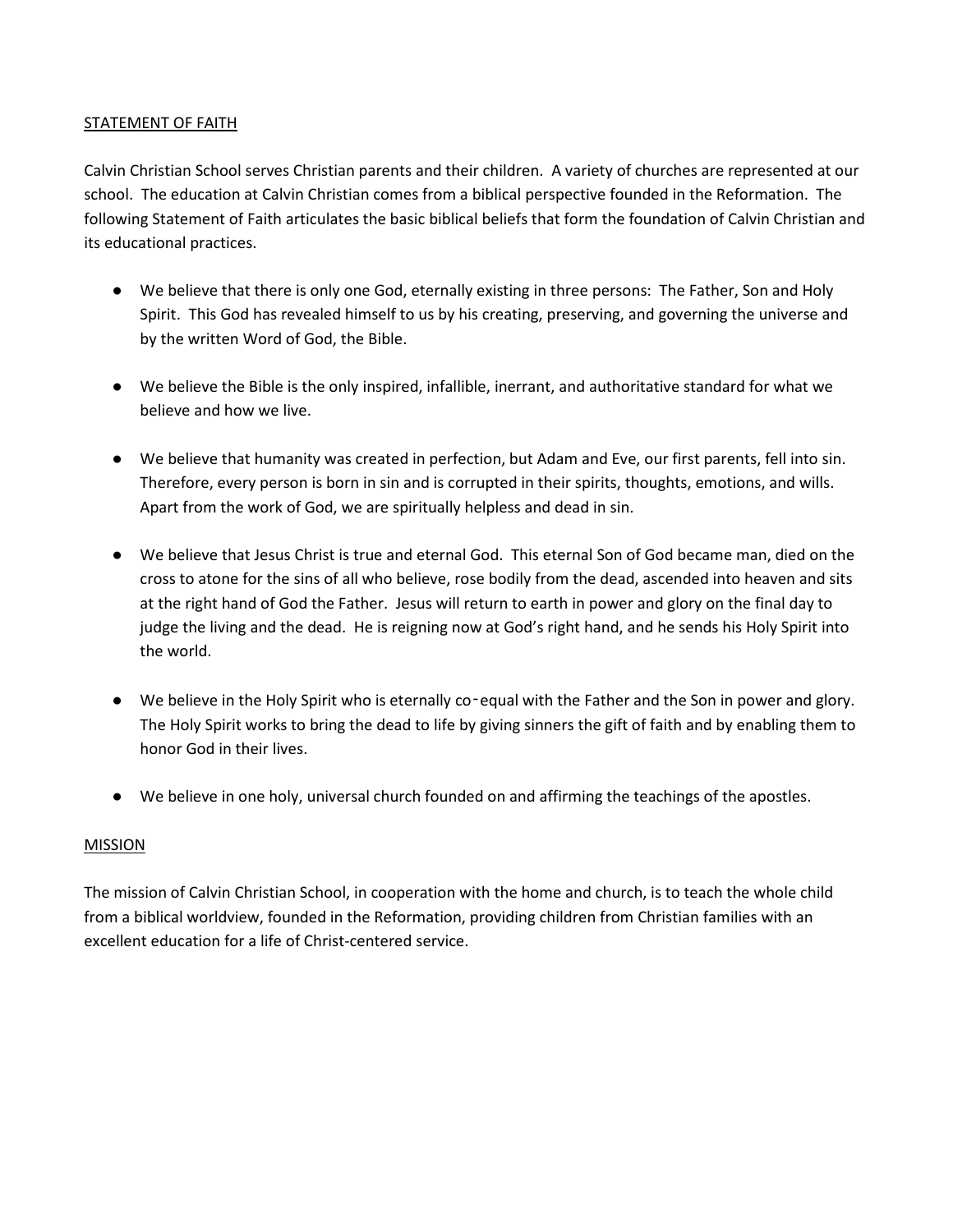## STATEMENT OF FAITH

Calvin Christian School serves Christian parents and their children. A variety of churches are represented at our school. The education at Calvin Christian comes from a biblical perspective founded in the Reformation. The following Statement of Faith articulates the basic biblical beliefs that form the foundation of Calvin Christian and its educational practices.

- We believe that there is only one God, eternally existing in three persons: The Father, Son and Holy Spirit. This God has revealed himself to us by his creating, preserving, and governing the universe and by the written Word of God, the Bible.
- We believe the Bible is the only inspired, infallible, inerrant, and authoritative standard for what we believe and how we live.
- We believe that humanity was created in perfection, but Adam and Eve, our first parents, fell into sin. Therefore, every person is born in sin and is corrupted in their spirits, thoughts, emotions, and wills. Apart from the work of God, we are spiritually helpless and dead in sin.
- We believe that Jesus Christ is true and eternal God. This eternal Son of God became man, died on the cross to atone for the sins of all who believe, rose bodily from the dead, ascended into heaven and sits at the right hand of God the Father. Jesus will return to earth in power and glory on the final day to judge the living and the dead. He is reigning now at God's right hand, and he sends his Holy Spirit into the world.
- We believe in the Holy Spirit who is eternally co-equal with the Father and the Son in power and glory. The Holy Spirit works to bring the dead to life by giving sinners the gift of faith and by enabling them to honor God in their lives.
- We believe in one holy, universal church founded on and affirming the teachings of the apostles.

## MISSION

The mission of Calvin Christian School, in cooperation with the home and church, is to teach the whole child from a biblical worldview, founded in the Reformation, providing children from Christian families with an excellent education for a life of Christ-centered service.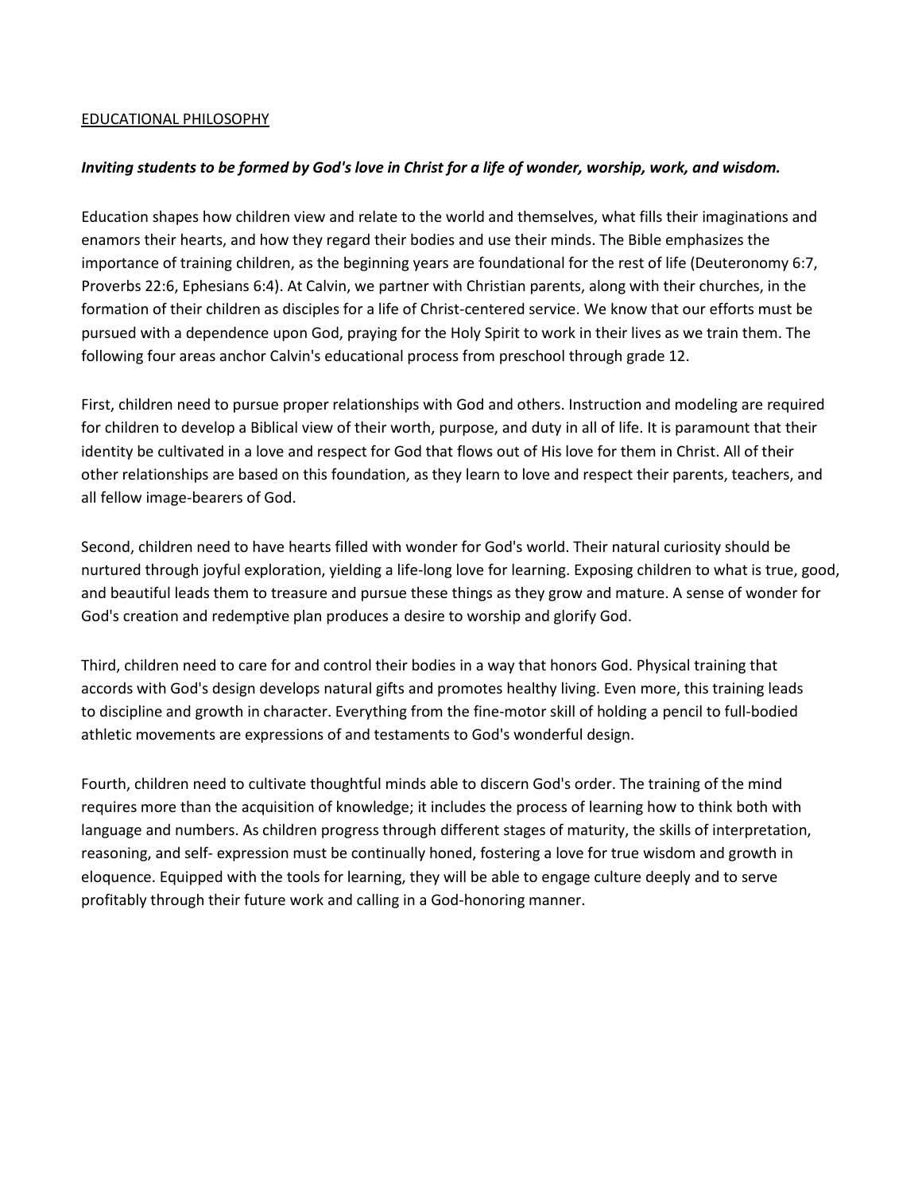## EDUCATIONAL PHILOSOPHY

***Inviting students to be formed by God's love in Christ for a life of wonder, worship, work, and wisdom.***

Education shapes how children view and relate to the world and themselves, what fills their imaginations and enamors their hearts, and how they regard their bodies and use their minds. The Bible emphasizes the importance of training children, as the beginning years are foundational for the rest of life (Deuteronomy 6:7, Proverbs 22:6, Ephesians 6:4). At Calvin, we partner with Christian parents, along with their churches, in the formation of their children as disciples for a life of Christ-centered service. We know that our efforts must be pursued with a dependence upon God, praying for the Holy Spirit to work in their lives as we train them. The following four areas anchor Calvin's educational process from preschool through grade 12.

First, children need to pursue proper relationships with God and others. Instruction and modeling are required for children to develop a Biblical view of their worth, purpose, and duty in all of life. It is paramount that their identity be cultivated in a love and respect for God that flows out of His love for them in Christ. All of their other relationships are based on this foundation, as they learn to love and respect their parents, teachers, and all fellow image-bearers of God.

Second, children need to have hearts filled with wonder for God's world. Their natural curiosity should be nurtured through joyful exploration, yielding a life-long love for learning. Exposing children to what is true, good, and beautiful leads them to treasure and pursue these things as they grow and mature. A sense of wonder for God's creation and redemptive plan produces a desire to worship and glorify God.

Third, children need to care for and control their bodies in a way that honors God. Physical training that accords with God's design develops natural gifts and promotes healthy living. Even more, this training leads to discipline and growth in character. Everything from the fine-motor skill of holding a pencil to full-bodied athletic movements are expressions of and testaments to God's wonderful design.

Fourth, children need to cultivate thoughtful minds able to discern God's order. The training of the mind requires more than the acquisition of knowledge; it includes the process of learning how to think both with language and numbers. As children progress through different stages of maturity, the skills of interpretation, reasoning, and self- expression must be continually honed, fostering a love for true wisdom and growth in eloquence. Equipped with the tools for learning, they will be able to engage culture deeply and to serve profitably through their future work and calling in a God-honoring manner.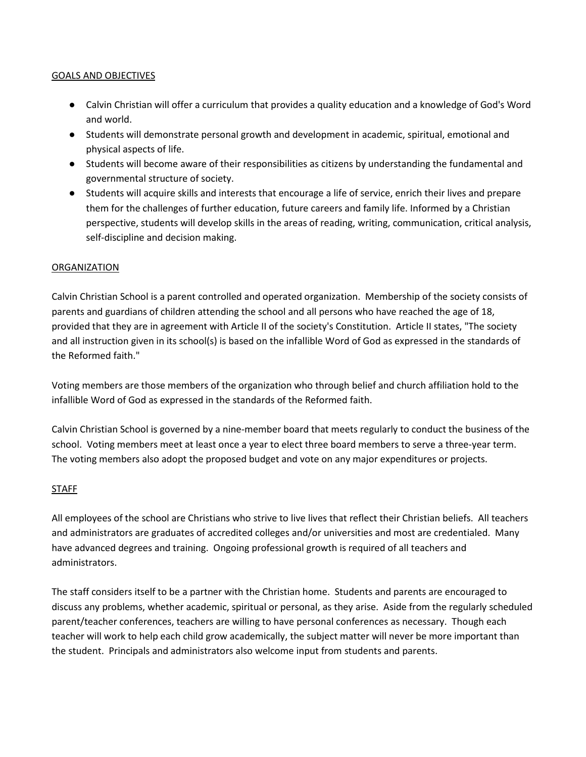## GOALS AND OBJECTIVES

- Calvin Christian will offer a curriculum that provides a quality education and a knowledge of God's Word and world.
- Students will demonstrate personal growth and development in academic, spiritual, emotional and physical aspects of life.
- Students will become aware of their responsibilities as citizens by understanding the fundamental and governmental structure of society.
- Students will acquire skills and interests that encourage a life of service, enrich their lives and prepare them for the challenges of further education, future careers and family life. Informed by a Christian perspective, students will develop skills in the areas of reading, writing, communication, critical analysis, self-discipline and decision making.

## ORGANIZATION

Calvin Christian School is a parent controlled and operated organization. Membership of the society consists of parents and guardians of children attending the school and all persons who have reached the age of 18, provided that they are in agreement with Article II of the society's Constitution. Article II states, "The society and all instruction given in its school(s) is based on the infallible Word of God as expressed in the standards of the Reformed faith."

Voting members are those members of the organization who through belief and church affiliation hold to the infallible Word of God as expressed in the standards of the Reformed faith.

Calvin Christian School is governed by a nine-member board that meets regularly to conduct the business of the school. Voting members meet at least once a year to elect three board members to serve a three-year term. The voting members also adopt the proposed budget and vote on any major expenditures or projects.

## STAFF

All employees of the school are Christians who strive to live lives that reflect their Christian beliefs. All teachers and administrators are graduates of accredited colleges and/or universities and most are credentialed. Many have advanced degrees and training. Ongoing professional growth is required of all teachers and administrators.

The staff considers itself to be a partner with the Christian home. Students and parents are encouraged to discuss any problems, whether academic, spiritual or personal, as they arise. Aside from the regularly scheduled parent/teacher conferences, teachers are willing to have personal conferences as necessary. Though each teacher will work to help each child grow academically, the subject matter will never be more important than the student. Principals and administrators also welcome input from students and parents.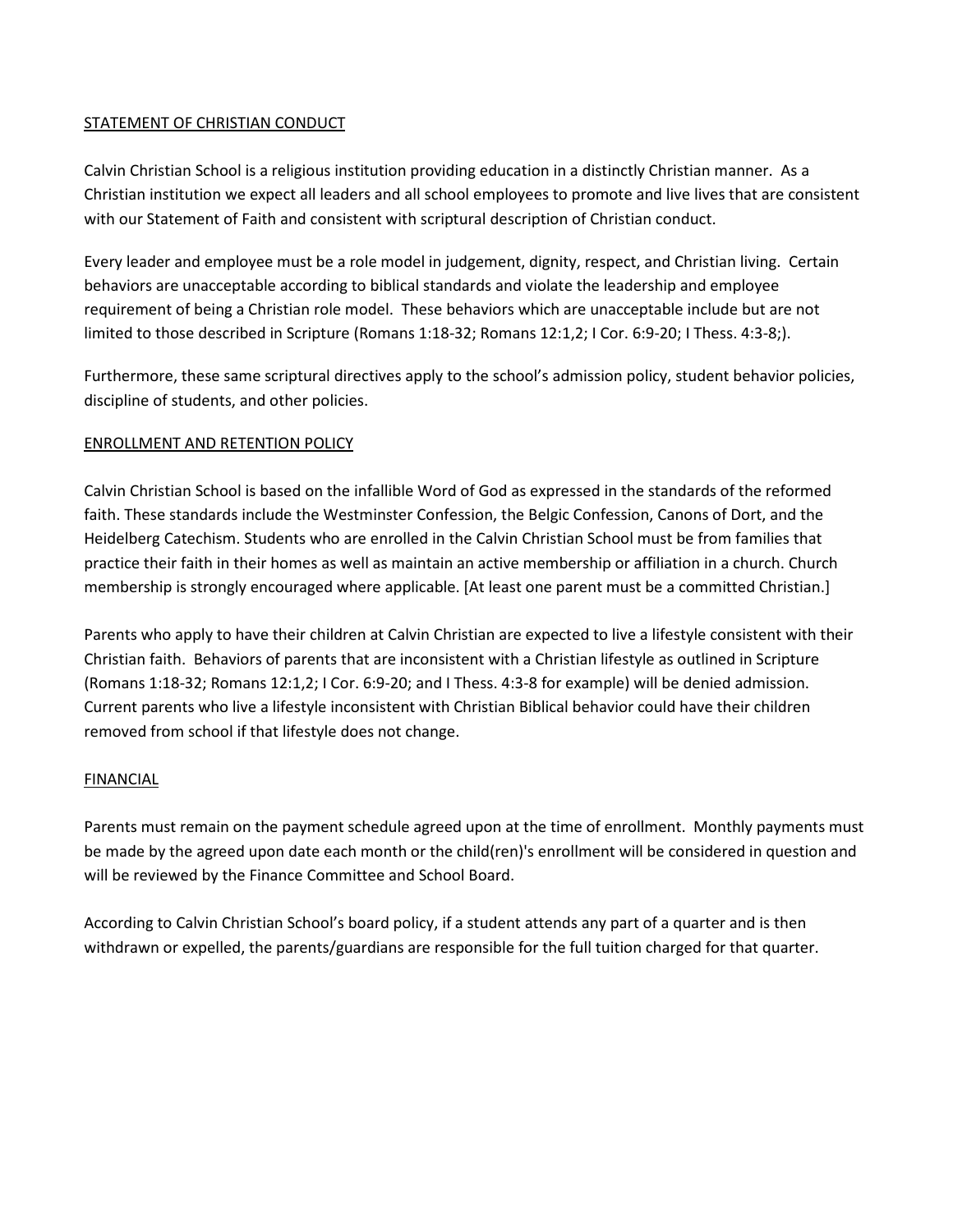## STATEMENT OF CHRISTIAN CONDUCT

Calvin Christian School is a religious institution providing education in a distinctly Christian manner. As a Christian institution we expect all leaders and all school employees to promote and live lives that are consistent with our Statement of Faith and consistent with scriptural description of Christian conduct.

Every leader and employee must be a role model in judgement, dignity, respect, and Christian living. Certain behaviors are unacceptable according to biblical standards and violate the leadership and employee requirement of being a Christian role model. These behaviors which are unacceptable include but are not limited to those described in Scripture (Romans 1:18-32; Romans 12:1,2; I Cor. 6:9-20; I Thess. 4:3-8;).

Furthermore, these same scriptural directives apply to the school's admission policy, student behavior policies, discipline of students, and other policies.

## ENROLLMENT AND RETENTION POLICY

Calvin Christian School is based on the infallible Word of God as expressed in the standards of the reformed faith. These standards include the Westminster Confession, the Belgic Confession, Canons of Dort, and the Heidelberg Catechism. Students who are enrolled in the Calvin Christian School must be from families that practice their faith in their homes as well as maintain an active membership or affiliation in a church. Church membership is strongly encouraged where applicable. [At least one parent must be a committed Christian.]

Parents who apply to have their children at Calvin Christian are expected to live a lifestyle consistent with their Christian faith. Behaviors of parents that are inconsistent with a Christian lifestyle as outlined in Scripture (Romans 1:18-32; Romans 12:1,2; I Cor. 6:9-20; and I Thess. 4:3-8 for example) will be denied admission. Current parents who live a lifestyle inconsistent with Christian Biblical behavior could have their children removed from school if that lifestyle does not change.

## FINANCIAL

Parents must remain on the payment schedule agreed upon at the time of enrollment. Monthly payments must be made by the agreed upon date each month or the child(ren)'s enrollment will be considered in question and will be reviewed by the Finance Committee and School Board.

According to Calvin Christian School's board policy, if a student attends any part of a quarter and is then withdrawn or expelled, the parents/guardians are responsible for the full tuition charged for that quarter.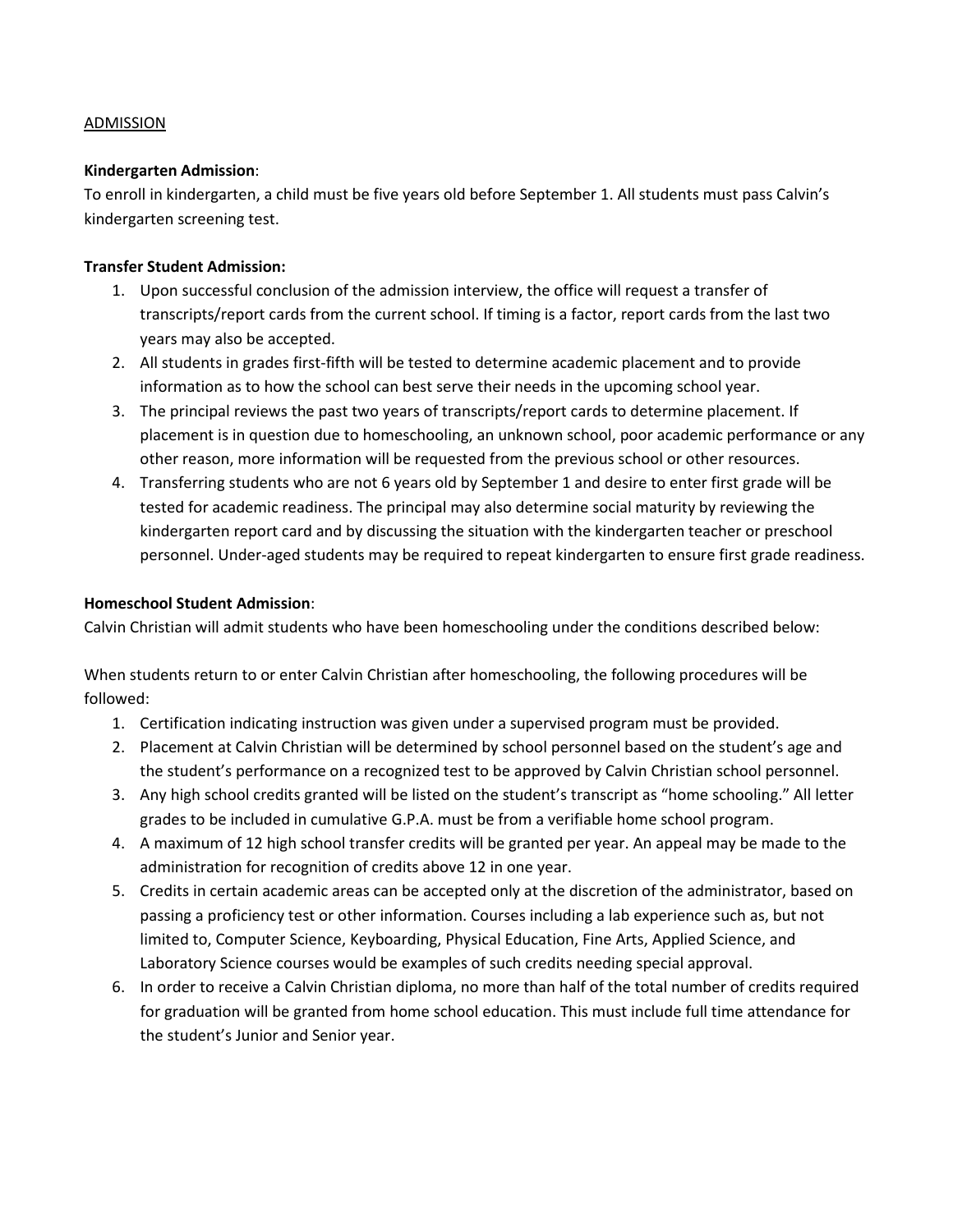ADMISSION

**Kindergarten Admission**:

To enroll in kindergarten, a child must be five years old before September 1. All students must pass Calvin's kindergarten screening test.

**Transfer Student Admission:**

1. Upon successful conclusion of the admission interview, the office will request a transfer of transcripts/report cards from the current school. If timing is a factor, report cards from the last two years may also be accepted.
2. All students in grades first-fifth will be tested to determine academic placement and to provide information as to how the school can best serve their needs in the upcoming school year.
3. The principal reviews the past two years of transcripts/report cards to determine placement. If placement is in question due to homeschooling, an unknown school, poor academic performance or any other reason, more information will be requested from the previous school or other resources.
4. Transferring students who are not 6 years old by September 1 and desire to enter first grade will be tested for academic readiness. The principal may also determine social maturity by reviewing the kindergarten report card and by discussing the situation with the kindergarten teacher or preschool personnel. Under-aged students may be required to repeat kindergarten to ensure first grade readiness.

**Homeschool Student Admission**:

Calvin Christian will admit students who have been homeschooling under the conditions described below:

When students return to or enter Calvin Christian after homeschooling, the following procedures will be followed:

1. Certification indicating instruction was given under a supervised program must be provided.
2. Placement at Calvin Christian will be determined by school personnel based on the student's age and the student's performance on a recognized test to be approved by Calvin Christian school personnel.
3. Any high school credits granted will be listed on the student's transcript as "home schooling." All letter grades to be included in cumulative G.P.A. must be from a verifiable home school program.
4. A maximum of 12 high school transfer credits will be granted per year. An appeal may be made to the administration for recognition of credits above 12 in one year.
5. Credits in certain academic areas can be accepted only at the discretion of the administrator, based on passing a proficiency test or other information. Courses including a lab experience such as, but not limited to, Computer Science, Keyboarding, Physical Education, Fine Arts, Applied Science, and Laboratory Science courses would be examples of such credits needing special approval.
6. In order to receive a Calvin Christian diploma, no more than half of the total number of credits required for graduation will be granted from home school education. This must include full time attendance for the student's Junior and Senior year.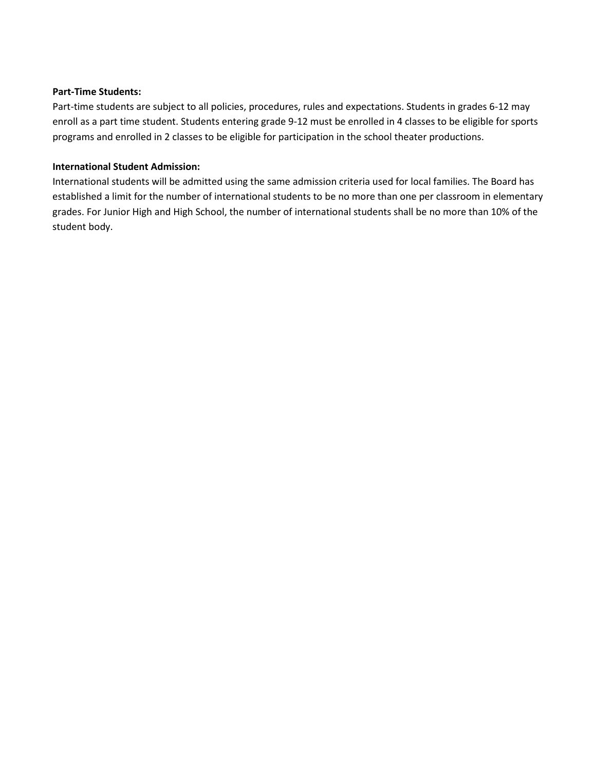**Part-Time Students:**

Part-time students are subject to all policies, procedures, rules and expectations. Students in grades 6-12 may enroll as a part time student. Students entering grade 9-12 must be enrolled in 4 classes to be eligible for sports programs and enrolled in 2 classes to be eligible for participation in the school theater productions.

**International Student Admission:**

International students will be admitted using the same admission criteria used for local families. The Board has established a limit for the number of international students to be no more than one per classroom in elementary grades. For Junior High and High School, the number of international students shall be no more than 10% of the student body.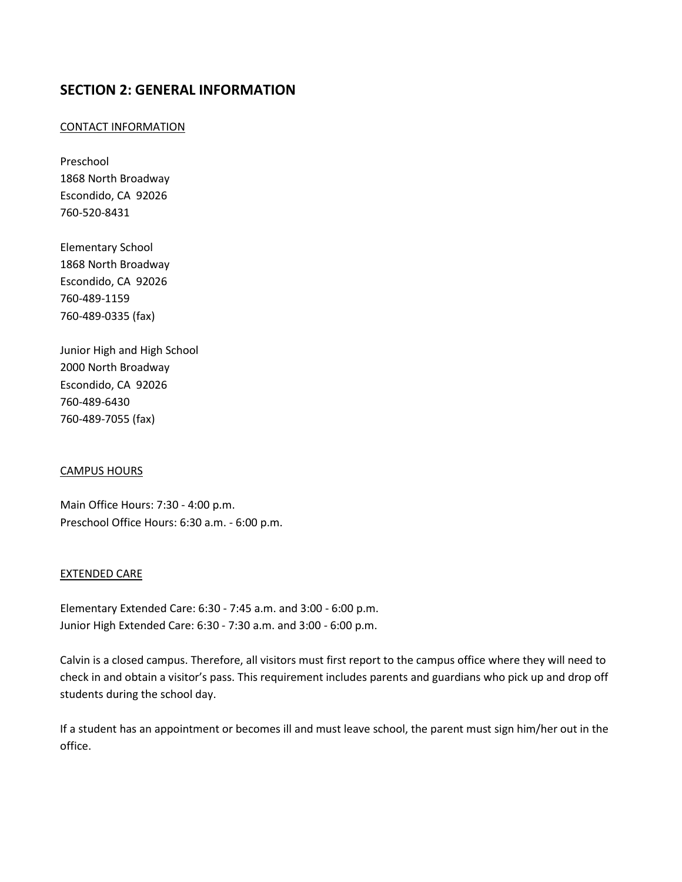## SECTION 2: GENERAL INFORMATION

### CONTACT INFORMATION

Preschool
1868 North Broadway
Escondido, CA 92026
760-520-8431

Elementary School
1868 North Broadway
Escondido, CA 92026
760-489-1159
760-489-0335 (fax)

Junior High and High School
2000 North Broadway
Escondido, CA 92026
760-489-6430
760-489-7055 (fax)

### CAMPUS HOURS

Main Office Hours: 7:30 - 4:00 p.m.
Preschool Office Hours: 6:30 a.m. - 6:00 p.m.

### EXTENDED CARE

Elementary Extended Care: 6:30 - 7:45 a.m. and 3:00 - 6:00 p.m.
Junior High Extended Care: 6:30 - 7:30 a.m. and 3:00 - 6:00 p.m.

Calvin is a closed campus. Therefore, all visitors must first report to the campus office where they will need to check in and obtain a visitor's pass. This requirement includes parents and guardians who pick up and drop off students during the school day.

If a student has an appointment or becomes ill and must leave school, the parent must sign him/her out in the office.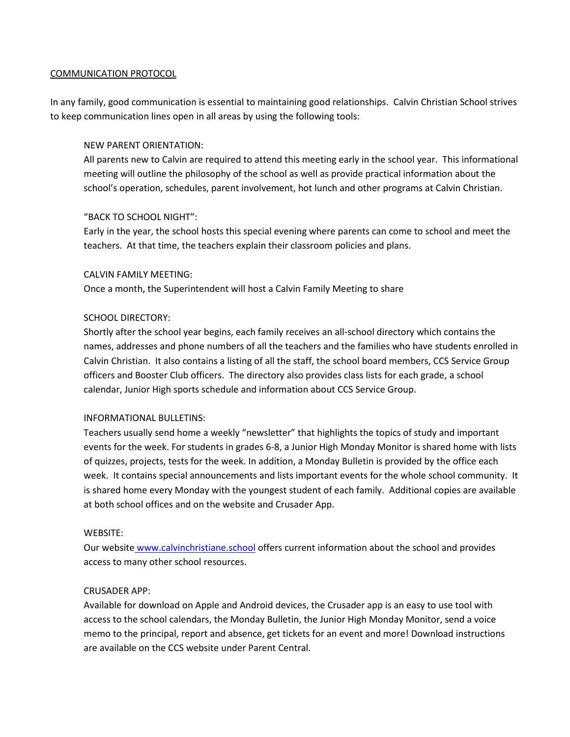## COMMUNICATION PROTOCOL

In any family, good communication is essential to maintaining good relationships. Calvin Christian School strives to keep communication lines open in all areas by using the following tools:

NEW PARENT ORIENTATION:
All parents new to Calvin are required to attend this meeting early in the school year. This informational meeting will outline the philosophy of the school as well as provide practical information about the school's operation, schedules, parent involvement, hot lunch and other programs at Calvin Christian.

"BACK TO SCHOOL NIGHT":
Early in the year, the school hosts this special evening where parents can come to school and meet the teachers. At that time, the teachers explain their classroom policies and plans.

CALVIN FAMILY MEETING:
Once a month, the Superintendent will host a Calvin Family Meeting to share

SCHOOL DIRECTORY:
Shortly after the school year begins, each family receives an all-school directory which contains the names, addresses and phone numbers of all the teachers and the families who have students enrolled in Calvin Christian. It also contains a listing of all the staff, the school board members, CCS Service Group officers and Booster Club officers. The directory also provides class lists for each grade, a school calendar, Junior High sports schedule and information about CCS Service Group.

INFORMATIONAL BULLETINS:
Teachers usually send home a weekly "newsletter" that highlights the topics of study and important events for the week. For students in grades 6-8, a Junior High Monday Monitor is shared home with lists of quizzes, projects, tests for the week. In addition, a Monday Bulletin is provided by the office each week. It contains special announcements and lists important events for the whole school community. It is shared home every Monday with the youngest student of each family. Additional copies are available at both school offices and on the website and Crusader App.

WEBSITE:
Our website [www.calvinchristiane.school](http://www.calvinchristiane.school) offers current information about the school and provides access to many other school resources.

CRUSADER APP:
Available for download on Apple and Android devices, the Crusader app is an easy to use tool with access to the school calendars, the Monday Bulletin, the Junior High Monday Monitor, send a voice memo to the principal, report and absence, get tickets for an event and more! Download instructions are available on the CCS website under Parent Central.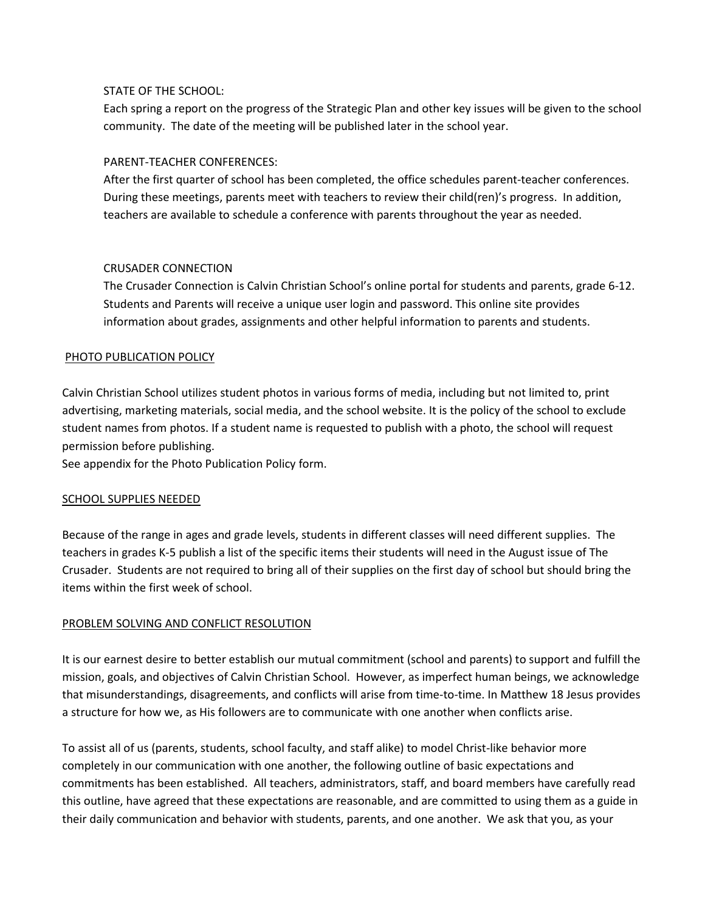### STATE OF THE SCHOOL:

Each spring a report on the progress of the Strategic Plan and other key issues will be given to the school community. The date of the meeting will be published later in the school year.

### PARENT-TEACHER CONFERENCES:

After the first quarter of school has been completed, the office schedules parent-teacher conferences. During these meetings, parents meet with teachers to review their child(ren)'s progress. In addition, teachers are available to schedule a conference with parents throughout the year as needed.

### CRUSADER CONNECTION

The Crusader Connection is Calvin Christian School's online portal for students and parents, grade 6-12. Students and Parents will receive a unique user login and password. This online site provides information about grades, assignments and other helpful information to parents and students.

## PHOTO PUBLICATION POLICY

Calvin Christian School utilizes student photos in various forms of media, including but not limited to, print advertising, marketing materials, social media, and the school website. It is the policy of the school to exclude student names from photos. If a student name is requested to publish with a photo, the school will request permission before publishing.
See appendix for the Photo Publication Policy form.

## SCHOOL SUPPLIES NEEDED

Because of the range in ages and grade levels, students in different classes will need different supplies. The teachers in grades K-5 publish a list of the specific items their students will need in the August issue of The Crusader. Students are not required to bring all of their supplies on the first day of school but should bring the items within the first week of school.

## PROBLEM SOLVING AND CONFLICT RESOLUTION

It is our earnest desire to better establish our mutual commitment (school and parents) to support and fulfill the mission, goals, and objectives of Calvin Christian School. However, as imperfect human beings, we acknowledge that misunderstandings, disagreements, and conflicts will arise from time-to-time. In Matthew 18 Jesus provides a structure for how we, as His followers are to communicate with one another when conflicts arise.

To assist all of us (parents, students, school faculty, and staff alike) to model Christ-like behavior more completely in our communication with one another, the following outline of basic expectations and commitments has been established. All teachers, administrators, staff, and board members have carefully read this outline, have agreed that these expectations are reasonable, and are committed to using them as a guide in their daily communication and behavior with students, parents, and one another. We ask that you, as your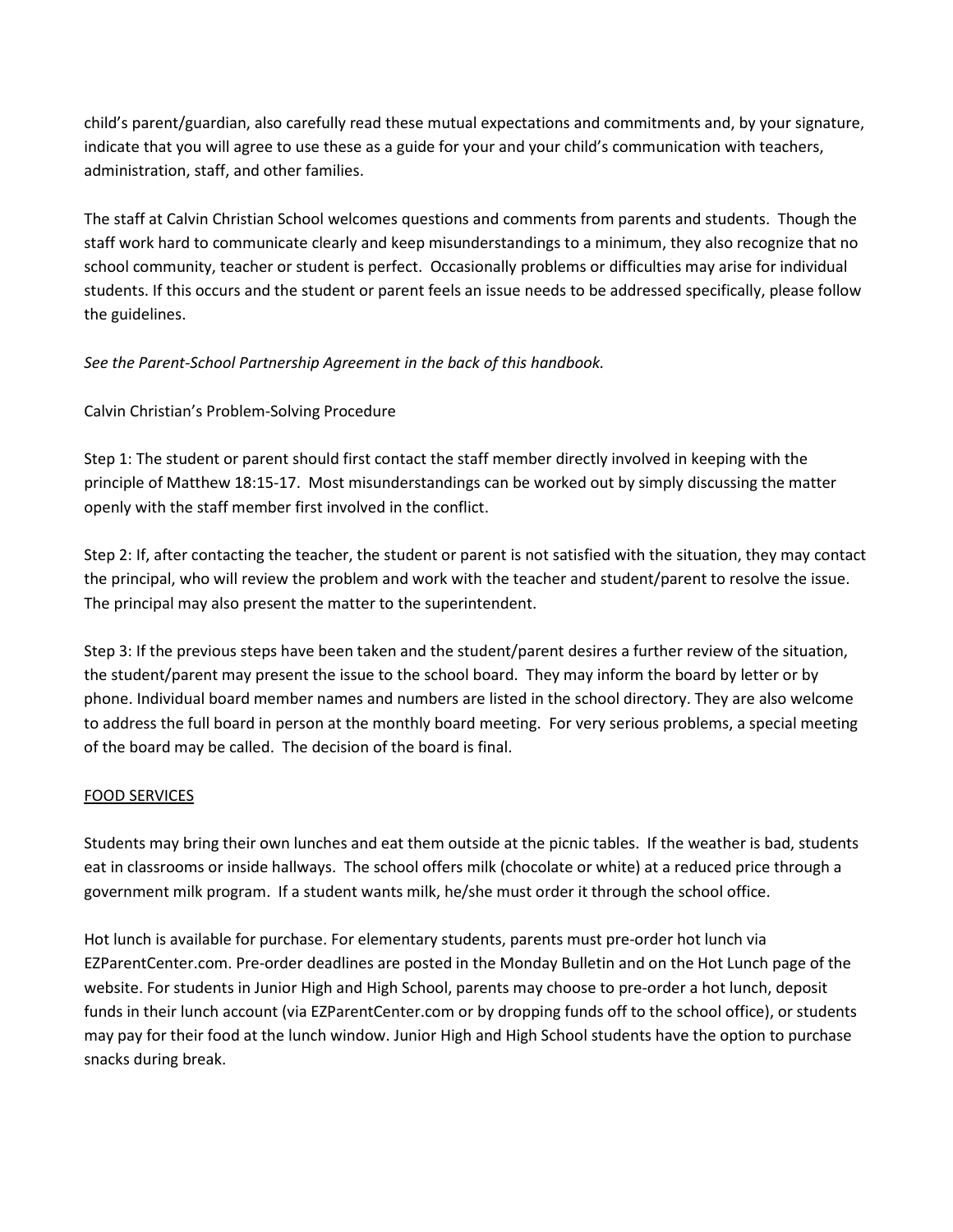child's parent/guardian, also carefully read these mutual expectations and commitments and, by your signature, indicate that you will agree to use these as a guide for your and your child's communication with teachers, administration, staff, and other families.

The staff at Calvin Christian School welcomes questions and comments from parents and students. Though the staff work hard to communicate clearly and keep misunderstandings to a minimum, they also recognize that no school community, teacher or student is perfect. Occasionally problems or difficulties may arise for individual students. If this occurs and the student or parent feels an issue needs to be addressed specifically, please follow the guidelines.

*See the Parent-School Partnership Agreement in the back of this handbook.*

Calvin Christian's Problem-Solving Procedure

Step 1: The student or parent should first contact the staff member directly involved in keeping with the principle of Matthew 18:15-17. Most misunderstandings can be worked out by simply discussing the matter openly with the staff member first involved in the conflict.

Step 2: If, after contacting the teacher, the student or parent is not satisfied with the situation, they may contact the principal, who will review the problem and work with the teacher and student/parent to resolve the issue. The principal may also present the matter to the superintendent.

Step 3: If the previous steps have been taken and the student/parent desires a further review of the situation, the student/parent may present the issue to the school board. They may inform the board by letter or by phone. Individual board member names and numbers are listed in the school directory. They are also welcome to address the full board in person at the monthly board meeting. For very serious problems, a special meeting of the board may be called. The decision of the board is final.

## FOOD SERVICES

Students may bring their own lunches and eat them outside at the picnic tables. If the weather is bad, students eat in classrooms or inside hallways. The school offers milk (chocolate or white) at a reduced price through a government milk program. If a student wants milk, he/she must order it through the school office.

Hot lunch is available for purchase. For elementary students, parents must pre-order hot lunch via EZParentCenter.com. Pre-order deadlines are posted in the Monday Bulletin and on the Hot Lunch page of the website. For students in Junior High and High School, parents may choose to pre-order a hot lunch, deposit funds in their lunch account (via EZParentCenter.com or by dropping funds off to the school office), or students may pay for their food at the lunch window. Junior High and High School students have the option to purchase snacks during break.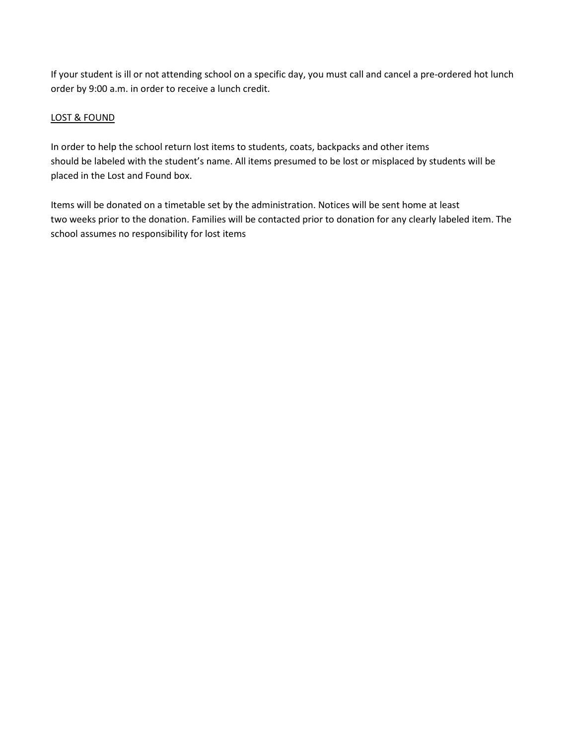If your student is ill or not attending school on a specific day, you must call and cancel a pre-ordered hot lunch order by 9:00 a.m. in order to receive a lunch credit.

## LOST & FOUND

In order to help the school return lost items to students, coats, backpacks and other items should be labeled with the student's name. All items presumed to be lost or misplaced by students will be placed in the Lost and Found box.

Items will be donated on a timetable set by the administration. Notices will be sent home at least two weeks prior to the donation. Families will be contacted prior to donation for any clearly labeled item. The school assumes no responsibility for lost items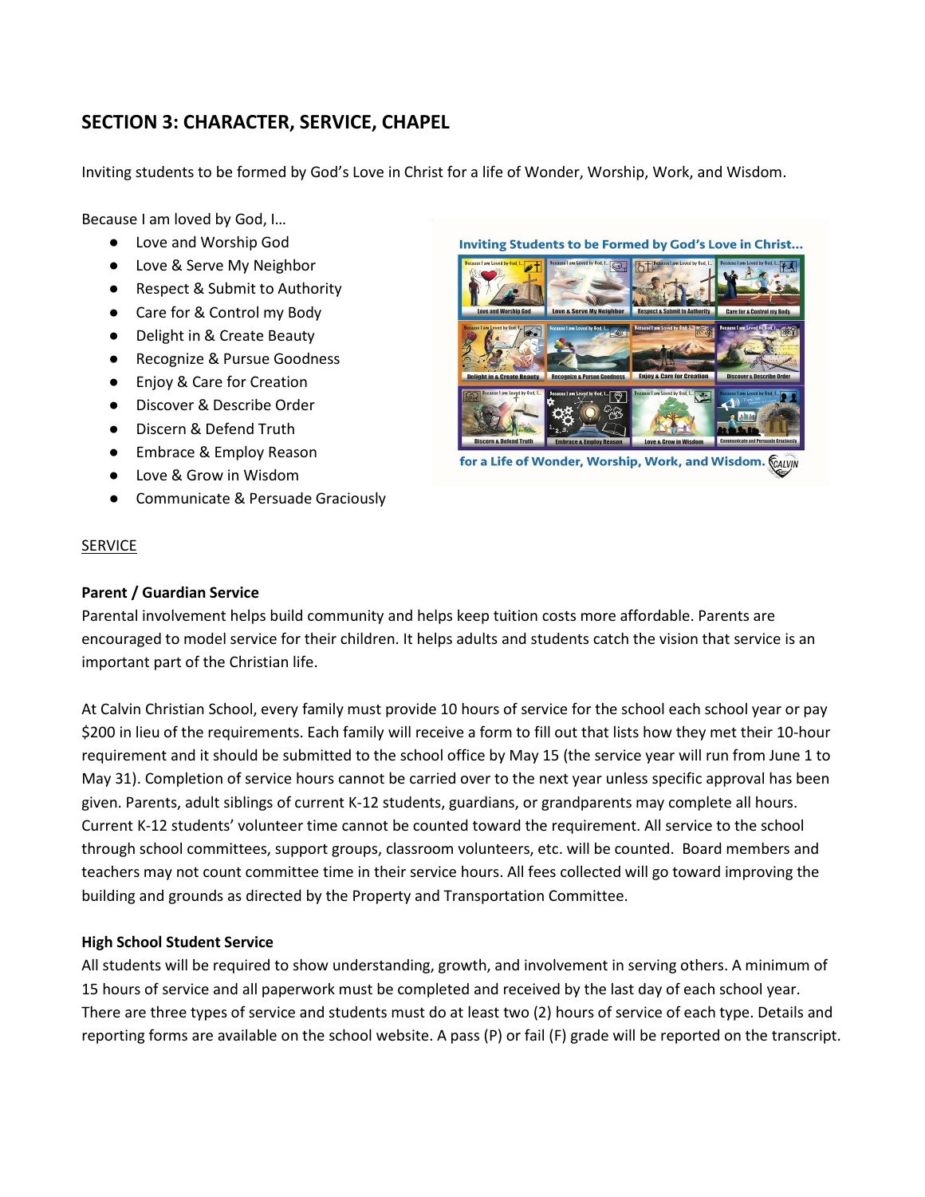## SECTION 3: CHARACTER, SERVICE, CHAPEL

Inviting students to be formed by God's Love in Christ for a life of Wonder, Worship, Work, and Wisdom.

Because I am loved by God, I…

- Love and Worship God
- Love & Serve My Neighbor
- Respect & Submit to Authority
- Care for & Control my Body
- Delight in & Create Beauty
- Recognize & Pursue Goodness
- Enjoy & Care for Creation
- Discover & Describe Order
- Discern & Defend Truth
- Embrace & Employ Reason
- Love & Grow in Wisdom
- Communicate & Persuade Graciously

SERVICE

**Parent / Guardian Service**

Parental involvement helps build community and helps keep tuition costs more affordable. Parents are encouraged to model service for their children. It helps adults and students catch the vision that service is an important part of the Christian life.

At Calvin Christian School, every family must provide 10 hours of service for the school each school year or pay $200 in lieu of the requirements. Each family will receive a form to fill out that lists how they met their 10-hour requirement and it should be submitted to the school office by May 15 (the service year will run from June 1 to May 31). Completion of service hours cannot be carried over to the next year unless specific approval has been given. Parents, adult siblings of current K-12 students, guardians, or grandparents may complete all hours. Current K-12 students' volunteer time cannot be counted toward the requirement. All service to the school through school committees, support groups, classroom volunteers, etc. will be counted. Board members and teachers may not count committee time in their service hours. All fees collected will go toward improving the building and grounds as directed by the Property and Transportation Committee.

**High School Student Service**

All students will be required to show understanding, growth, and involvement in serving others. A minimum of 15 hours of service and all paperwork must be completed and received by the last day of each school year. There are three types of service and students must do at least two (2) hours of service of each type. Details and reporting forms are available on the school website. A pass (P) or fail (F) grade will be reported on the transcript.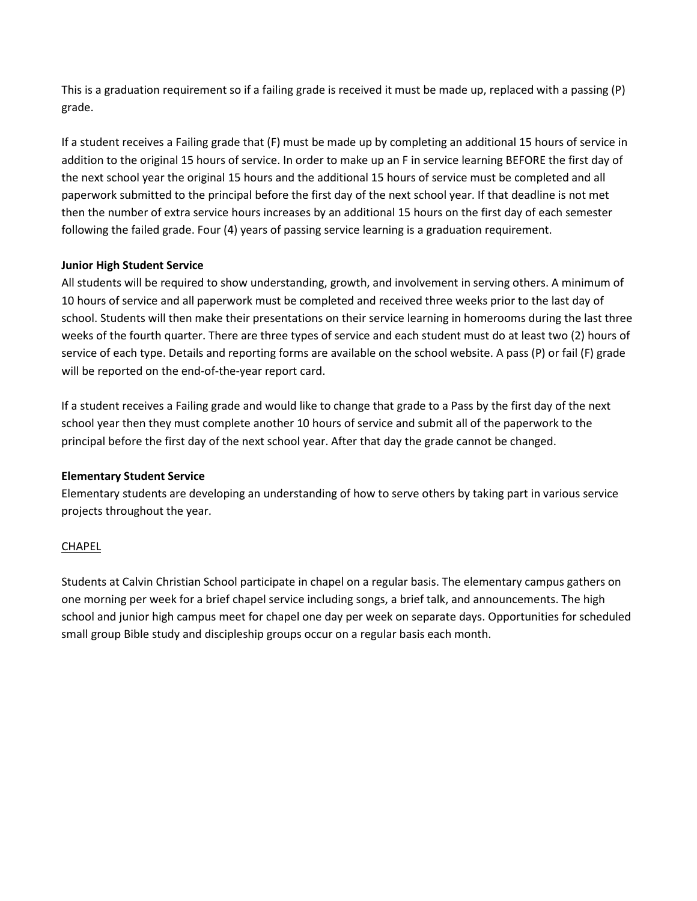This is a graduation requirement so if a failing grade is received it must be made up, replaced with a passing (P) grade.

If a student receives a Failing grade that (F) must be made up by completing an additional 15 hours of service in addition to the original 15 hours of service. In order to make up an F in service learning BEFORE the first day of the next school year the original 15 hours and the additional 15 hours of service must be completed and all paperwork submitted to the principal before the first day of the next school year. If that deadline is not met then the number of extra service hours increases by an additional 15 hours on the first day of each semester following the failed grade. Four (4) years of passing service learning is a graduation requirement.

**Junior High Student Service**

All students will be required to show understanding, growth, and involvement in serving others. A minimum of 10 hours of service and all paperwork must be completed and received three weeks prior to the last day of school. Students will then make their presentations on their service learning in homerooms during the last three weeks of the fourth quarter. There are three types of service and each student must do at least two (2) hours of service of each type. Details and reporting forms are available on the school website. A pass (P) or fail (F) grade will be reported on the end-of-the-year report card.

If a student receives a Failing grade and would like to change that grade to a Pass by the first day of the next school year then they must complete another 10 hours of service and submit all of the paperwork to the principal before the first day of the next school year. After that day the grade cannot be changed.

**Elementary Student Service**

Elementary students are developing an understanding of how to serve others by taking part in various service projects throughout the year.

<u>CHAPEL</u>

Students at Calvin Christian School participate in chapel on a regular basis. The elementary campus gathers on one morning per week for a brief chapel service including songs, a brief talk, and announcements. The high school and junior high campus meet for chapel one day per week on separate days. Opportunities for scheduled small group Bible study and discipleship groups occur on a regular basis each month.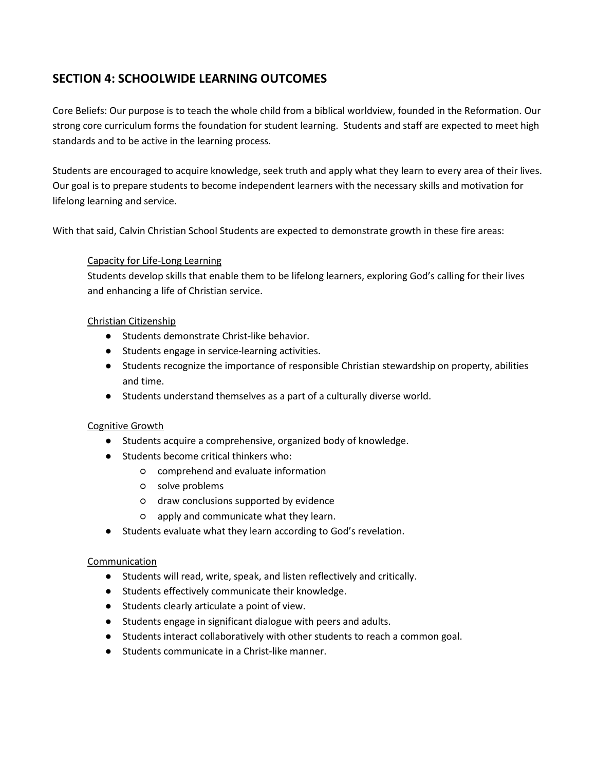## SECTION 4: SCHOOLWIDE LEARNING OUTCOMES

Core Beliefs: Our purpose is to teach the whole child from a biblical worldview, founded in the Reformation. Our strong core curriculum forms the foundation for student learning. Students and staff are expected to meet high standards and to be active in the learning process.

Students are encouraged to acquire knowledge, seek truth and apply what they learn to every area of their lives. Our goal is to prepare students to become independent learners with the necessary skills and motivation for lifelong learning and service.

With that said, Calvin Christian School Students are expected to demonstrate growth in these fire areas:

<u>Capacity for Life-Long Learning</u>

Students develop skills that enable them to be lifelong learners, exploring God's calling for their lives and enhancing a life of Christian service.

<u>Christian Citizenship</u>

- Students demonstrate Christ-like behavior.
- Students engage in service-learning activities.
- Students recognize the importance of responsible Christian stewardship on property, abilities and time.
- Students understand themselves as a part of a culturally diverse world.

<u>Cognitive Growth</u>

- Students acquire a comprehensive, organized body of knowledge.
- Students become critical thinkers who:
    - comprehend and evaluate information
    - solve problems
    - draw conclusions supported by evidence
    - apply and communicate what they learn.
- Students evaluate what they learn according to God's revelation.

<u>Communication</u>

- Students will read, write, speak, and listen reflectively and critically.
- Students effectively communicate their knowledge.
- Students clearly articulate a point of view.
- Students engage in significant dialogue with peers and adults.
- Students interact collaboratively with other students to reach a common goal.
- Students communicate in a Christ-like manner.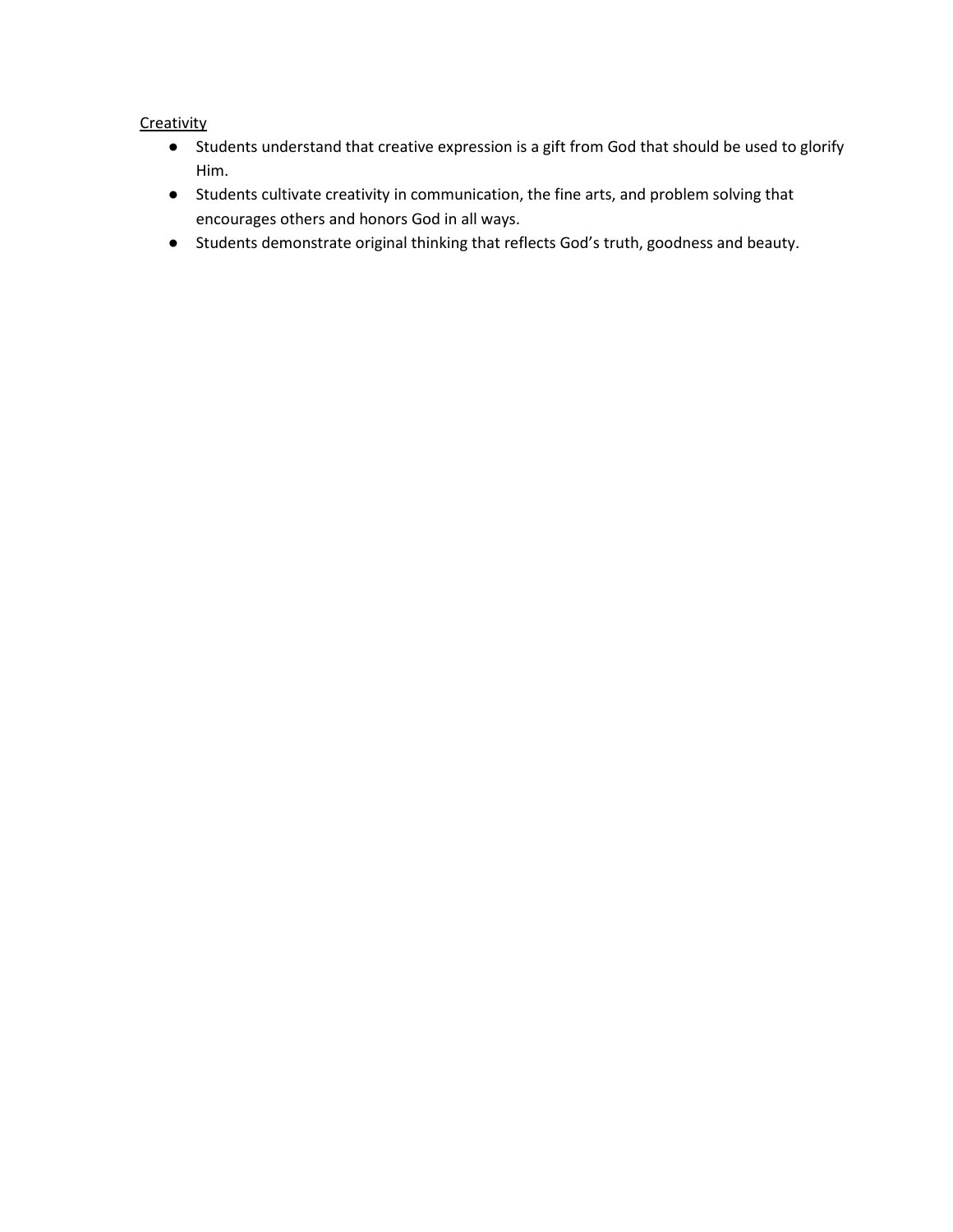<u>Creativity</u>

- Students understand that creative expression is a gift from God that should be used to glorify Him.
- Students cultivate creativity in communication, the fine arts, and problem solving that encourages others and honors God in all ways.
- Students demonstrate original thinking that reflects God's truth, goodness and beauty.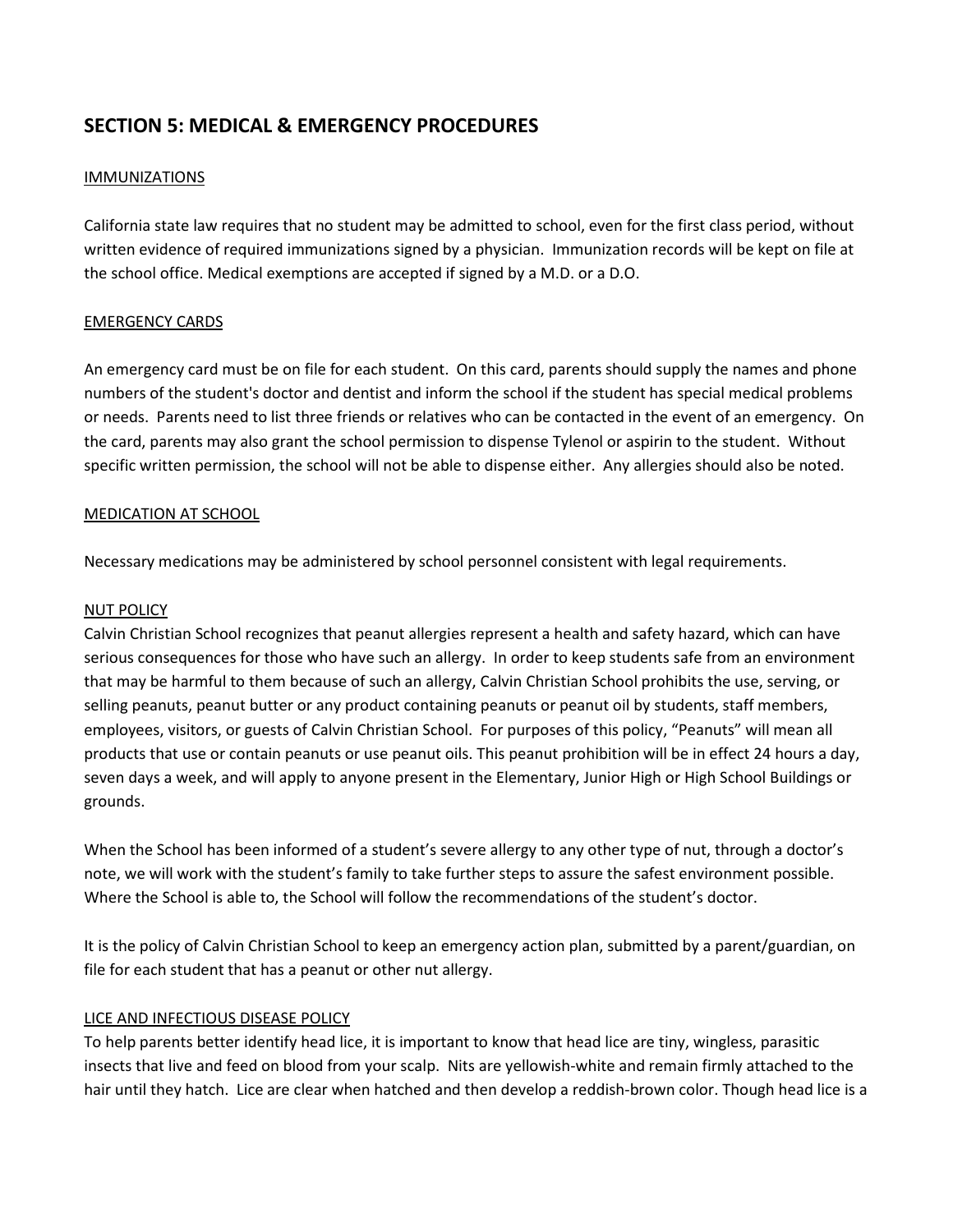## SECTION 5: MEDICAL & EMERGENCY PROCEDURES

### IMMUNIZATIONS

California state law requires that no student may be admitted to school, even for the first class period, without written evidence of required immunizations signed by a physician. Immunization records will be kept on file at the school office. Medical exemptions are accepted if signed by a M.D. or a D.O.

### EMERGENCY CARDS

An emergency card must be on file for each student. On this card, parents should supply the names and phone numbers of the student's doctor and dentist and inform the school if the student has special medical problems or needs. Parents need to list three friends or relatives who can be contacted in the event of an emergency. On the card, parents may also grant the school permission to dispense Tylenol or aspirin to the student. Without specific written permission, the school will not be able to dispense either. Any allergies should also be noted.

### MEDICATION AT SCHOOL

Necessary medications may be administered by school personnel consistent with legal requirements.

### NUT POLICY

Calvin Christian School recognizes that peanut allergies represent a health and safety hazard, which can have serious consequences for those who have such an allergy. In order to keep students safe from an environment that may be harmful to them because of such an allergy, Calvin Christian School prohibits the use, serving, or selling peanuts, peanut butter or any product containing peanuts or peanut oil by students, staff members, employees, visitors, or guests of Calvin Christian School. For purposes of this policy, "Peanuts" will mean all products that use or contain peanuts or use peanut oils. This peanut prohibition will be in effect 24 hours a day, seven days a week, and will apply to anyone present in the Elementary, Junior High or High School Buildings or grounds.

When the School has been informed of a student's severe allergy to any other type of nut, through a doctor's note, we will work with the student's family to take further steps to assure the safest environment possible. Where the School is able to, the School will follow the recommendations of the student's doctor.

It is the policy of Calvin Christian School to keep an emergency action plan, submitted by a parent/guardian, on file for each student that has a peanut or other nut allergy.

### LICE AND INFECTIOUS DISEASE POLICY

To help parents better identify head lice, it is important to know that head lice are tiny, wingless, parasitic insects that live and feed on blood from your scalp. Nits are yellowish-white and remain firmly attached to the hair until they hatch. Lice are clear when hatched and then develop a reddish-brown color. Though head lice is a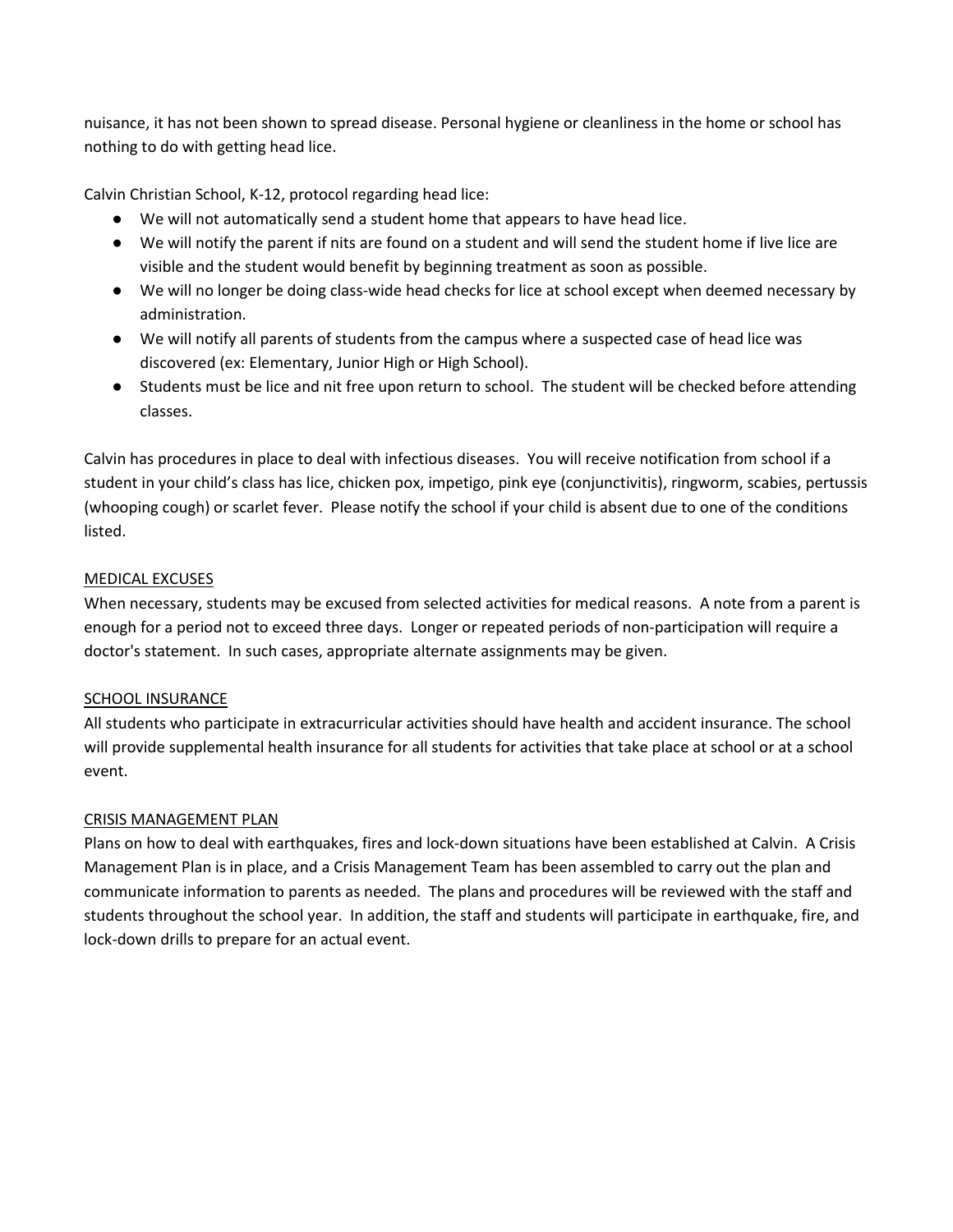nuisance, it has not been shown to spread disease. Personal hygiene or cleanliness in the home or school has nothing to do with getting head lice.

Calvin Christian School, K-12, protocol regarding head lice:

- We will not automatically send a student home that appears to have head lice.
- We will notify the parent if nits are found on a student and will send the student home if live lice are visible and the student would benefit by beginning treatment as soon as possible.
- We will no longer be doing class-wide head checks for lice at school except when deemed necessary by administration.
- We will notify all parents of students from the campus where a suspected case of head lice was discovered (ex: Elementary, Junior High or High School).
- Students must be lice and nit free upon return to school. The student will be checked before attending classes.

Calvin has procedures in place to deal with infectious diseases. You will receive notification from school if a student in your child's class has lice, chicken pox, impetigo, pink eye (conjunctivitis), ringworm, scabies, pertussis (whooping cough) or scarlet fever. Please notify the school if your child is absent due to one of the conditions listed.

## MEDICAL EXCUSES

When necessary, students may be excused from selected activities for medical reasons. A note from a parent is enough for a period not to exceed three days. Longer or repeated periods of non-participation will require a doctor's statement. In such cases, appropriate alternate assignments may be given.

## SCHOOL INSURANCE

All students who participate in extracurricular activities should have health and accident insurance. The school will provide supplemental health insurance for all students for activities that take place at school or at a school event.

## CRISIS MANAGEMENT PLAN

Plans on how to deal with earthquakes, fires and lock-down situations have been established at Calvin. A Crisis Management Plan is in place, and a Crisis Management Team has been assembled to carry out the plan and communicate information to parents as needed. The plans and procedures will be reviewed with the staff and students throughout the school year. In addition, the staff and students will participate in earthquake, fire, and lock-down drills to prepare for an actual event.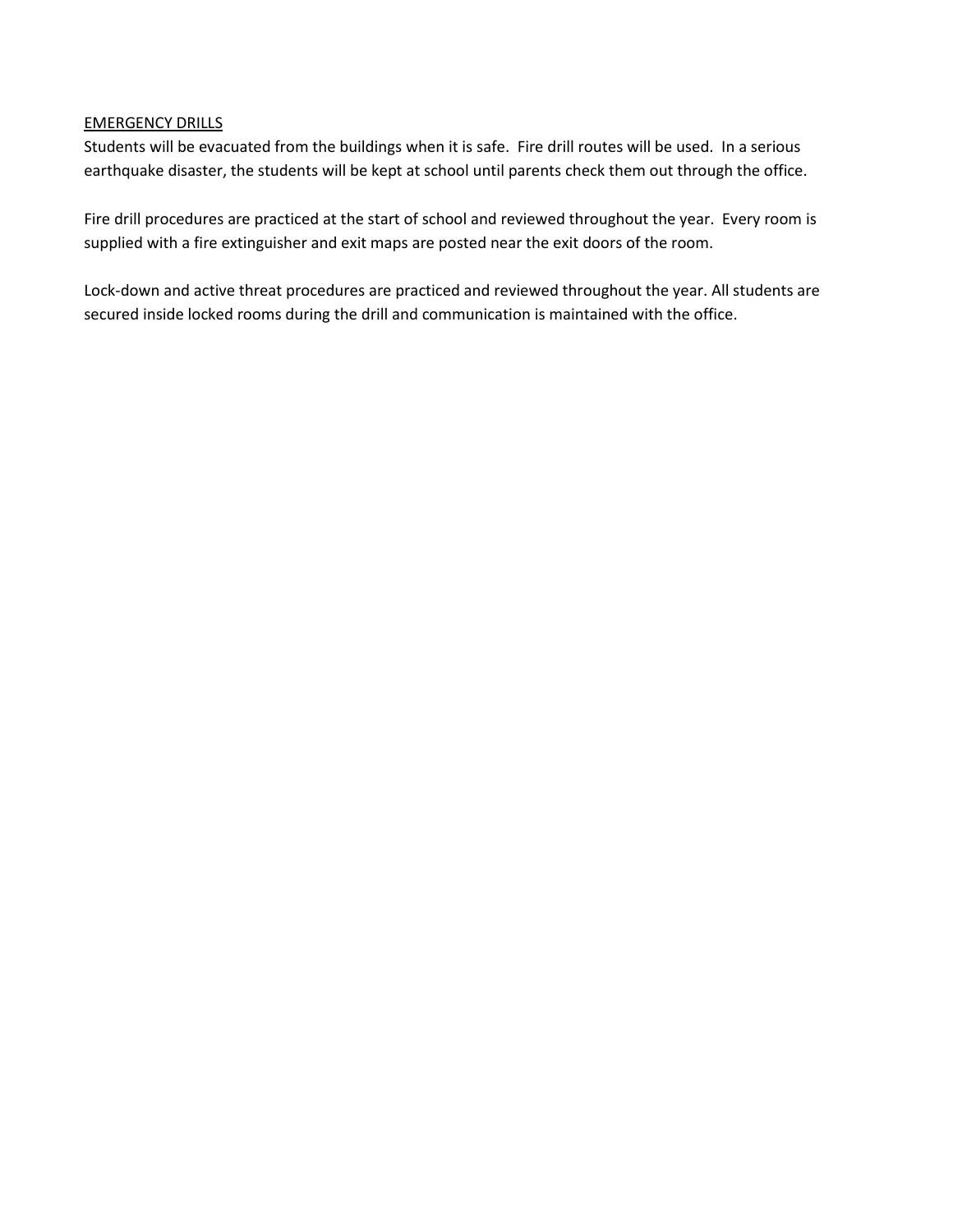## EMERGENCY DRILLS

Students will be evacuated from the buildings when it is safe. Fire drill routes will be used. In a serious earthquake disaster, the students will be kept at school until parents check them out through the office.

Fire drill procedures are practiced at the start of school and reviewed throughout the year. Every room is supplied with a fire extinguisher and exit maps are posted near the exit doors of the room.

Lock-down and active threat procedures are practiced and reviewed throughout the year. All students are secured inside locked rooms during the drill and communication is maintained with the office.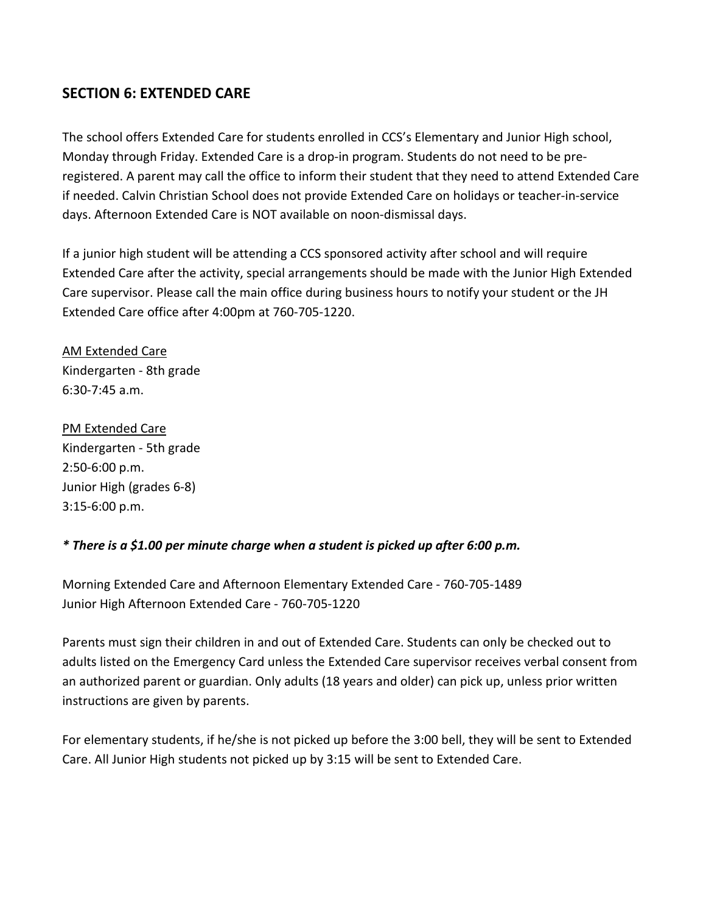## SECTION 6: EXTENDED CARE

The school offers Extended Care for students enrolled in CCS's Elementary and Junior High school, Monday through Friday. Extended Care is a drop-in program. Students do not need to be pre-registered. A parent may call the office to inform their student that they need to attend Extended Care if needed. Calvin Christian School does not provide Extended Care on holidays or teacher-in-service days. Afternoon Extended Care is NOT available on noon-dismissal days.

If a junior high student will be attending a CCS sponsored activity after school and will require Extended Care after the activity, special arrangements should be made with the Junior High Extended Care supervisor. Please call the main office during business hours to notify your student or the JH Extended Care office after 4:00pm at 760-705-1220.

<u>AM Extended Care</u>
Kindergarten - 8th grade
6:30-7:45 a.m.

<u>PM Extended Care</u>
Kindergarten - 5th grade
2:50-6:00 p.m.
Junior High (grades 6-8)
3:15-6:00 p.m.

***\* There is a $1.00 per minute charge when a student is picked up after 6:00 p.m.***

Morning Extended Care and Afternoon Elementary Extended Care - 760-705-1489
Junior High Afternoon Extended Care - 760-705-1220

Parents must sign their children in and out of Extended Care. Students can only be checked out to adults listed on the Emergency Card unless the Extended Care supervisor receives verbal consent from an authorized parent or guardian. Only adults (18 years and older) can pick up, unless prior written instructions are given by parents.

For elementary students, if he/she is not picked up before the 3:00 bell, they will be sent to Extended Care. All Junior High students not picked up by 3:15 will be sent to Extended Care.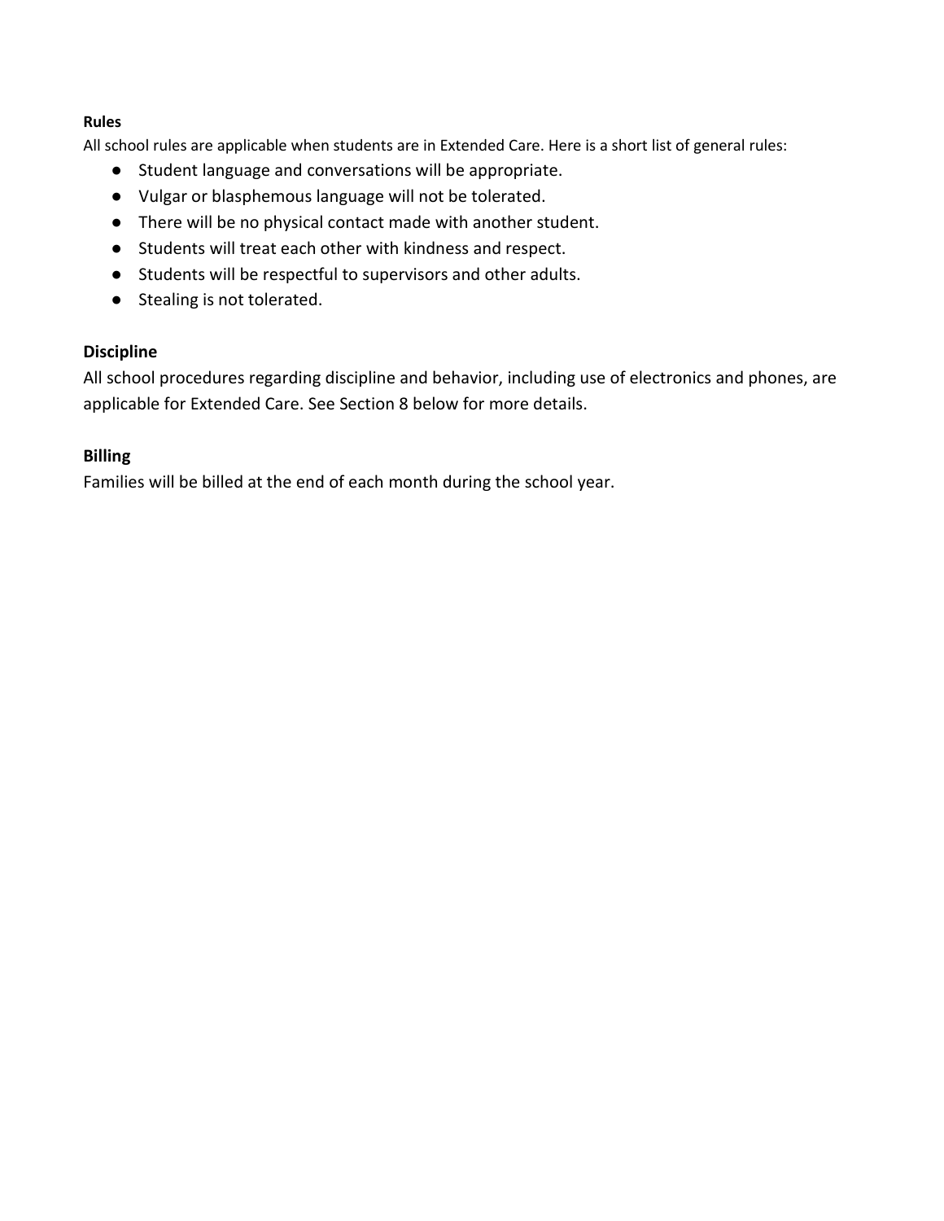### Rules

All school rules are applicable when students are in Extended Care. Here is a short list of general rules:

- Student language and conversations will be appropriate.
- Vulgar or blasphemous language will not be tolerated.
- There will be no physical contact made with another student.
- Students will treat each other with kindness and respect.
- Students will be respectful to supervisors and other adults.
- Stealing is not tolerated.

### Discipline

All school procedures regarding discipline and behavior, including use of electronics and phones, are applicable for Extended Care. See Section 8 below for more details.

### Billing

Families will be billed at the end of each month during the school year.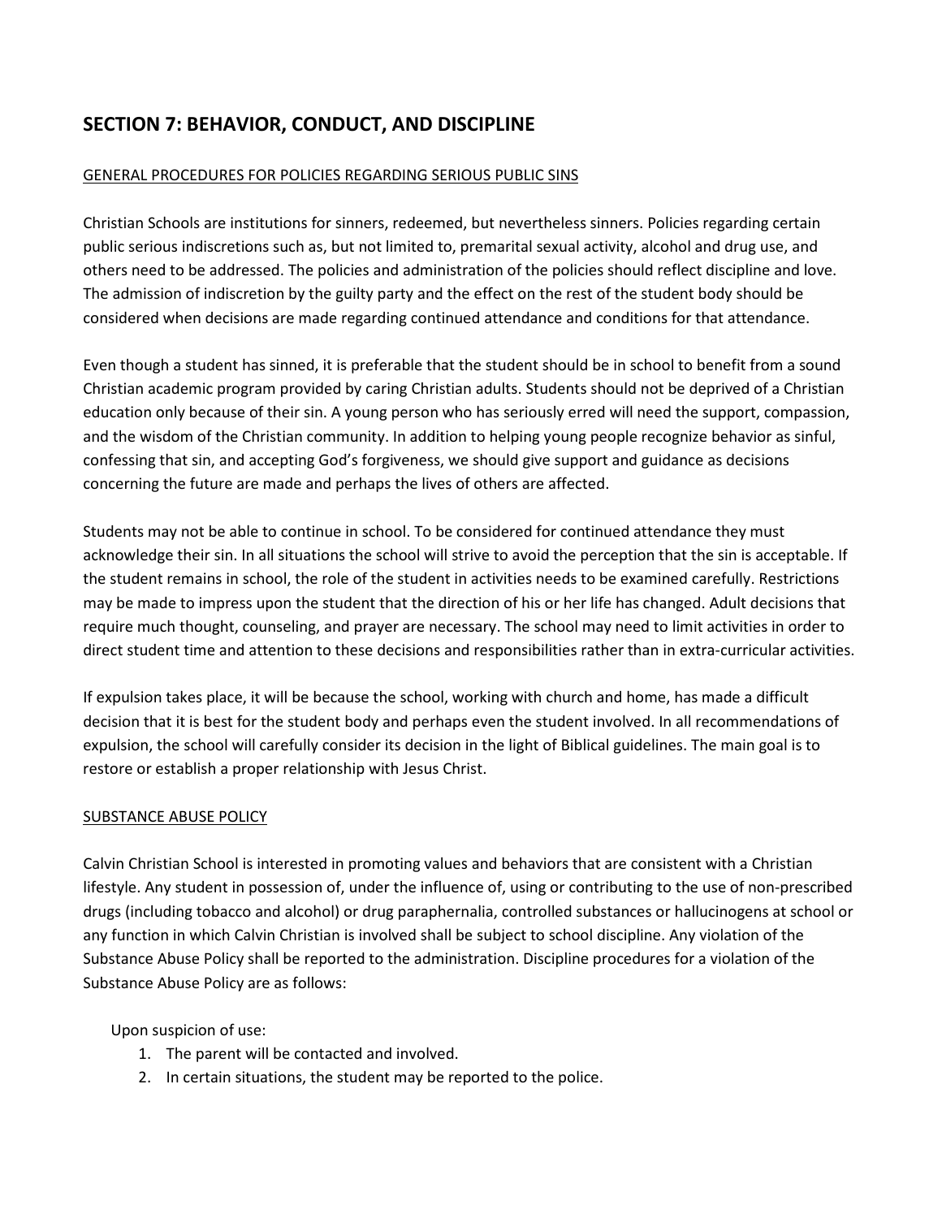## SECTION 7: BEHAVIOR, CONDUCT, AND DISCIPLINE

GENERAL PROCEDURES FOR POLICIES REGARDING SERIOUS PUBLIC SINS

Christian Schools are institutions for sinners, redeemed, but nevertheless sinners. Policies regarding certain public serious indiscretions such as, but not limited to, premarital sexual activity, alcohol and drug use, and others need to be addressed. The policies and administration of the policies should reflect discipline and love. The admission of indiscretion by the guilty party and the effect on the rest of the student body should be considered when decisions are made regarding continued attendance and conditions for that attendance.

Even though a student has sinned, it is preferable that the student should be in school to benefit from a sound Christian academic program provided by caring Christian adults. Students should not be deprived of a Christian education only because of their sin. A young person who has seriously erred will need the support, compassion, and the wisdom of the Christian community. In addition to helping young people recognize behavior as sinful, confessing that sin, and accepting God's forgiveness, we should give support and guidance as decisions concerning the future are made and perhaps the lives of others are affected.

Students may not be able to continue in school. To be considered for continued attendance they must acknowledge their sin. In all situations the school will strive to avoid the perception that the sin is acceptable. If the student remains in school, the role of the student in activities needs to be examined carefully. Restrictions may be made to impress upon the student that the direction of his or her life has changed. Adult decisions that require much thought, counseling, and prayer are necessary. The school may need to limit activities in order to direct student time and attention to these decisions and responsibilities rather than in extra-curricular activities.

If expulsion takes place, it will be because the school, working with church and home, has made a difficult decision that it is best for the student body and perhaps even the student involved. In all recommendations of expulsion, the school will carefully consider its decision in the light of Biblical guidelines. The main goal is to restore or establish a proper relationship with Jesus Christ.

SUBSTANCE ABUSE POLICY

Calvin Christian School is interested in promoting values and behaviors that are consistent with a Christian lifestyle. Any student in possession of, under the influence of, using or contributing to the use of non-prescribed drugs (including tobacco and alcohol) or drug paraphernalia, controlled substances or hallucinogens at school or any function in which Calvin Christian is involved shall be subject to school discipline. Any violation of the Substance Abuse Policy shall be reported to the administration. Discipline procedures for a violation of the Substance Abuse Policy are as follows:

Upon suspicion of use:

1. The parent will be contacted and involved.
2. In certain situations, the student may be reported to the police.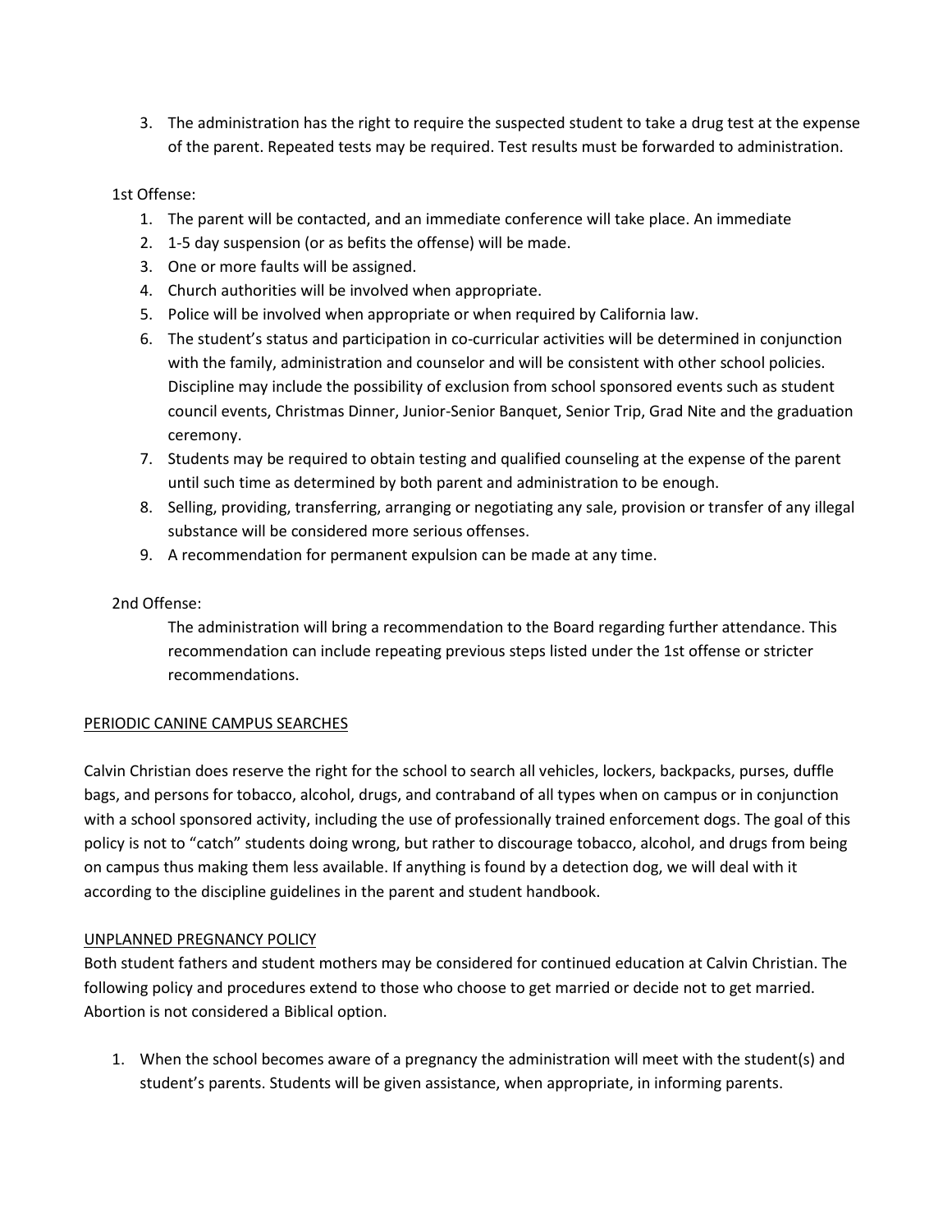3. The administration has the right to require the suspected student to take a drug test at the expense of the parent. Repeated tests may be required. Test results must be forwarded to administration.

1st Offense:

1. The parent will be contacted, and an immediate conference will take place. An immediate
2. 1-5 day suspension (or as befits the offense) will be made.
3. One or more faults will be assigned.
4. Church authorities will be involved when appropriate.
5. Police will be involved when appropriate or when required by California law.
6. The student's status and participation in co-curricular activities will be determined in conjunction with the family, administration and counselor and will be consistent with other school policies. Discipline may include the possibility of exclusion from school sponsored events such as student council events, Christmas Dinner, Junior-Senior Banquet, Senior Trip, Grad Nite and the graduation ceremony.
7. Students may be required to obtain testing and qualified counseling at the expense of the parent until such time as determined by both parent and administration to be enough.
8. Selling, providing, transferring, arranging or negotiating any sale, provision or transfer of any illegal substance will be considered more serious offenses.
9. A recommendation for permanent expulsion can be made at any time.

2nd Offense:

The administration will bring a recommendation to the Board regarding further attendance. This recommendation can include repeating previous steps listed under the 1st offense or stricter recommendations.

<u>PERIODIC CANINE CAMPUS SEARCHES</u>

Calvin Christian does reserve the right for the school to search all vehicles, lockers, backpacks, purses, duffle bags, and persons for tobacco, alcohol, drugs, and contraband of all types when on campus or in conjunction with a school sponsored activity, including the use of professionally trained enforcement dogs. The goal of this policy is not to "catch" students doing wrong, but rather to discourage tobacco, alcohol, and drugs from being on campus thus making them less available. If anything is found by a detection dog, we will deal with it according to the discipline guidelines in the parent and student handbook.

<u>UNPLANNED PREGNANCY POLICY</u>

Both student fathers and student mothers may be considered for continued education at Calvin Christian. The following policy and procedures extend to those who choose to get married or decide not to get married. Abortion is not considered a Biblical option.

1. When the school becomes aware of a pregnancy the administration will meet with the student(s) and student's parents. Students will be given assistance, when appropriate, in informing parents.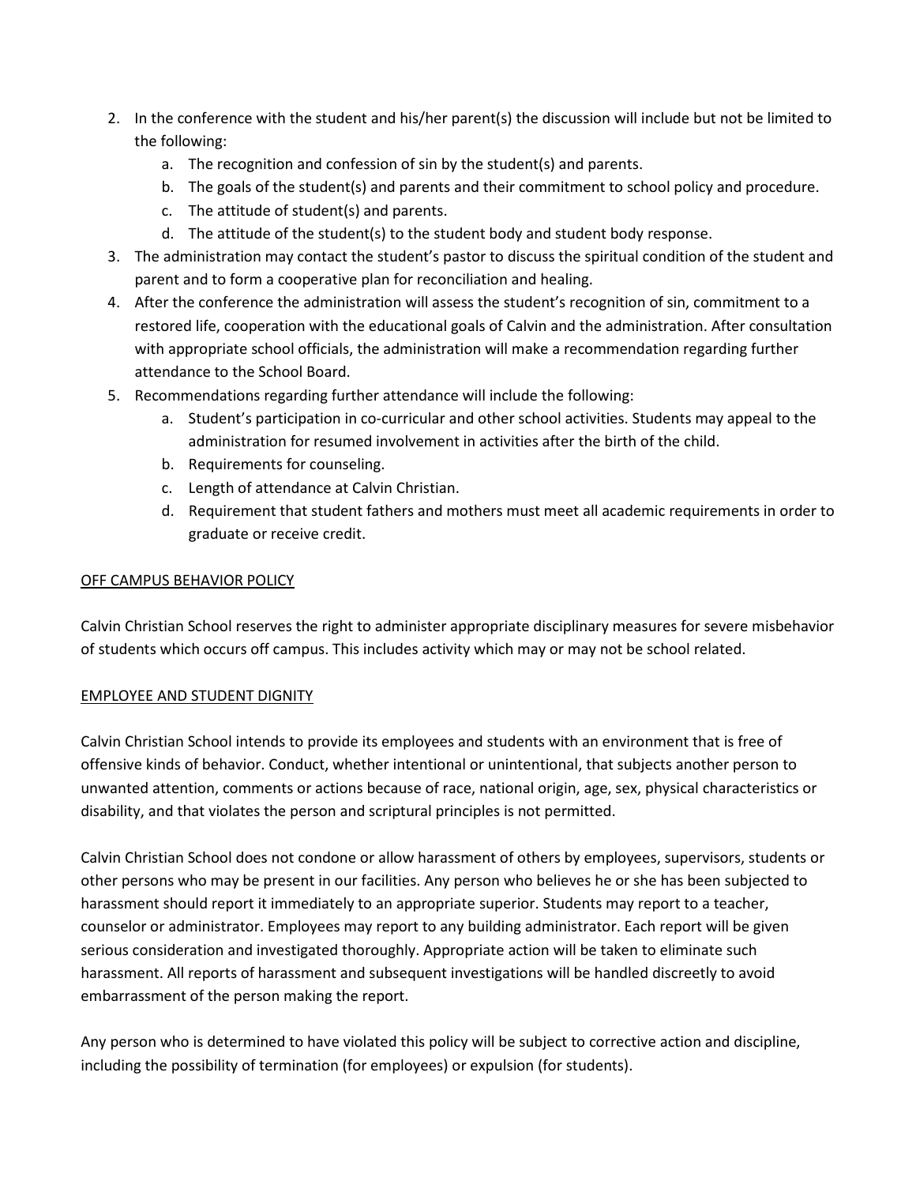2. In the conference with the student and his/her parent(s) the discussion will include but not be limited to the following:
    a. The recognition and confession of sin by the student(s) and parents.
    b. The goals of the student(s) and parents and their commitment to school policy and procedure.
    c. The attitude of student(s) and parents.
    d. The attitude of the student(s) to the student body and student body response.
3. The administration may contact the student's pastor to discuss the spiritual condition of the student and parent and to form a cooperative plan for reconciliation and healing.
4. After the conference the administration will assess the student's recognition of sin, commitment to a restored life, cooperation with the educational goals of Calvin and the administration. After consultation with appropriate school officials, the administration will make a recommendation regarding further attendance to the School Board.
5. Recommendations regarding further attendance will include the following:
    a. Student's participation in co-curricular and other school activities. Students may appeal to the administration for resumed involvement in activities after the birth of the child.
    b. Requirements for counseling.
    c. Length of attendance at Calvin Christian.
    d. Requirement that student fathers and mothers must meet all academic requirements in order to graduate or receive credit.

## OFF CAMPUS BEHAVIOR POLICY

Calvin Christian School reserves the right to administer appropriate disciplinary measures for severe misbehavior of students which occurs off campus. This includes activity which may or may not be school related.

## EMPLOYEE AND STUDENT DIGNITY

Calvin Christian School intends to provide its employees and students with an environment that is free of offensive kinds of behavior. Conduct, whether intentional or unintentional, that subjects another person to unwanted attention, comments or actions because of race, national origin, age, sex, physical characteristics or disability, and that violates the person and scriptural principles is not permitted.

Calvin Christian School does not condone or allow harassment of others by employees, supervisors, students or other persons who may be present in our facilities. Any person who believes he or she has been subjected to harassment should report it immediately to an appropriate superior. Students may report to a teacher, counselor or administrator. Employees may report to any building administrator. Each report will be given serious consideration and investigated thoroughly. Appropriate action will be taken to eliminate such harassment. All reports of harassment and subsequent investigations will be handled discreetly to avoid embarrassment of the person making the report.

Any person who is determined to have violated this policy will be subject to corrective action and discipline, including the possibility of termination (for employees) or expulsion (for students).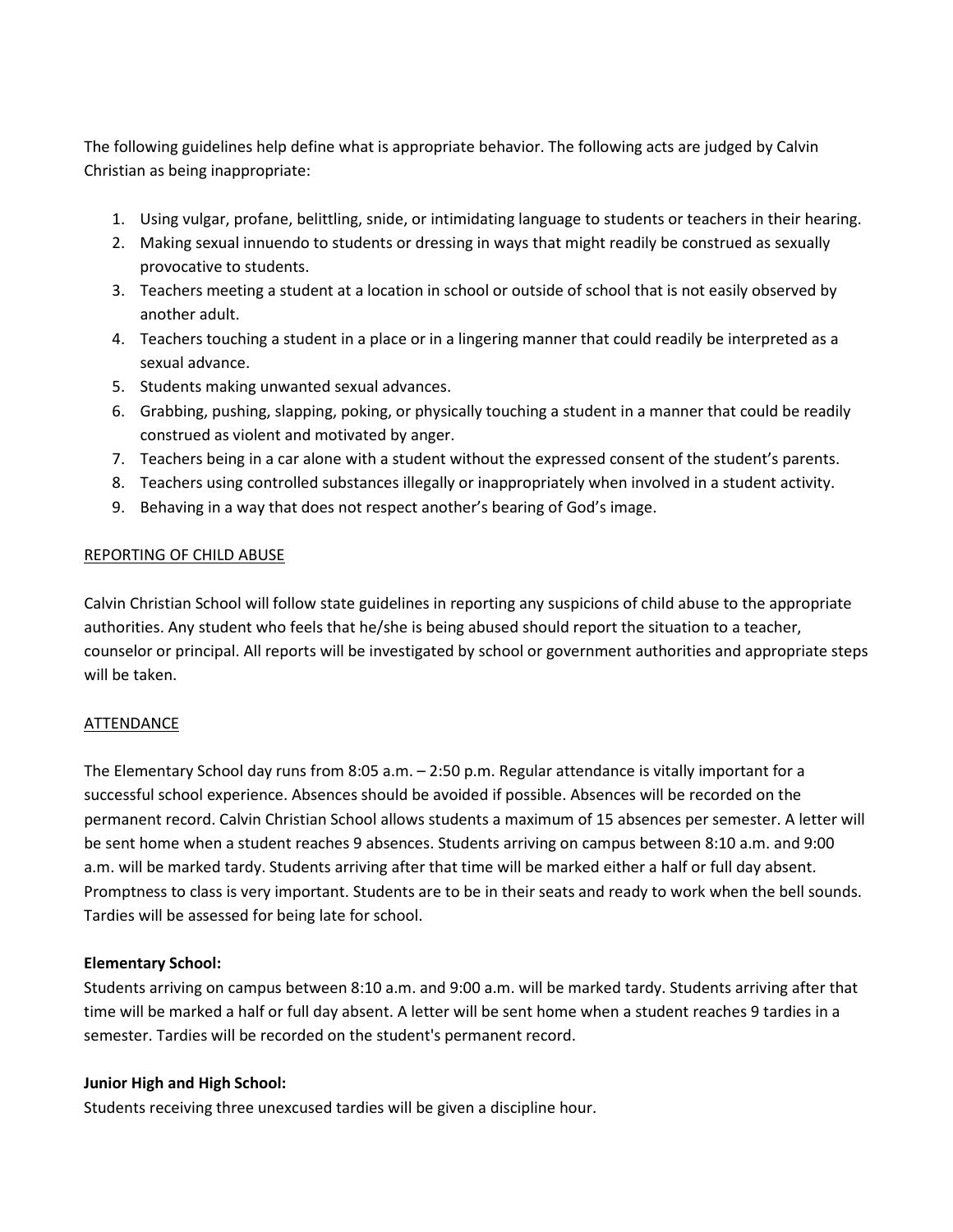The following guidelines help define what is appropriate behavior. The following acts are judged by Calvin Christian as being inappropriate:

1. Using vulgar, profane, belittling, snide, or intimidating language to students or teachers in their hearing.
2. Making sexual innuendo to students or dressing in ways that might readily be construed as sexually provocative to students.
3. Teachers meeting a student at a location in school or outside of school that is not easily observed by another adult.
4. Teachers touching a student in a place or in a lingering manner that could readily be interpreted as a sexual advance.
5. Students making unwanted sexual advances.
6. Grabbing, pushing, slapping, poking, or physically touching a student in a manner that could be readily construed as violent and motivated by anger.
7. Teachers being in a car alone with a student without the expressed consent of the student's parents.
8. Teachers using controlled substances illegally or inappropriately when involved in a student activity.
9. Behaving in a way that does not respect another's bearing of God's image.

<u>REPORTING OF CHILD ABUSE</u>

Calvin Christian School will follow state guidelines in reporting any suspicions of child abuse to the appropriate authorities. Any student who feels that he/she is being abused should report the situation to a teacher, counselor or principal. All reports will be investigated by school or government authorities and appropriate steps will be taken.

<u>ATTENDANCE</u>

The Elementary School day runs from 8:05 a.m. – 2:50 p.m. Regular attendance is vitally important for a successful school experience. Absences should be avoided if possible. Absences will be recorded on the permanent record. Calvin Christian School allows students a maximum of 15 absences per semester. A letter will be sent home when a student reaches 9 absences. Students arriving on campus between 8:10 a.m. and 9:00 a.m. will be marked tardy. Students arriving after that time will be marked either a half or full day absent. Promptness to class is very important. Students are to be in their seats and ready to work when the bell sounds. Tardies will be assessed for being late for school.

**Elementary School:**
Students arriving on campus between 8:10 a.m. and 9:00 a.m. will be marked tardy. Students arriving after that time will be marked a half or full day absent. A letter will be sent home when a student reaches 9 tardies in a semester. Tardies will be recorded on the student's permanent record.

**Junior High and High School:**
Students receiving three unexcused tardies will be given a discipline hour.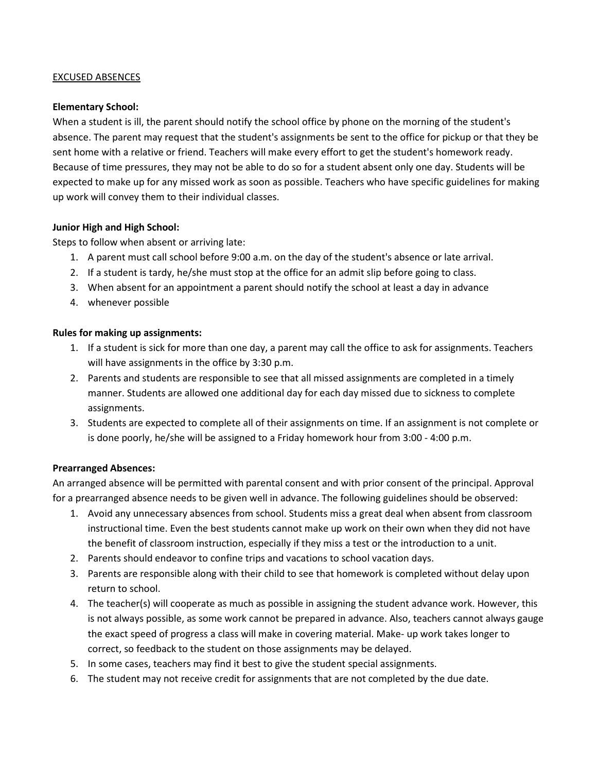<u>EXCUSED ABSENCES</u>

**Elementary School:**
When a student is ill, the parent should notify the school office by phone on the morning of the student's absence. The parent may request that the student's assignments be sent to the office for pickup or that they be sent home with a relative or friend. Teachers will make every effort to get the student's homework ready. Because of time pressures, they may not be able to do so for a student absent only one day. Students will be expected to make up for any missed work as soon as possible. Teachers who have specific guidelines for making up work will convey them to their individual classes.

**Junior High and High School:**
Steps to follow when absent or arriving late:

1. A parent must call school before 9:00 a.m. on the day of the student's absence or late arrival.
2. If a student is tardy, he/she must stop at the office for an admit slip before going to class.
3. When absent for an appointment a parent should notify the school at least a day in advance
4. whenever possible

**Rules for making up assignments:**

1. If a student is sick for more than one day, a parent may call the office to ask for assignments. Teachers will have assignments in the office by 3:30 p.m.
2. Parents and students are responsible to see that all missed assignments are completed in a timely manner. Students are allowed one additional day for each day missed due to sickness to complete assignments.
3. Students are expected to complete all of their assignments on time. If an assignment is not complete or is done poorly, he/she will be assigned to a Friday homework hour from 3:00 - 4:00 p.m.

**Prearranged Absences:**
An arranged absence will be permitted with parental consent and with prior consent of the principal. Approval for a prearranged absence needs to be given well in advance. The following guidelines should be observed:

1. Avoid any unnecessary absences from school. Students miss a great deal when absent from classroom instructional time. Even the best students cannot make up work on their own when they did not have the benefit of classroom instruction, especially if they miss a test or the introduction to a unit.
2. Parents should endeavor to confine trips and vacations to school vacation days.
3. Parents are responsible along with their child to see that homework is completed without delay upon return to school.
4. The teacher(s) will cooperate as much as possible in assigning the student advance work. However, this is not always possible, as some work cannot be prepared in advance. Also, teachers cannot always gauge the exact speed of progress a class will make in covering material. Make- up work takes longer to correct, so feedback to the student on those assignments may be delayed.
5. In some cases, teachers may find it best to give the student special assignments.
6. The student may not receive credit for assignments that are not completed by the due date.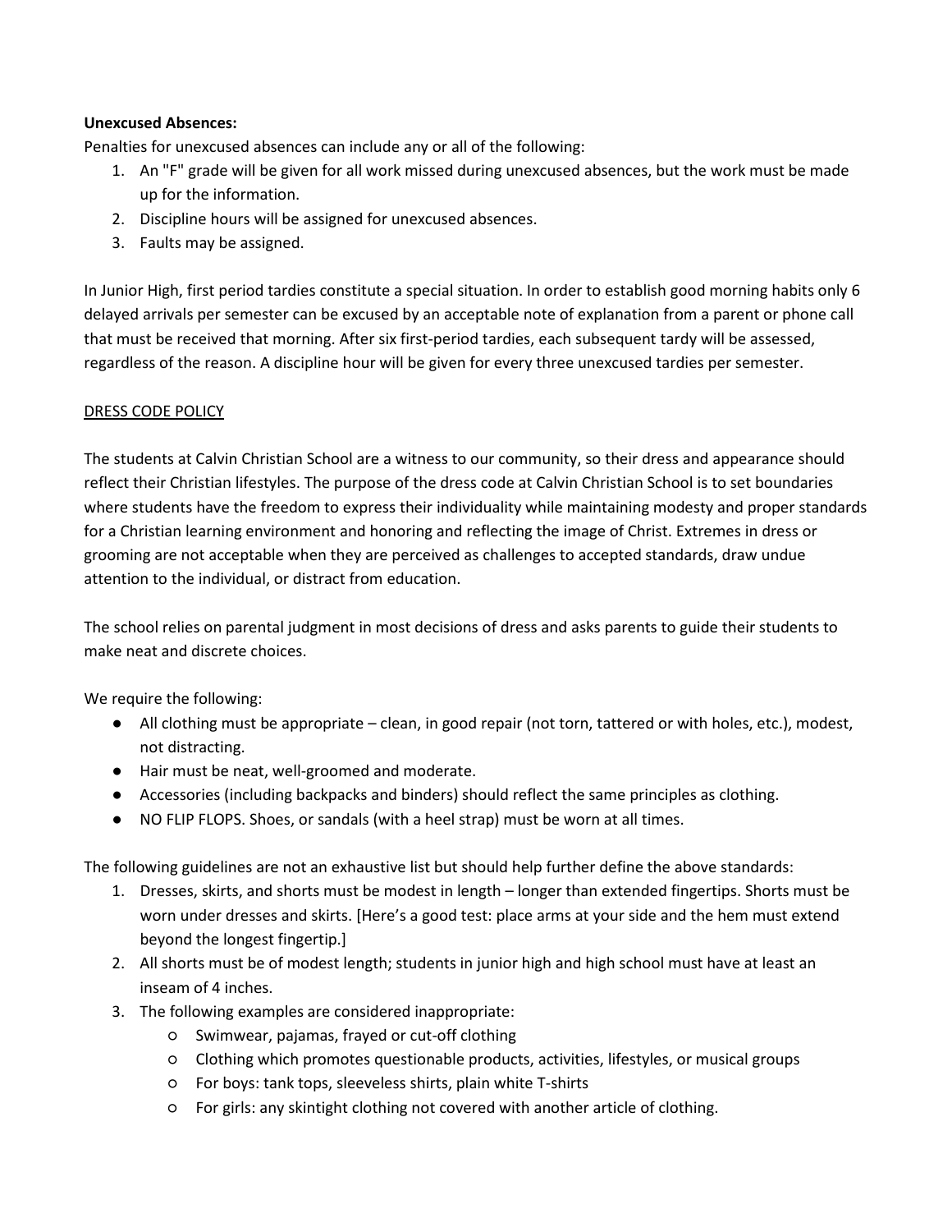**Unexcused Absences:**

Penalties for unexcused absences can include any or all of the following:

1. An "F" grade will be given for all work missed during unexcused absences, but the work must be made up for the information.
2. Discipline hours will be assigned for unexcused absences.
3. Faults may be assigned.

In Junior High, first period tardies constitute a special situation. In order to establish good morning habits only 6 delayed arrivals per semester can be excused by an acceptable note of explanation from a parent or phone call that must be received that morning. After six first-period tardies, each subsequent tardy will be assessed, regardless of the reason. A discipline hour will be given for every three unexcused tardies per semester.

<u>DRESS CODE POLICY</u>

The students at Calvin Christian School are a witness to our community, so their dress and appearance should reflect their Christian lifestyles. The purpose of the dress code at Calvin Christian School is to set boundaries where students have the freedom to express their individuality while maintaining modesty and proper standards for a Christian learning environment and honoring and reflecting the image of Christ. Extremes in dress or grooming are not acceptable when they are perceived as challenges to accepted standards, draw undue attention to the individual, or distract from education.

The school relies on parental judgment in most decisions of dress and asks parents to guide their students to make neat and discrete choices.

We require the following:

- All clothing must be appropriate – clean, in good repair (not torn, tattered or with holes, etc.), modest, not distracting.
- Hair must be neat, well-groomed and moderate.
- Accessories (including backpacks and binders) should reflect the same principles as clothing.
- NO FLIP FLOPS. Shoes, or sandals (with a heel strap) must be worn at all times.

The following guidelines are not an exhaustive list but should help further define the above standards:

1. Dresses, skirts, and shorts must be modest in length – longer than extended fingertips. Shorts must be worn under dresses and skirts. [Here's a good test: place arms at your side and the hem must extend beyond the longest fingertip.]
2. All shorts must be of modest length; students in junior high and high school must have at least an inseam of 4 inches.
3. The following examples are considered inappropriate:
   - Swimwear, pajamas, frayed or cut-off clothing
   - Clothing which promotes questionable products, activities, lifestyles, or musical groups
   - For boys: tank tops, sleeveless shirts, plain white T-shirts
   - For girls: any skintight clothing not covered with another article of clothing.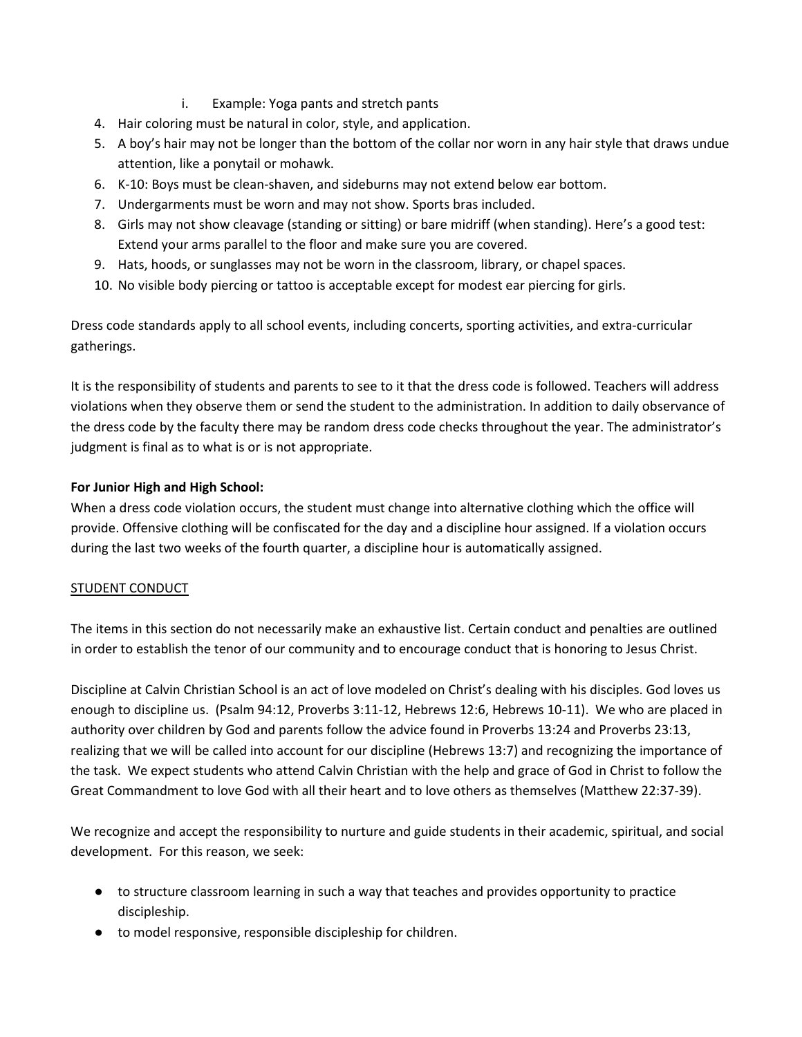i. Example: Yoga pants and stretch pants

4. Hair coloring must be natural in color, style, and application.
5. A boy's hair may not be longer than the bottom of the collar nor worn in any hair style that draws undue attention, like a ponytail or mohawk.
6. K-10: Boys must be clean-shaven, and sideburns may not extend below ear bottom.
7. Undergarments must be worn and may not show. Sports bras included.
8. Girls may not show cleavage (standing or sitting) or bare midriff (when standing). Here's a good test: Extend your arms parallel to the floor and make sure you are covered.
9. Hats, hoods, or sunglasses may not be worn in the classroom, library, or chapel spaces.
10. No visible body piercing or tattoo is acceptable except for modest ear piercing for girls.

Dress code standards apply to all school events, including concerts, sporting activities, and extra-curricular gatherings.

It is the responsibility of students and parents to see to it that the dress code is followed. Teachers will address violations when they observe them or send the student to the administration. In addition to daily observance of the dress code by the faculty there may be random dress code checks throughout the year. The administrator's judgment is final as to what is or is not appropriate.

**For Junior High and High School:**
When a dress code violation occurs, the student must change into alternative clothing which the office will provide. Offensive clothing will be confiscated for the day and a discipline hour assigned. If a violation occurs during the last two weeks of the fourth quarter, a discipline hour is automatically assigned.

<u>STUDENT CONDUCT</u>

The items in this section do not necessarily make an exhaustive list. Certain conduct and penalties are outlined in order to establish the tenor of our community and to encourage conduct that is honoring to Jesus Christ.

Discipline at Calvin Christian School is an act of love modeled on Christ's dealing with his disciples. God loves us enough to discipline us. (Psalm 94:12, Proverbs 3:11-12, Hebrews 12:6, Hebrews 10-11). We who are placed in authority over children by God and parents follow the advice found in Proverbs 13:24 and Proverbs 23:13, realizing that we will be called into account for our discipline (Hebrews 13:7) and recognizing the importance of the task. We expect students who attend Calvin Christian with the help and grace of God in Christ to follow the Great Commandment to love God with all their heart and to love others as themselves (Matthew 22:37-39).

We recognize and accept the responsibility to nurture and guide students in their academic, spiritual, and social development. For this reason, we seek:

- to structure classroom learning in such a way that teaches and provides opportunity to practice discipleship.
- to model responsive, responsible discipleship for children.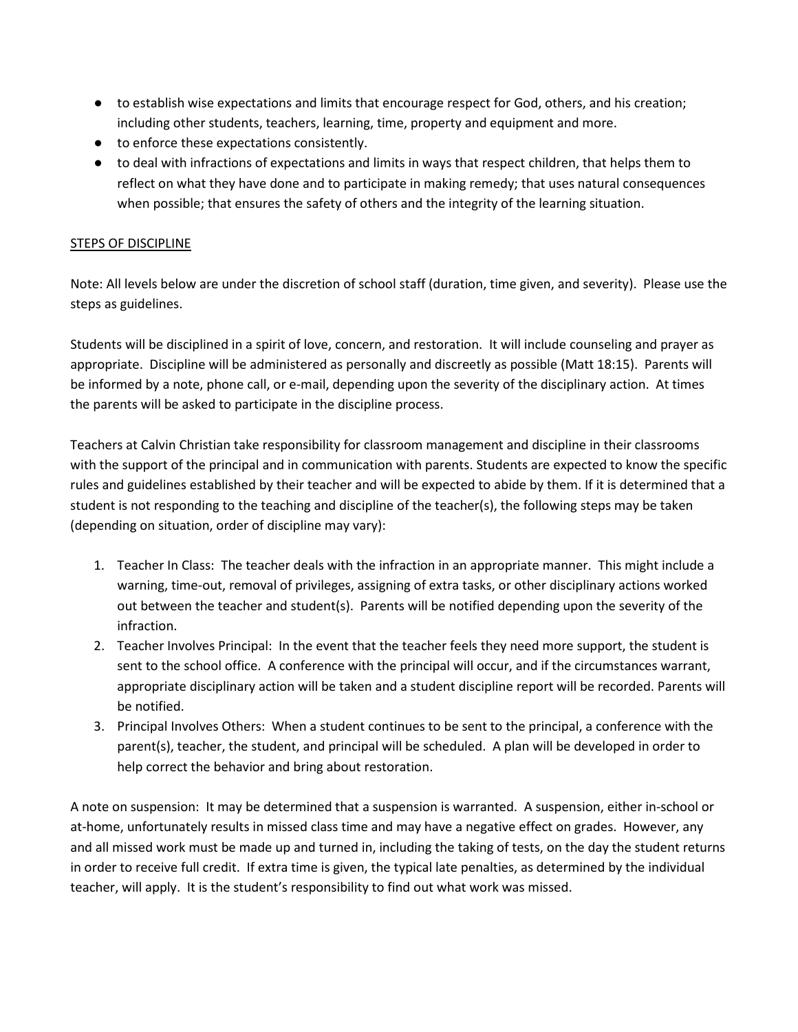- to establish wise expectations and limits that encourage respect for God, others, and his creation; including other students, teachers, learning, time, property and equipment and more.
- to enforce these expectations consistently.
- to deal with infractions of expectations and limits in ways that respect children, that helps them to reflect on what they have done and to participate in making remedy; that uses natural consequences when possible; that ensures the safety of others and the integrity of the learning situation.

<u>STEPS OF DISCIPLINE</u>

Note: All levels below are under the discretion of school staff (duration, time given, and severity). Please use the steps as guidelines.

Students will be disciplined in a spirit of love, concern, and restoration. It will include counseling and prayer as appropriate. Discipline will be administered as personally and discreetly as possible (Matt 18:15). Parents will be informed by a note, phone call, or e-mail, depending upon the severity of the disciplinary action. At times the parents will be asked to participate in the discipline process.

Teachers at Calvin Christian take responsibility for classroom management and discipline in their classrooms with the support of the principal and in communication with parents. Students are expected to know the specific rules and guidelines established by their teacher and will be expected to abide by them. If it is determined that a student is not responding to the teaching and discipline of the teacher(s), the following steps may be taken (depending on situation, order of discipline may vary):

1. Teacher In Class: The teacher deals with the infraction in an appropriate manner. This might include a warning, time-out, removal of privileges, assigning of extra tasks, or other disciplinary actions worked out between the teacher and student(s). Parents will be notified depending upon the severity of the infraction.
2. Teacher Involves Principal: In the event that the teacher feels they need more support, the student is sent to the school office. A conference with the principal will occur, and if the circumstances warrant, appropriate disciplinary action will be taken and a student discipline report will be recorded. Parents will be notified.
3. Principal Involves Others: When a student continues to be sent to the principal, a conference with the parent(s), teacher, the student, and principal will be scheduled. A plan will be developed in order to help correct the behavior and bring about restoration.

A note on suspension: It may be determined that a suspension is warranted. A suspension, either in-school or at-home, unfortunately results in missed class time and may have a negative effect on grades. However, any and all missed work must be made up and turned in, including the taking of tests, on the day the student returns in order to receive full credit. If extra time is given, the typical late penalties, as determined by the individual teacher, will apply. It is the student's responsibility to find out what work was missed.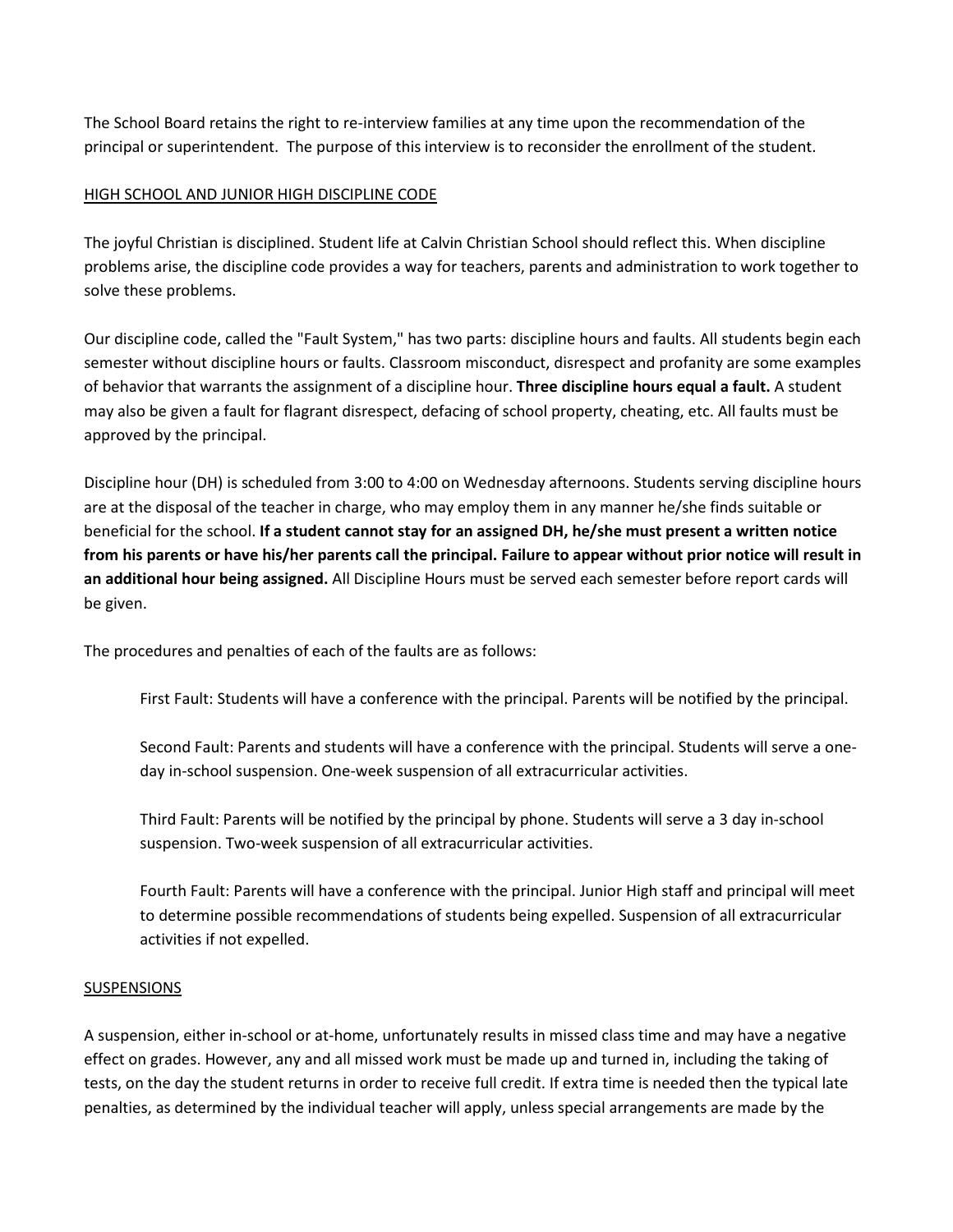The School Board retains the right to re-interview families at any time upon the recommendation of the principal or superintendent. The purpose of this interview is to reconsider the enrollment of the student.

## HIGH SCHOOL AND JUNIOR HIGH DISCIPLINE CODE

The joyful Christian is disciplined. Student life at Calvin Christian School should reflect this. When discipline problems arise, the discipline code provides a way for teachers, parents and administration to work together to solve these problems.

Our discipline code, called the "Fault System," has two parts: discipline hours and faults. All students begin each semester without discipline hours or faults. Classroom misconduct, disrespect and profanity are some examples of behavior that warrants the assignment of a discipline hour. **Three discipline hours equal a fault.** A student may also be given a fault for flagrant disrespect, defacing of school property, cheating, etc. All faults must be approved by the principal.

Discipline hour (DH) is scheduled from 3:00 to 4:00 on Wednesday afternoons. Students serving discipline hours are at the disposal of the teacher in charge, who may employ them in any manner he/she finds suitable or beneficial for the school. **If a student cannot stay for an assigned DH, he/she must present a written notice from his parents or have his/her parents call the principal. Failure to appear without prior notice will result in an additional hour being assigned.** All Discipline Hours must be served each semester before report cards will be given.

The procedures and penalties of each of the faults are as follows:

First Fault: Students will have a conference with the principal. Parents will be notified by the principal.

Second Fault: Parents and students will have a conference with the principal. Students will serve a one-day in-school suspension. One-week suspension of all extracurricular activities.

Third Fault: Parents will be notified by the principal by phone. Students will serve a 3 day in-school suspension. Two-week suspension of all extracurricular activities.

Fourth Fault: Parents will have a conference with the principal. Junior High staff and principal will meet to determine possible recommendations of students being expelled. Suspension of all extracurricular activities if not expelled.

## SUSPENSIONS

A suspension, either in-school or at-home, unfortunately results in missed class time and may have a negative effect on grades. However, any and all missed work must be made up and turned in, including the taking of tests, on the day the student returns in order to receive full credit. If extra time is needed then the typical late penalties, as determined by the individual teacher will apply, unless special arrangements are made by the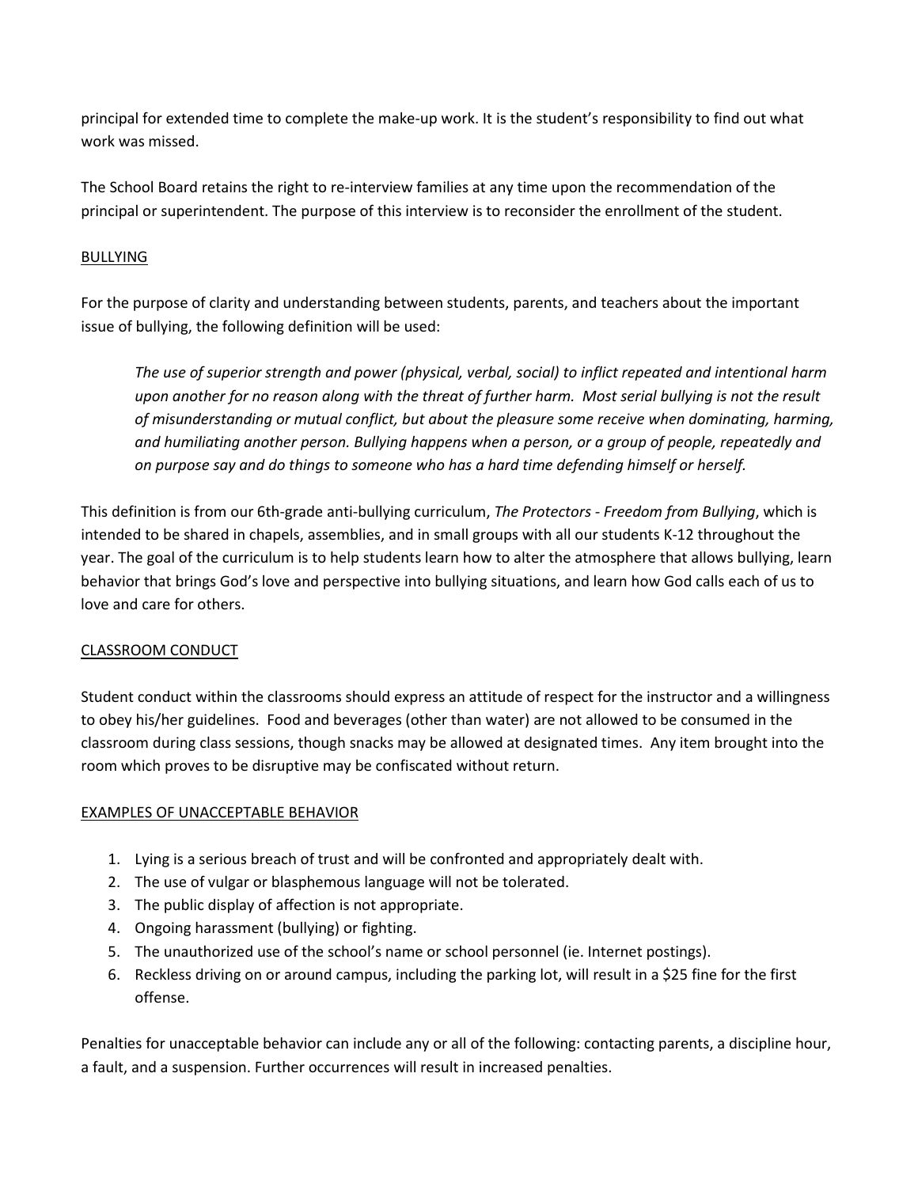principal for extended time to complete the make-up work. It is the student's responsibility to find out what work was missed.

The School Board retains the right to re-interview families at any time upon the recommendation of the principal or superintendent. The purpose of this interview is to reconsider the enrollment of the student.

## BULLYING

For the purpose of clarity and understanding between students, parents, and teachers about the important issue of bullying, the following definition will be used:

> *The use of superior strength and power (physical, verbal, social) to inflict repeated and intentional harm upon another for no reason along with the threat of further harm. Most serial bullying is not the result of misunderstanding or mutual conflict, but about the pleasure some receive when dominating, harming, and humiliating another person. Bullying happens when a person, or a group of people, repeatedly and on purpose say and do things to someone who has a hard time defending himself or herself.*

This definition is from our 6th-grade anti-bullying curriculum, *The Protectors - Freedom from Bullying*, which is intended to be shared in chapels, assemblies, and in small groups with all our students K-12 throughout the year. The goal of the curriculum is to help students learn how to alter the atmosphere that allows bullying, learn behavior that brings God's love and perspective into bullying situations, and learn how God calls each of us to love and care for others.

## CLASSROOM CONDUCT

Student conduct within the classrooms should express an attitude of respect for the instructor and a willingness to obey his/her guidelines. Food and beverages (other than water) are not allowed to be consumed in the classroom during class sessions, though snacks may be allowed at designated times. Any item brought into the room which proves to be disruptive may be confiscated without return.

## EXAMPLES OF UNACCEPTABLE BEHAVIOR

1. Lying is a serious breach of trust and will be confronted and appropriately dealt with.
2. The use of vulgar or blasphemous language will not be tolerated.
3. The public display of affection is not appropriate.
4. Ongoing harassment (bullying) or fighting.
5. The unauthorized use of the school's name or school personnel (ie. Internet postings).
6. Reckless driving on or around campus, including the parking lot, will result in a $25 fine for the first offense.

Penalties for unacceptable behavior can include any or all of the following: contacting parents, a discipline hour, a fault, and a suspension. Further occurrences will result in increased penalties.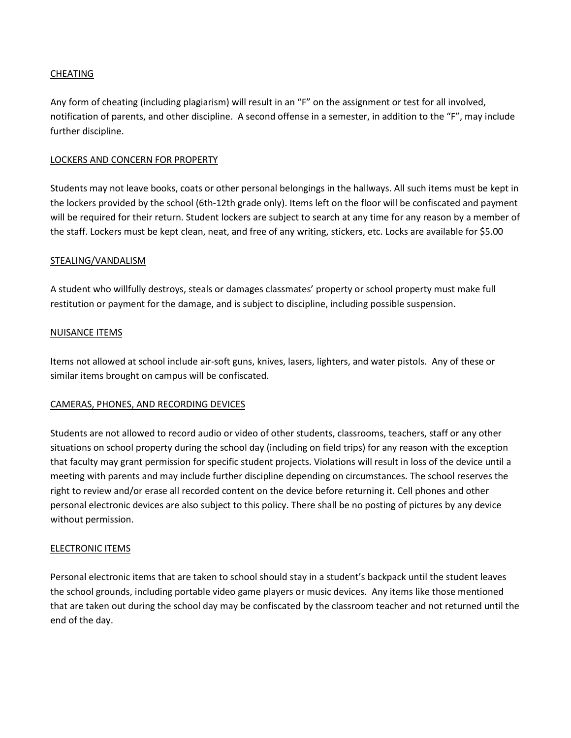## CHEATING

Any form of cheating (including plagiarism) will result in an "F" on the assignment or test for all involved, notification of parents, and other discipline. A second offense in a semester, in addition to the "F", may include further discipline.

## LOCKERS AND CONCERN FOR PROPERTY

Students may not leave books, coats or other personal belongings in the hallways. All such items must be kept in the lockers provided by the school (6th-12th grade only). Items left on the floor will be confiscated and payment will be required for their return. Student lockers are subject to search at any time for any reason by a member of the staff. Lockers must be kept clean, neat, and free of any writing, stickers, etc. Locks are available for $5.00

## STEALING/VANDALISM

A student who willfully destroys, steals or damages classmates' property or school property must make full restitution or payment for the damage, and is subject to discipline, including possible suspension.

## NUISANCE ITEMS

Items not allowed at school include air-soft guns, knives, lasers, lighters, and water pistols. Any of these or similar items brought on campus will be confiscated.

## CAMERAS, PHONES, AND RECORDING DEVICES

Students are not allowed to record audio or video of other students, classrooms, teachers, staff or any other situations on school property during the school day (including on field trips) for any reason with the exception that faculty may grant permission for specific student projects. Violations will result in loss of the device until a meeting with parents and may include further discipline depending on circumstances. The school reserves the right to review and/or erase all recorded content on the device before returning it. Cell phones and other personal electronic devices are also subject to this policy. There shall be no posting of pictures by any device without permission.

## ELECTRONIC ITEMS

Personal electronic items that are taken to school should stay in a student's backpack until the student leaves the school grounds, including portable video game players or music devices. Any items like those mentioned that are taken out during the school day may be confiscated by the classroom teacher and not returned until the end of the day.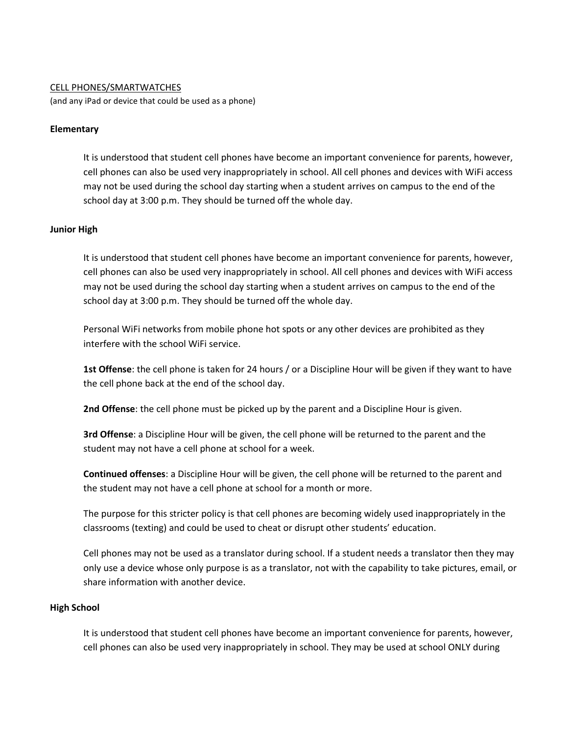CELL PHONES/SMARTWATCHES

(and any iPad or device that could be used as a phone)

**Elementary**

It is understood that student cell phones have become an important convenience for parents, however, cell phones can also be used very inappropriately in school. All cell phones and devices with WiFi access may not be used during the school day starting when a student arrives on campus to the end of the school day at 3:00 p.m. They should be turned off the whole day.

**Junior High**

It is understood that student cell phones have become an important convenience for parents, however, cell phones can also be used very inappropriately in school. All cell phones and devices with WiFi access may not be used during the school day starting when a student arrives on campus to the end of the school day at 3:00 p.m. They should be turned off the whole day.

Personal WiFi networks from mobile phone hot spots or any other devices are prohibited as they interfere with the school WiFi service.

**1st Offense**: the cell phone is taken for 24 hours / or a Discipline Hour will be given if they want to have the cell phone back at the end of the school day.

**2nd Offense**: the cell phone must be picked up by the parent and a Discipline Hour is given.

**3rd Offense**: a Discipline Hour will be given, the cell phone will be returned to the parent and the student may not have a cell phone at school for a week.

**Continued offenses**: a Discipline Hour will be given, the cell phone will be returned to the parent and the student may not have a cell phone at school for a month or more.

The purpose for this stricter policy is that cell phones are becoming widely used inappropriately in the classrooms (texting) and could be used to cheat or disrupt other students' education.

Cell phones may not be used as a translator during school. If a student needs a translator then they may only use a device whose only purpose is as a translator, not with the capability to take pictures, email, or share information with another device.

**High School**

It is understood that student cell phones have become an important convenience for parents, however, cell phones can also be used very inappropriately in school. They may be used at school ONLY during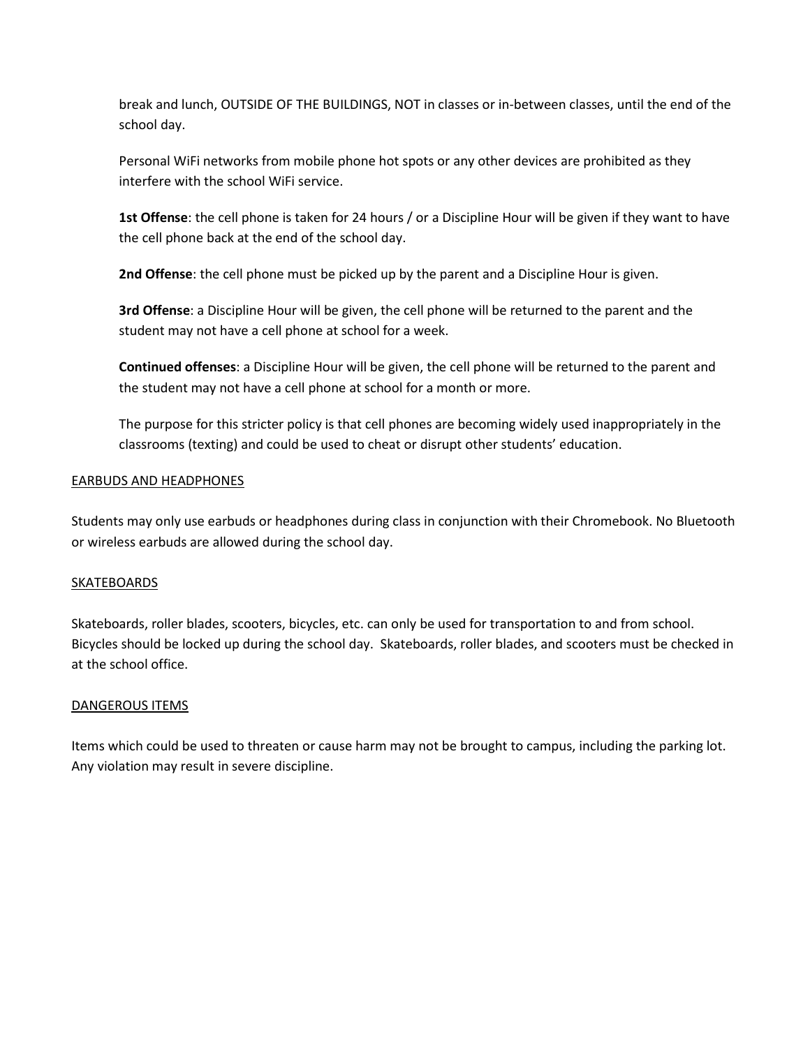break and lunch, OUTSIDE OF THE BUILDINGS, NOT in classes or in-between classes, until the end of the school day.

Personal WiFi networks from mobile phone hot spots or any other devices are prohibited as they interfere with the school WiFi service.

**1st Offense**: the cell phone is taken for 24 hours / or a Discipline Hour will be given if they want to have the cell phone back at the end of the school day.

**2nd Offense**: the cell phone must be picked up by the parent and a Discipline Hour is given.

**3rd Offense**: a Discipline Hour will be given, the cell phone will be returned to the parent and the student may not have a cell phone at school for a week.

**Continued offenses**: a Discipline Hour will be given, the cell phone will be returned to the parent and the student may not have a cell phone at school for a month or more.

The purpose for this stricter policy is that cell phones are becoming widely used inappropriately in the classrooms (texting) and could be used to cheat or disrupt other students' education.

## EARBUDS AND HEADPHONES

Students may only use earbuds or headphones during class in conjunction with their Chromebook. No Bluetooth or wireless earbuds are allowed during the school day.

## SKATEBOARDS

Skateboards, roller blades, scooters, bicycles, etc. can only be used for transportation to and from school. Bicycles should be locked up during the school day. Skateboards, roller blades, and scooters must be checked in at the school office.

## DANGEROUS ITEMS

Items which could be used to threaten or cause harm may not be brought to campus, including the parking lot. Any violation may result in severe discipline.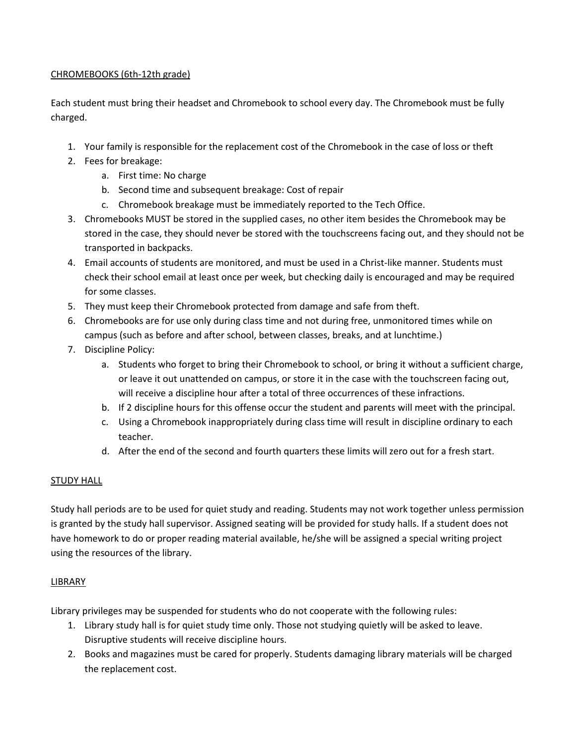## CHROMEBOOKS (6th-12th grade)

Each student must bring their headset and Chromebook to school every day. The Chromebook must be fully charged.

1. Your family is responsible for the replacement cost of the Chromebook in the case of loss or theft
2. Fees for breakage:
   a. First time: No charge
   b. Second time and subsequent breakage: Cost of repair
   c. Chromebook breakage must be immediately reported to the Tech Office.
3. Chromebooks MUST be stored in the supplied cases, no other item besides the Chromebook may be stored in the case, they should never be stored with the touchscreens facing out, and they should not be transported in backpacks.
4. Email accounts of students are monitored, and must be used in a Christ-like manner. Students must check their school email at least once per week, but checking daily is encouraged and may be required for some classes.
5. They must keep their Chromebook protected from damage and safe from theft.
6. Chromebooks are for use only during class time and not during free, unmonitored times while on campus (such as before and after school, between classes, breaks, and at lunchtime.)
7. Discipline Policy:
   a. Students who forget to bring their Chromebook to school, or bring it without a sufficient charge, or leave it out unattended on campus, or store it in the case with the touchscreen facing out, will receive a discipline hour after a total of three occurrences of these infractions.
   b. If 2 discipline hours for this offense occur the student and parents will meet with the principal.
   c. Using a Chromebook inappropriately during class time will result in discipline ordinary to each teacher.
   d. After the end of the second and fourth quarters these limits will zero out for a fresh start.

## STUDY HALL

Study hall periods are to be used for quiet study and reading. Students may not work together unless permission is granted by the study hall supervisor. Assigned seating will be provided for study halls. If a student does not have homework to do or proper reading material available, he/she will be assigned a special writing project using the resources of the library.

## LIBRARY

Library privileges may be suspended for students who do not cooperate with the following rules:

1. Library study hall is for quiet study time only. Those not studying quietly will be asked to leave. Disruptive students will receive discipline hours.
2. Books and magazines must be cared for properly. Students damaging library materials will be charged the replacement cost.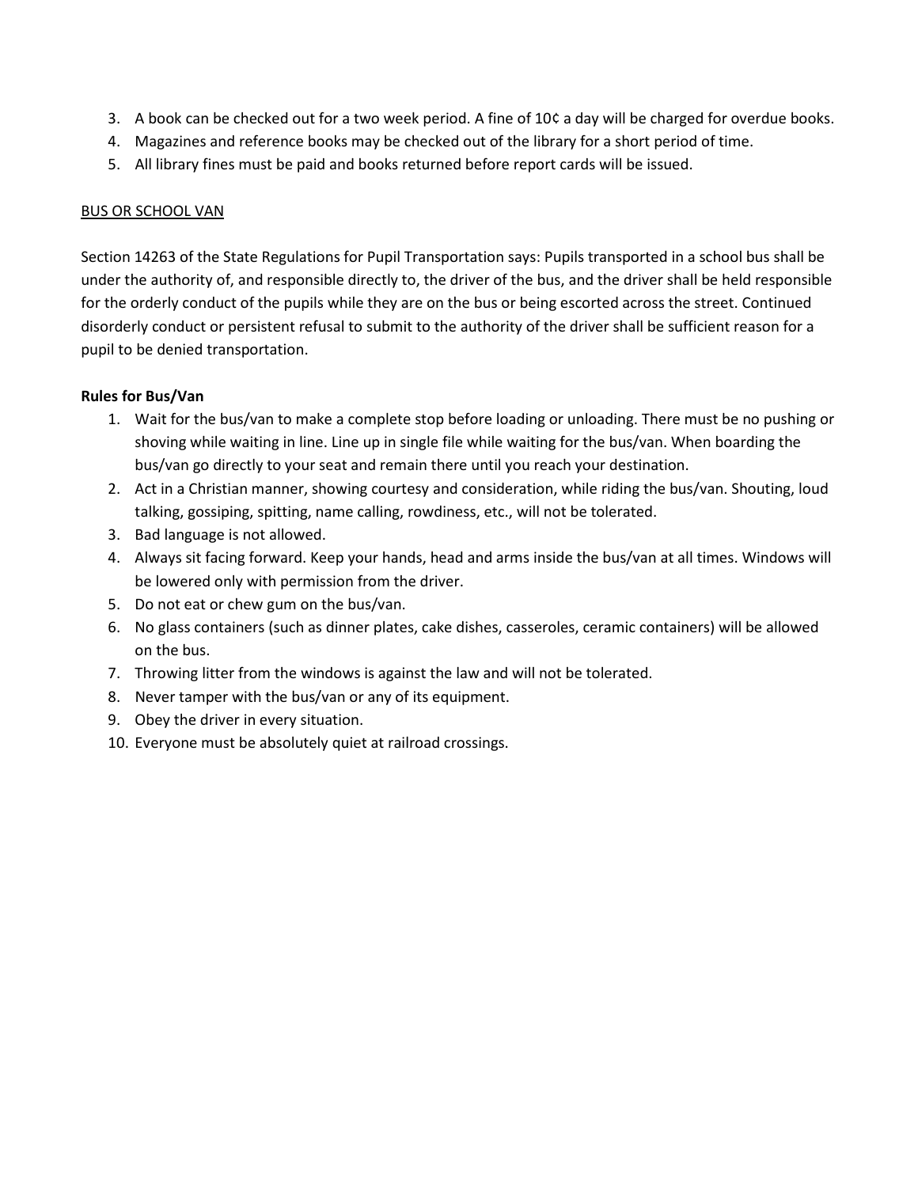3. A book can be checked out for a two week period. A fine of 10¢ a day will be charged for overdue books.
4. Magazines and reference books may be checked out of the library for a short period of time.
5. All library fines must be paid and books returned before report cards will be issued.

BUS OR SCHOOL VAN

Section 14263 of the State Regulations for Pupil Transportation says: Pupils transported in a school bus shall be under the authority of, and responsible directly to, the driver of the bus, and the driver shall be held responsible for the orderly conduct of the pupils while they are on the bus or being escorted across the street. Continued disorderly conduct or persistent refusal to submit to the authority of the driver shall be sufficient reason for a pupil to be denied transportation.

**Rules for Bus/Van**

1. Wait for the bus/van to make a complete stop before loading or unloading. There must be no pushing or shoving while waiting in line. Line up in single file while waiting for the bus/van. When boarding the bus/van go directly to your seat and remain there until you reach your destination.
2. Act in a Christian manner, showing courtesy and consideration, while riding the bus/van. Shouting, loud talking, gossiping, spitting, name calling, rowdiness, etc., will not be tolerated.
3. Bad language is not allowed.
4. Always sit facing forward. Keep your hands, head and arms inside the bus/van at all times. Windows will be lowered only with permission from the driver.
5. Do not eat or chew gum on the bus/van.
6. No glass containers (such as dinner plates, cake dishes, casseroles, ceramic containers) will be allowed on the bus.
7. Throwing litter from the windows is against the law and will not be tolerated.
8. Never tamper with the bus/van or any of its equipment.
9. Obey the driver in every situation.
10. Everyone must be absolutely quiet at railroad crossings.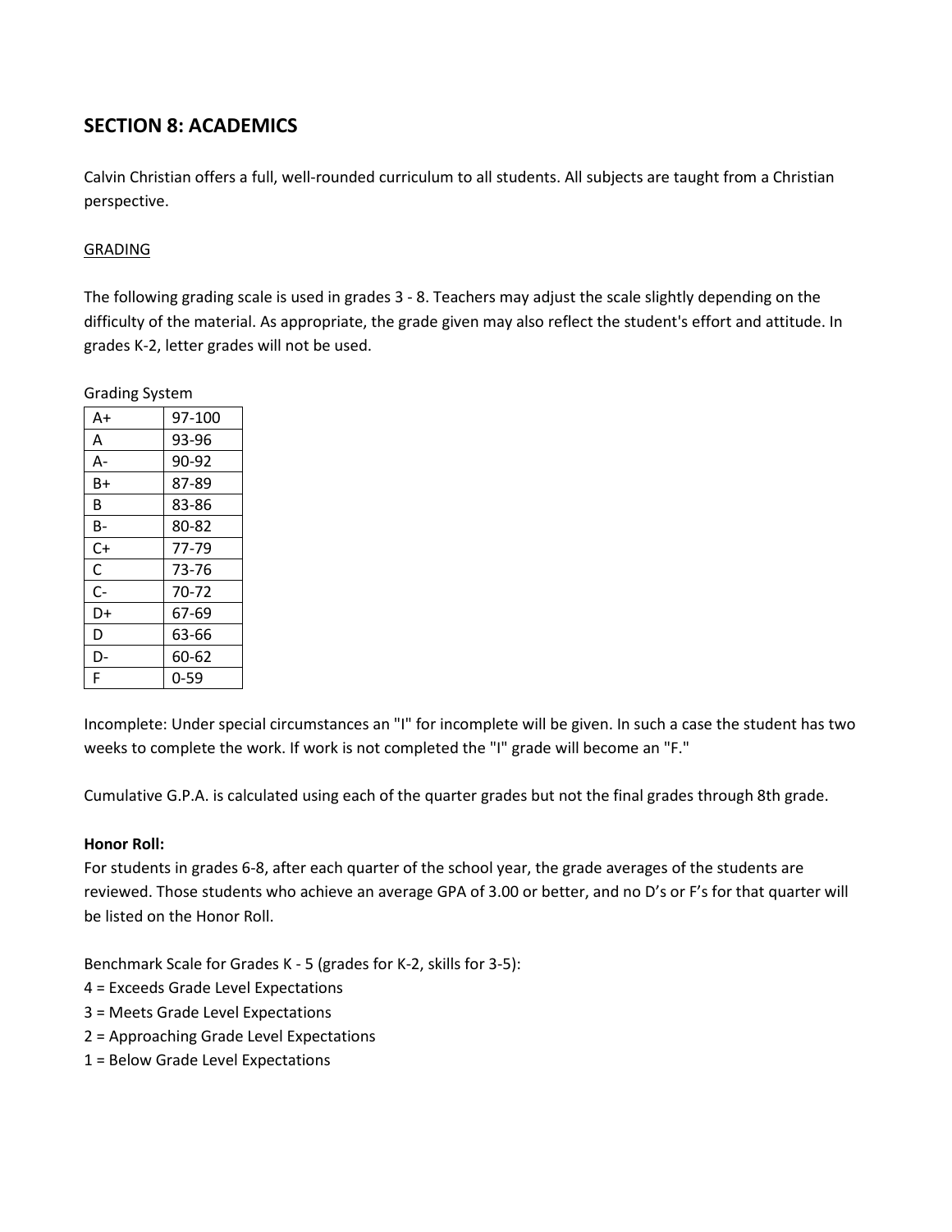## SECTION 8: ACADEMICS

Calvin Christian offers a full, well-rounded curriculum to all students. All subjects are taught from a Christian perspective.

### GRADING

The following grading scale is used in grades 3 - 8. Teachers may adjust the scale slightly depending on the difficulty of the material. As appropriate, the grade given may also reflect the student's effort and attitude. In grades K-2, letter grades will not be used.

Grading System

| Grade | Range |
| --- | --- |
| A+ | 97-100 |
| A | 93-96 |
| A- | 90-92 |
| B+ | 87-89 |
| B | 83-86 |
| B- | 80-82 |
| C+ | 77-79 |
| C | 73-76 |
| C- | 70-72 |
| D+ | 67-69 |
| D | 63-66 |
| D- | 60-62 |
| F | 0-59 |

Incomplete: Under special circumstances an "I" for incomplete will be given. In such a case the student has two weeks to complete the work. If work is not completed the "I" grade will become an "F."

Cumulative G.P.A. is calculated using each of the quarter grades but not the final grades through 8th grade.

**Honor Roll:**
For students in grades 6-8, after each quarter of the school year, the grade averages of the students are reviewed. Those students who achieve an average GPA of 3.00 or better, and no D's or F's for that quarter will be listed on the Honor Roll.

Benchmark Scale for Grades K - 5 (grades for K-2, skills for 3-5):
4 = Exceeds Grade Level Expectations
3 = Meets Grade Level Expectations
2 = Approaching Grade Level Expectations
1 = Below Grade Level Expectations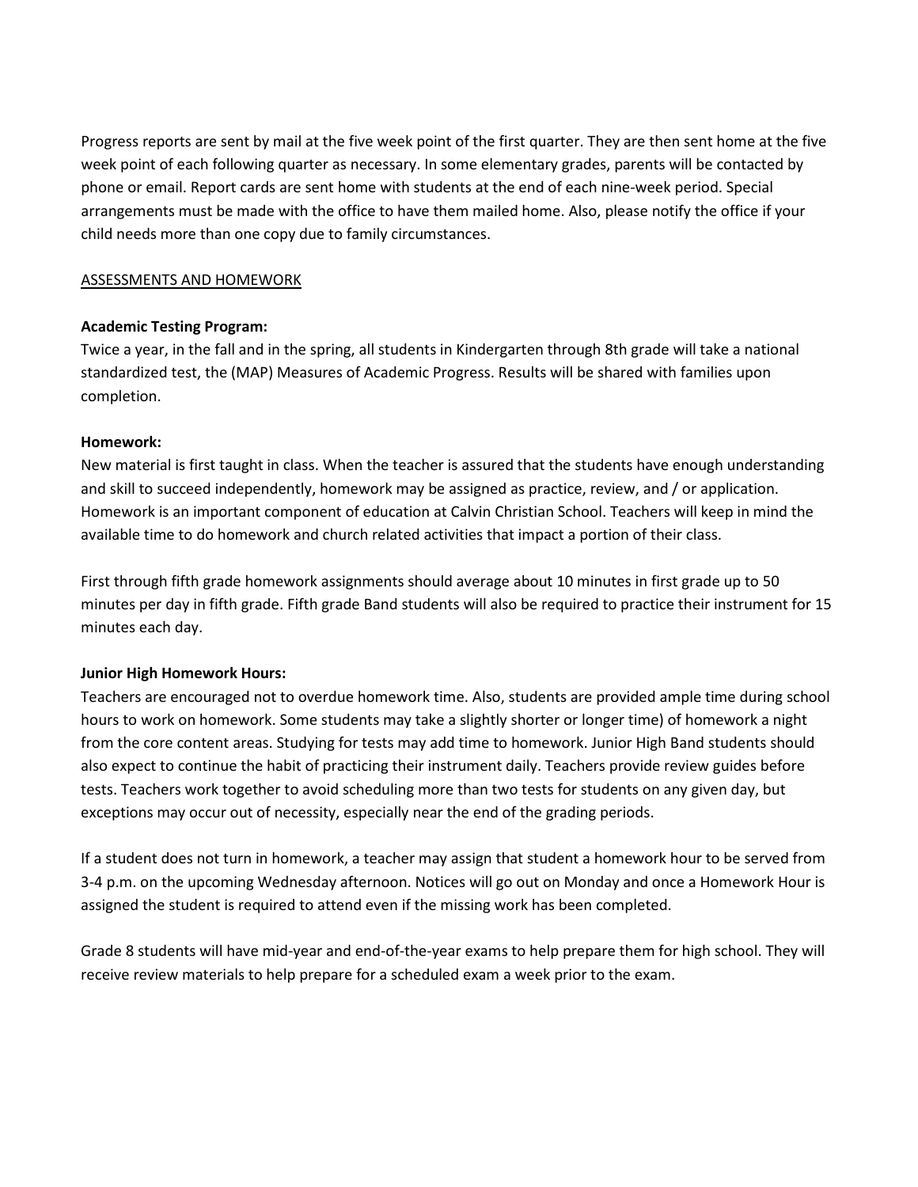Progress reports are sent by mail at the five week point of the first quarter. They are then sent home at the five week point of each following quarter as necessary. In some elementary grades, parents will be contacted by phone or email. Report cards are sent home with students at the end of each nine-week period. Special arrangements must be made with the office to have them mailed home. Also, please notify the office if your child needs more than one copy due to family circumstances.

ASSESSMENTS AND HOMEWORK

**Academic Testing Program:**
Twice a year, in the fall and in the spring, all students in Kindergarten through 8th grade will take a national standardized test, the (MAP) Measures of Academic Progress. Results will be shared with families upon completion.

**Homework:**
New material is first taught in class. When the teacher is assured that the students have enough understanding and skill to succeed independently, homework may be assigned as practice, review, and / or application. Homework is an important component of education at Calvin Christian School. Teachers will keep in mind the available time to do homework and church related activities that impact a portion of their class.

First through fifth grade homework assignments should average about 10 minutes in first grade up to 50 minutes per day in fifth grade. Fifth grade Band students will also be required to practice their instrument for 15 minutes each day.

**Junior High Homework Hours:**
Teachers are encouraged not to overdue homework time. Also, students are provided ample time during school hours to work on homework. Some students may take a slightly shorter or longer time) of homework a night from the core content areas. Studying for tests may add time to homework. Junior High Band students should also expect to continue the habit of practicing their instrument daily. Teachers provide review guides before tests. Teachers work together to avoid scheduling more than two tests for students on any given day, but exceptions may occur out of necessity, especially near the end of the grading periods.

If a student does not turn in homework, a teacher may assign that student a homework hour to be served from 3-4 p.m. on the upcoming Wednesday afternoon. Notices will go out on Monday and once a Homework Hour is assigned the student is required to attend even if the missing work has been completed.

Grade 8 students will have mid-year and end-of-the-year exams to help prepare them for high school. They will receive review materials to help prepare for a scheduled exam a week prior to the exam.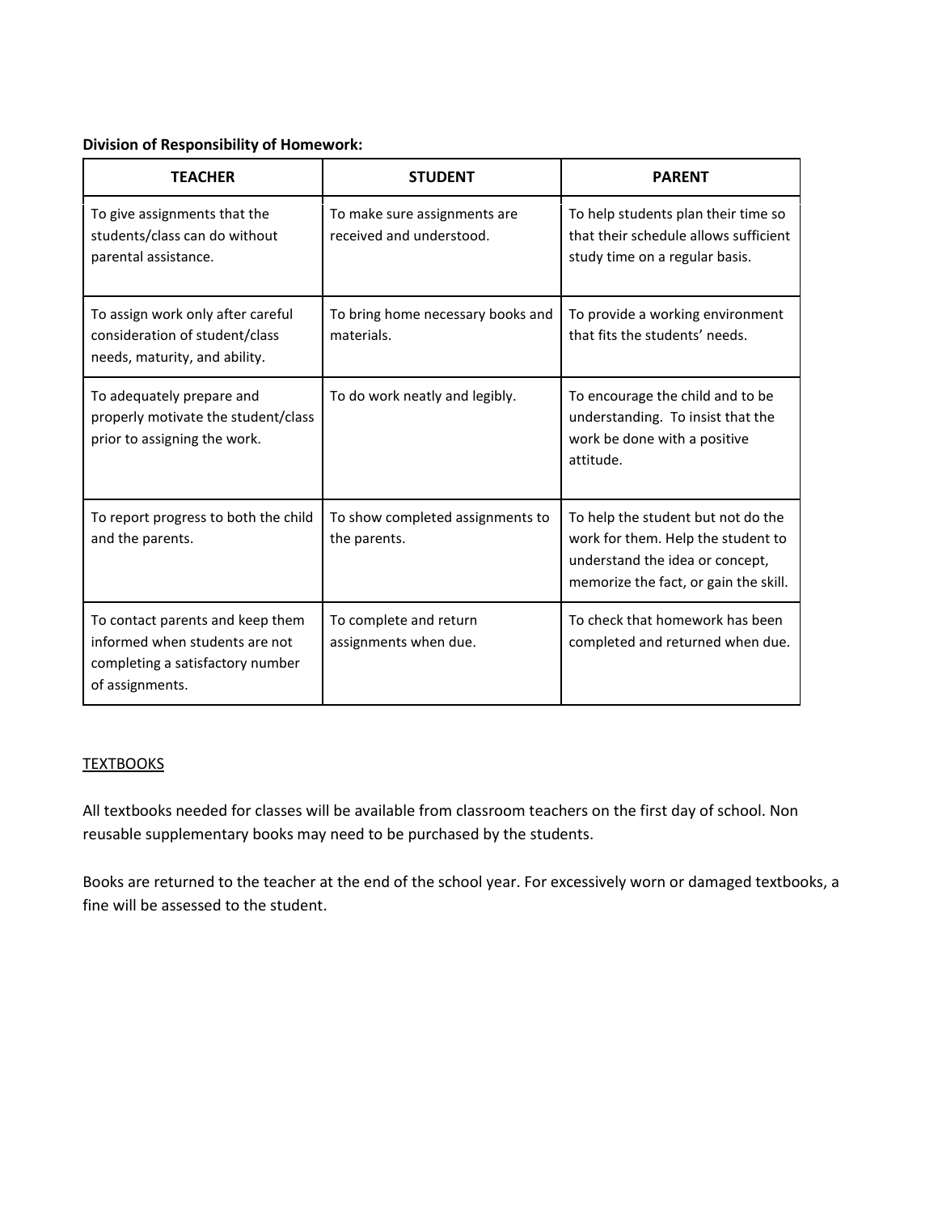**Division of Responsibility of Homework:**

| TEACHER | STUDENT | PARENT |
| --- | --- | --- |
| To give assignments that the students/class can do without parental assistance. | To make sure assignments are received and understood. | To help students plan their time so that their schedule allows sufficient study time on a regular basis. |
| To assign work only after careful consideration of student/class needs, maturity, and ability. | To bring home necessary books and materials. | To provide a working environment that fits the students' needs. |
| To adequately prepare and properly motivate the student/class prior to assigning the work. | To do work neatly and legibly. | To encourage the child and to be understanding. To insist that the work be done with a positive attitude. |
| To report progress to both the child and the parents. | To show completed assignments to the parents. | To help the student but not do the work for them. Help the student to understand the idea or concept, memorize the fact, or gain the skill. |
| To contact parents and keep them informed when students are not completing a satisfactory number of assignments. | To complete and return assignments when due. | To check that homework has been completed and returned when due. |

<u>TEXTBOOKS</u>

All textbooks needed for classes will be available from classroom teachers on the first day of school. Non reusable supplementary books may need to be purchased by the students.

Books are returned to the teacher at the end of the school year. For excessively worn or damaged textbooks, a fine will be assessed to the student.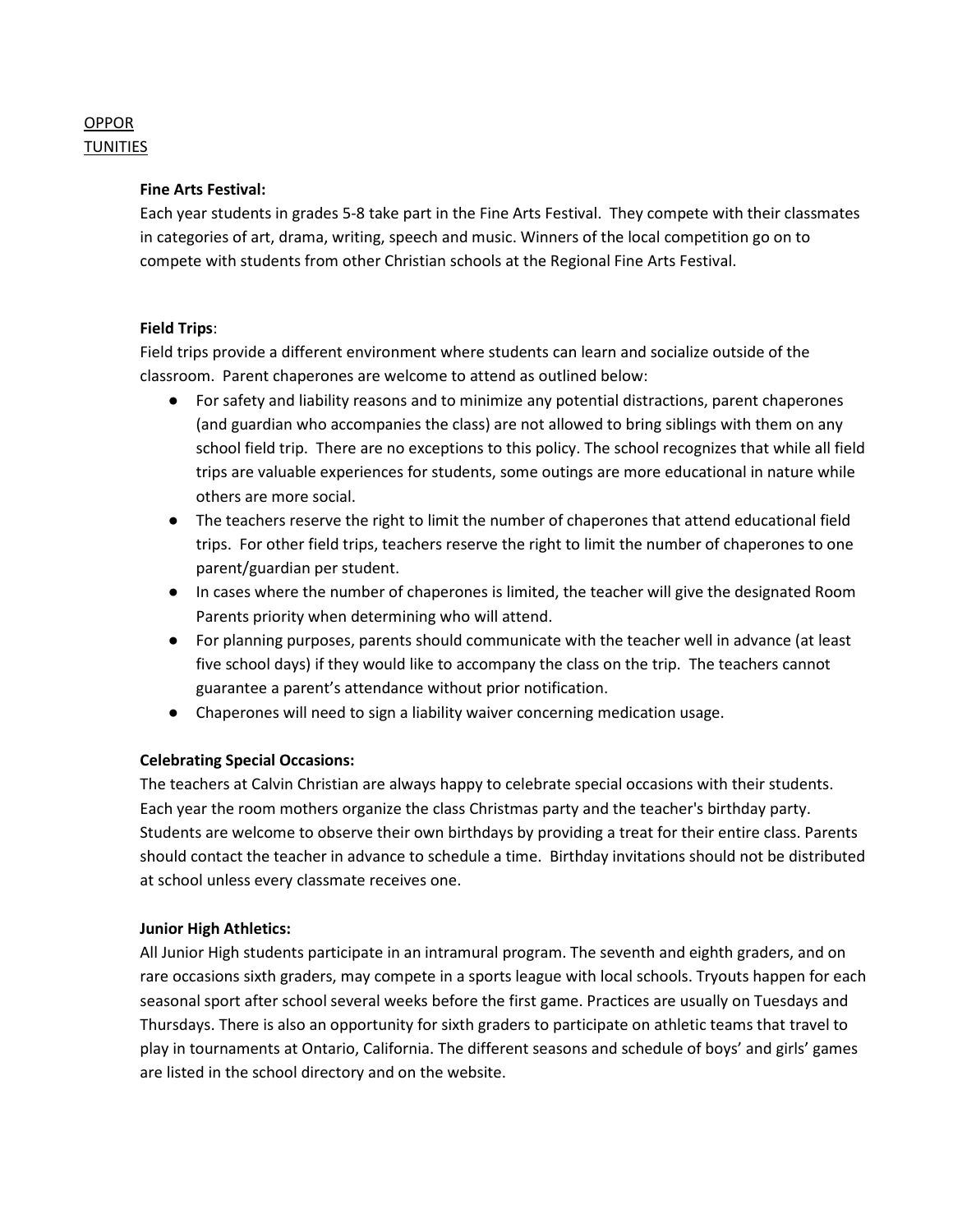OPPOR
TUNITIES

**Fine Arts Festival:**

Each year students in grades 5-8 take part in the Fine Arts Festival. They compete with their classmates in categories of art, drama, writing, speech and music. Winners of the local competition go on to compete with students from other Christian schools at the Regional Fine Arts Festival.

**Field Trips**:

Field trips provide a different environment where students can learn and socialize outside of the classroom. Parent chaperones are welcome to attend as outlined below:

- For safety and liability reasons and to minimize any potential distractions, parent chaperones (and guardian who accompanies the class) are not allowed to bring siblings with them on any school field trip. There are no exceptions to this policy. The school recognizes that while all field trips are valuable experiences for students, some outings are more educational in nature while others are more social.
- The teachers reserve the right to limit the number of chaperones that attend educational field trips. For other field trips, teachers reserve the right to limit the number of chaperones to one parent/guardian per student.
- In cases where the number of chaperones is limited, the teacher will give the designated Room Parents priority when determining who will attend.
- For planning purposes, parents should communicate with the teacher well in advance (at least five school days) if they would like to accompany the class on the trip. The teachers cannot guarantee a parent's attendance without prior notification.
- Chaperones will need to sign a liability waiver concerning medication usage.

**Celebrating Special Occasions:**

The teachers at Calvin Christian are always happy to celebrate special occasions with their students. Each year the room mothers organize the class Christmas party and the teacher's birthday party. Students are welcome to observe their own birthdays by providing a treat for their entire class. Parents should contact the teacher in advance to schedule a time. Birthday invitations should not be distributed at school unless every classmate receives one.

**Junior High Athletics:**

All Junior High students participate in an intramural program. The seventh and eighth graders, and on rare occasions sixth graders, may compete in a sports league with local schools. Tryouts happen for each seasonal sport after school several weeks before the first game. Practices are usually on Tuesdays and Thursdays. There is also an opportunity for sixth graders to participate on athletic teams that travel to play in tournaments at Ontario, California. The different seasons and schedule of boys' and girls' games are listed in the school directory and on the website.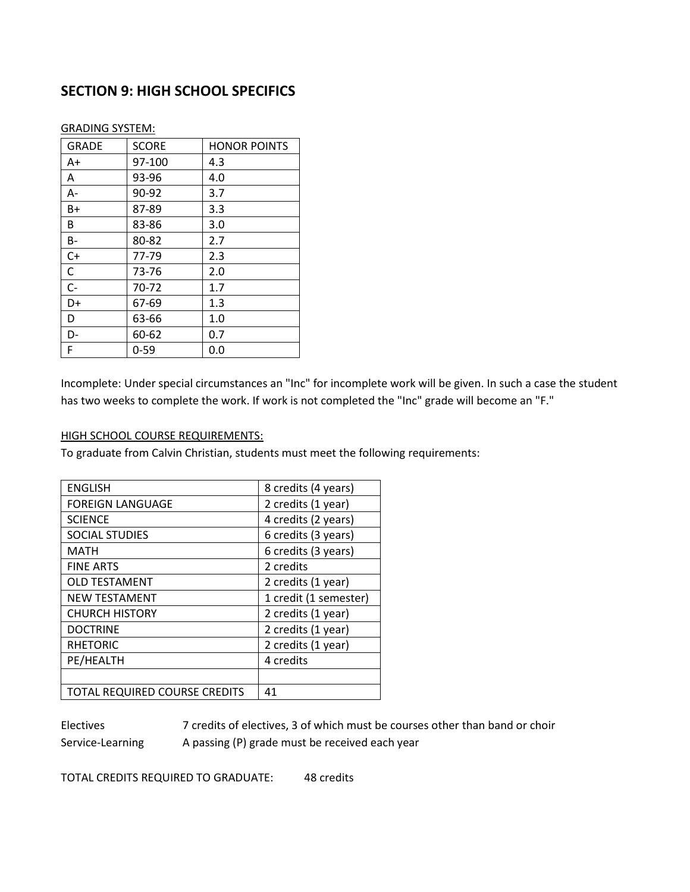## SECTION 9: HIGH SCHOOL SPECIFICS

GRADING SYSTEM:

| GRADE | SCORE | HONOR POINTS |
|---|---|---|
| A+ | 97-100 | 4.3 |
| A | 93-96 | 4.0 |
| A- | 90-92 | 3.7 |
| B+ | 87-89 | 3.3 |
| B | 83-86 | 3.0 |
| B- | 80-82 | 2.7 |
| C+ | 77-79 | 2.3 |
| C | 73-76 | 2.0 |
| C- | 70-72 | 1.7 |
| D+ | 67-69 | 1.3 |
| D | 63-66 | 1.0 |
| D- | 60-62 | 0.7 |
| F | 0-59 | 0.0 |

Incomplete: Under special circumstances an "Inc" for incomplete work will be given. In such a case the student has two weeks to complete the work. If work is not completed the "Inc" grade will become an "F."

HIGH SCHOOL COURSE REQUIREMENTS:

To graduate from Calvin Christian, students must meet the following requirements:

| | |
|---|---|
| ENGLISH | 8 credits (4 years) |
| FOREIGN LANGUAGE | 2 credits (1 year) |
| SCIENCE | 4 credits (2 years) |
| SOCIAL STUDIES | 6 credits (3 years) |
| MATH | 6 credits (3 years) |
| FINE ARTS | 2 credits |
| OLD TESTAMENT | 2 credits (1 year) |
| NEW TESTAMENT | 1 credit (1 semester) |
| CHURCH HISTORY | 2 credits (1 year) |
| DOCTRINE | 2 credits (1 year) |
| RHETORIC | 2 credits (1 year) |
| PE/HEALTH | 4 credits |
| | |
| TOTAL REQUIRED COURSE CREDITS | 41 |

Electives — 7 credits of electives, 3 of which must be courses other than band or choir

Service-Learning — A passing (P) grade must be received each year

TOTAL CREDITS REQUIRED TO GRADUATE: 48 credits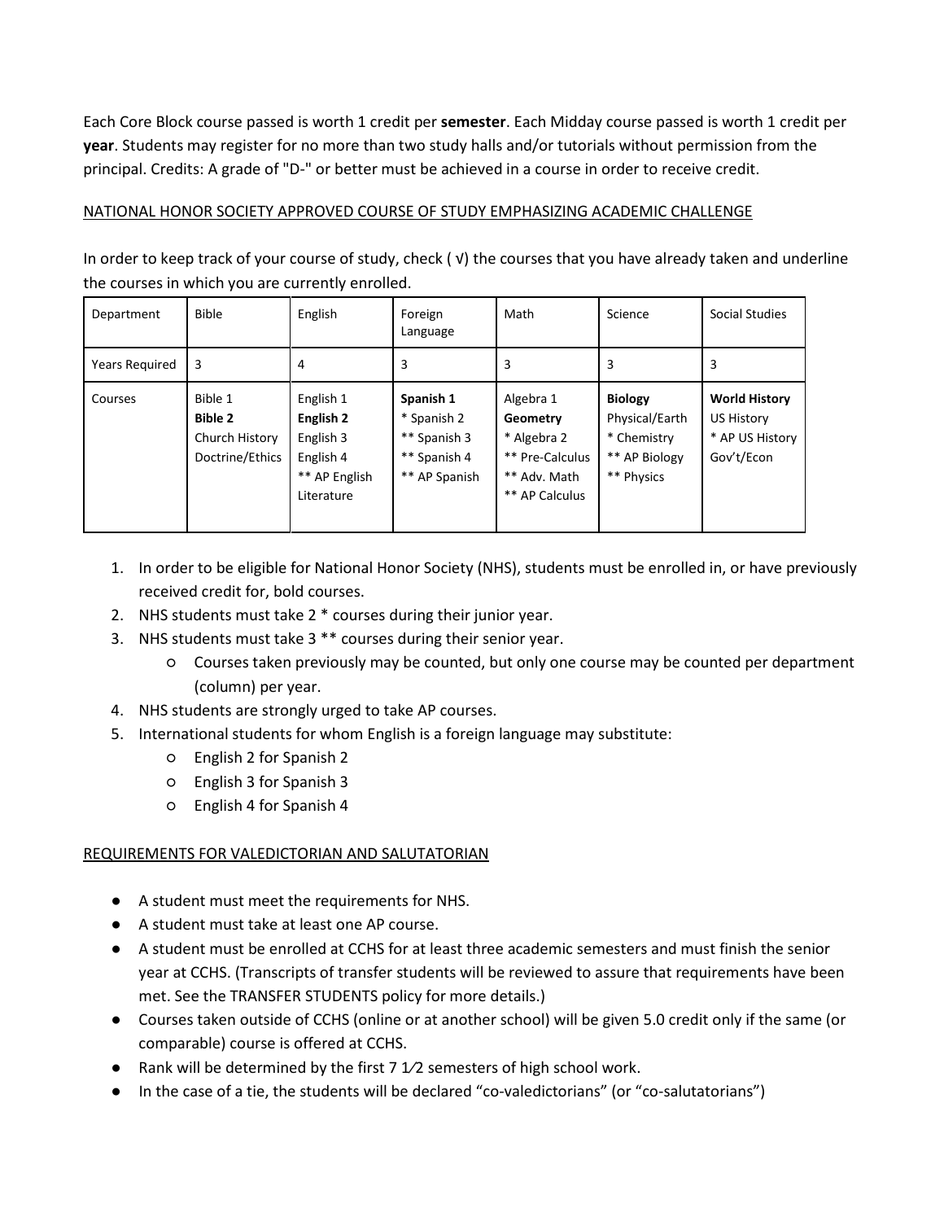Each Core Block course passed is worth 1 credit per **semester**. Each Midday course passed is worth 1 credit per **year**. Students may register for no more than two study halls and/or tutorials without permission from the principal. Credits: A grade of "D-" or better must be achieved in a course in order to receive credit.

NATIONAL HONOR SOCIETY APPROVED COURSE OF STUDY EMPHASIZING ACADEMIC CHALLENGE

In order to keep track of your course of study, check ( √) the courses that you have already taken and underline the courses in which you are currently enrolled.

| Department | Bible | English | Foreign Language | Math | Science | Social Studies |
|---|---|---|---|---|---|---|
| Years Required | 3 | 4 | 3 | 3 | 3 | 3 |
| Courses | Bible 1<br>**Bible 2**<br>Church History<br>Doctrine/Ethics | English 1<br>**English 2**<br>English 3<br>English 4<br>** AP English Literature | **Spanish 1**<br>* Spanish 2<br>** Spanish 3<br>** Spanish 4<br>** AP Spanish | Algebra 1<br>**Geometry**<br>* Algebra 2<br>** Pre-Calculus<br>** Adv. Math<br>** AP Calculus | **Biology**<br>Physical/Earth<br>* Chemistry<br>** AP Biology<br>** Physics | **World History**<br>US History<br>* AP US History<br>Gov't/Econ |

1. In order to be eligible for National Honor Society (NHS), students must be enrolled in, or have previously received credit for, bold courses.
2. NHS students must take 2 * courses during their junior year.
3. NHS students must take 3 ** courses during their senior year.
   - Courses taken previously may be counted, but only one course may be counted per department (column) per year.
4. NHS students are strongly urged to take AP courses.
5. International students for whom English is a foreign language may substitute:
   - English 2 for Spanish 2
   - English 3 for Spanish 3
   - English 4 for Spanish 4

REQUIREMENTS FOR VALEDICTORIAN AND SALUTATORIAN

- A student must meet the requirements for NHS.
- A student must take at least one AP course.
- A student must be enrolled at CCHS for at least three academic semesters and must finish the senior year at CCHS. (Transcripts of transfer students will be reviewed to assure that requirements have been met. See the TRANSFER STUDENTS policy for more details.)
- Courses taken outside of CCHS (online or at another school) will be given 5.0 credit only if the same (or comparable) course is offered at CCHS.
- Rank will be determined by the first 7 1⁄2 semesters of high school work.
- In the case of a tie, the students will be declared "co-valedictorians" (or "co-salutatorians")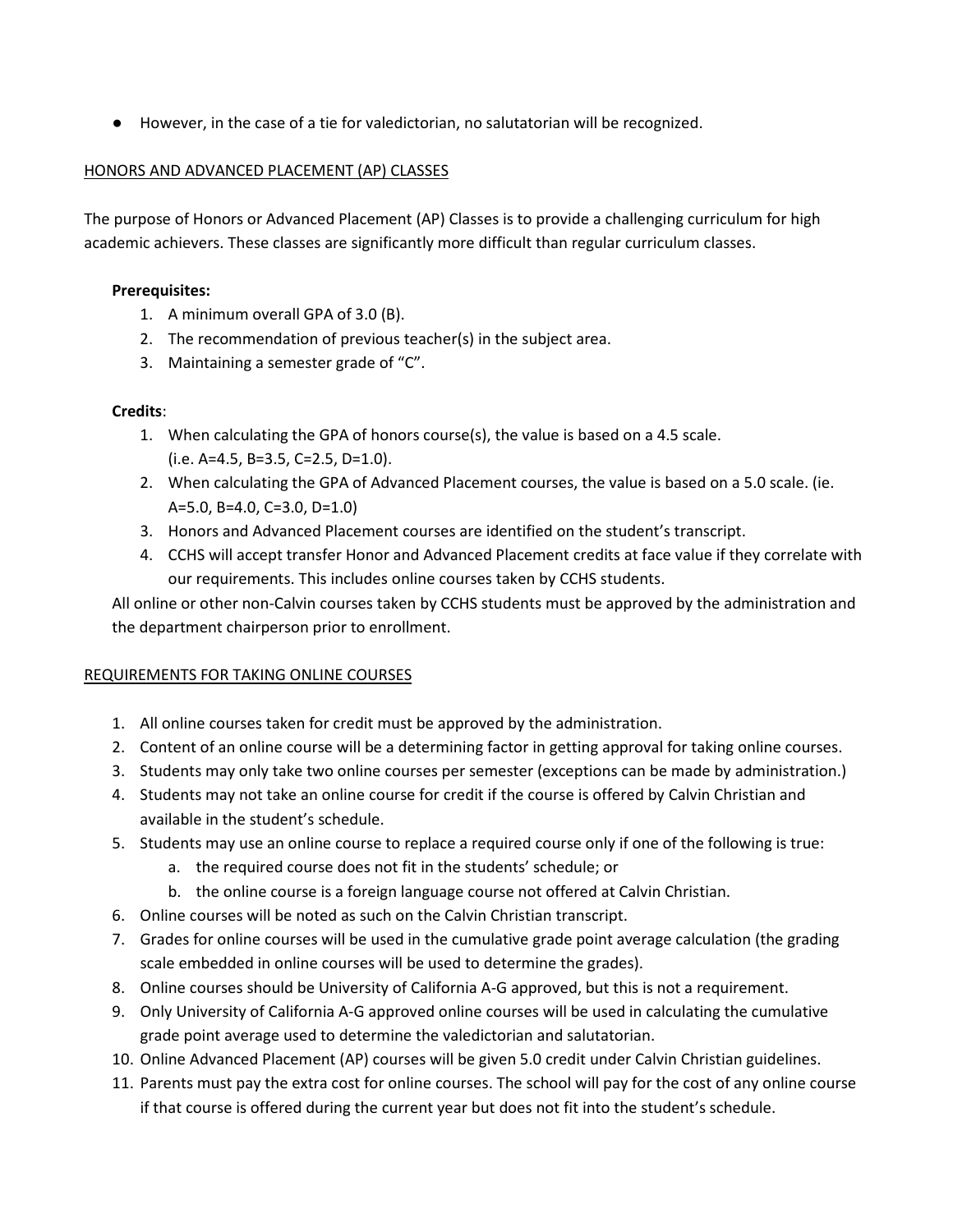- However, in the case of a tie for valedictorian, no salutatorian will be recognized.

## HONORS AND ADVANCED PLACEMENT (AP) CLASSES

The purpose of Honors or Advanced Placement (AP) Classes is to provide a challenging curriculum for high academic achievers. These classes are significantly more difficult than regular curriculum classes.

**Prerequisites:**

1. A minimum overall GPA of 3.0 (B).
2. The recommendation of previous teacher(s) in the subject area.
3. Maintaining a semester grade of "C".

**Credits**:

1. When calculating the GPA of honors course(s), the value is based on a 4.5 scale. (i.e. A=4.5, B=3.5, C=2.5, D=1.0).
2. When calculating the GPA of Advanced Placement courses, the value is based on a 5.0 scale. (ie. A=5.0, B=4.0, C=3.0, D=1.0)
3. Honors and Advanced Placement courses are identified on the student's transcript.
4. CCHS will accept transfer Honor and Advanced Placement credits at face value if they correlate with our requirements. This includes online courses taken by CCHS students.

All online or other non-Calvin courses taken by CCHS students must be approved by the administration and the department chairperson prior to enrollment.

## REQUIREMENTS FOR TAKING ONLINE COURSES

1. All online courses taken for credit must be approved by the administration.
2. Content of an online course will be a determining factor in getting approval for taking online courses.
3. Students may only take two online courses per semester (exceptions can be made by administration.)
4. Students may not take an online course for credit if the course is offered by Calvin Christian and available in the student's schedule.
5. Students may use an online course to replace a required course only if one of the following is true:
   a. the required course does not fit in the students' schedule; or
   b. the online course is a foreign language course not offered at Calvin Christian.
6. Online courses will be noted as such on the Calvin Christian transcript.
7. Grades for online courses will be used in the cumulative grade point average calculation (the grading scale embedded in online courses will be used to determine the grades).
8. Online courses should be University of California A-G approved, but this is not a requirement.
9. Only University of California A-G approved online courses will be used in calculating the cumulative grade point average used to determine the valedictorian and salutatorian.
10. Online Advanced Placement (AP) courses will be given 5.0 credit under Calvin Christian guidelines.
11. Parents must pay the extra cost for online courses. The school will pay for the cost of any online course if that course is offered during the current year but does not fit into the student's schedule.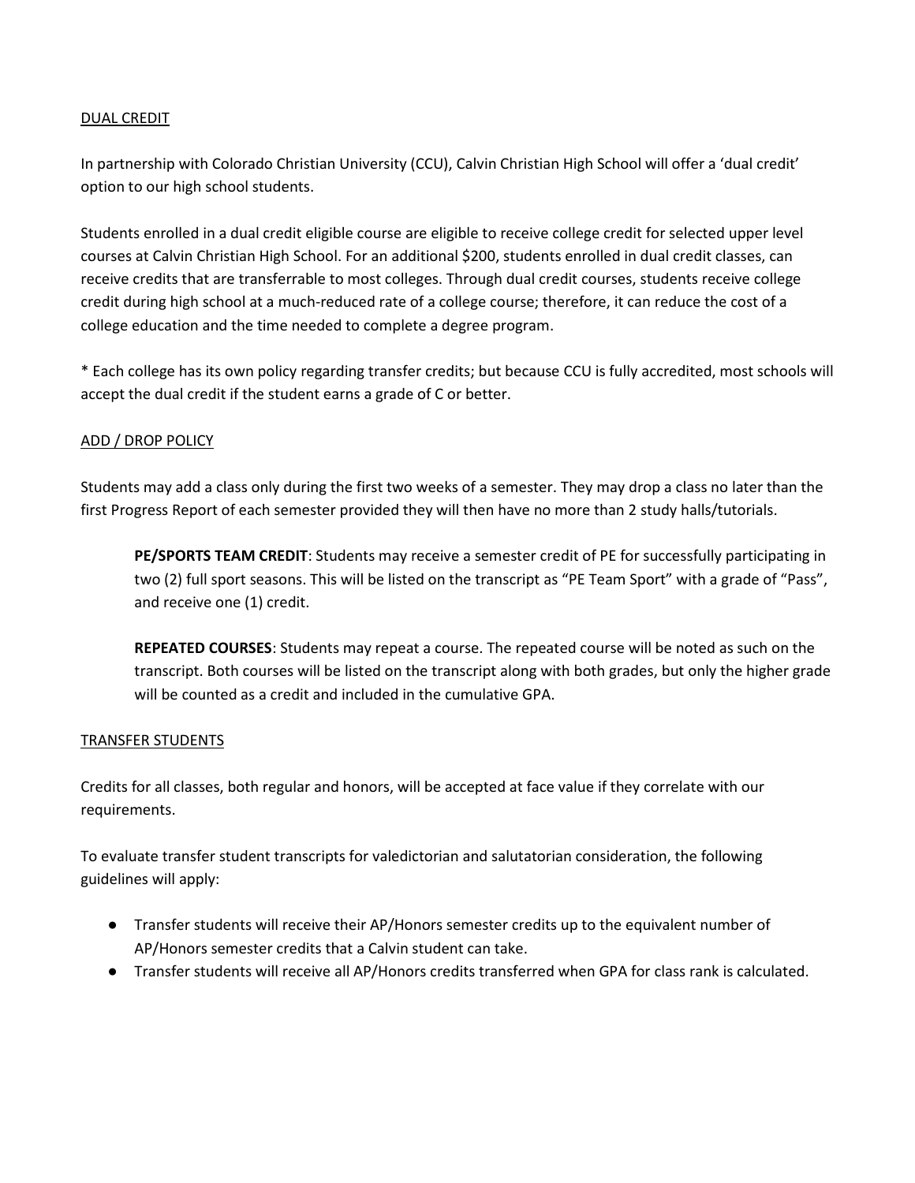## DUAL CREDIT

In partnership with Colorado Christian University (CCU), Calvin Christian High School will offer a 'dual credit' option to our high school students.

Students enrolled in a dual credit eligible course are eligible to receive college credit for selected upper level courses at Calvin Christian High School. For an additional $200, students enrolled in dual credit classes, can receive credits that are transferrable to most colleges. Through dual credit courses, students receive college credit during high school at a much-reduced rate of a college course; therefore, it can reduce the cost of a college education and the time needed to complete a degree program.

* Each college has its own policy regarding transfer credits; but because CCU is fully accredited, most schools will accept the dual credit if the student earns a grade of C or better.

## ADD / DROP POLICY

Students may add a class only during the first two weeks of a semester. They may drop a class no later than the first Progress Report of each semester provided they will then have no more than 2 study halls/tutorials.

**PE/SPORTS TEAM CREDIT**: Students may receive a semester credit of PE for successfully participating in two (2) full sport seasons. This will be listed on the transcript as "PE Team Sport" with a grade of "Pass", and receive one (1) credit.

**REPEATED COURSES**: Students may repeat a course. The repeated course will be noted as such on the transcript. Both courses will be listed on the transcript along with both grades, but only the higher grade will be counted as a credit and included in the cumulative GPA.

## TRANSFER STUDENTS

Credits for all classes, both regular and honors, will be accepted at face value if they correlate with our requirements.

To evaluate transfer student transcripts for valedictorian and salutatorian consideration, the following guidelines will apply:

- Transfer students will receive their AP/Honors semester credits up to the equivalent number of AP/Honors semester credits that a Calvin student can take.
- Transfer students will receive all AP/Honors credits transferred when GPA for class rank is calculated.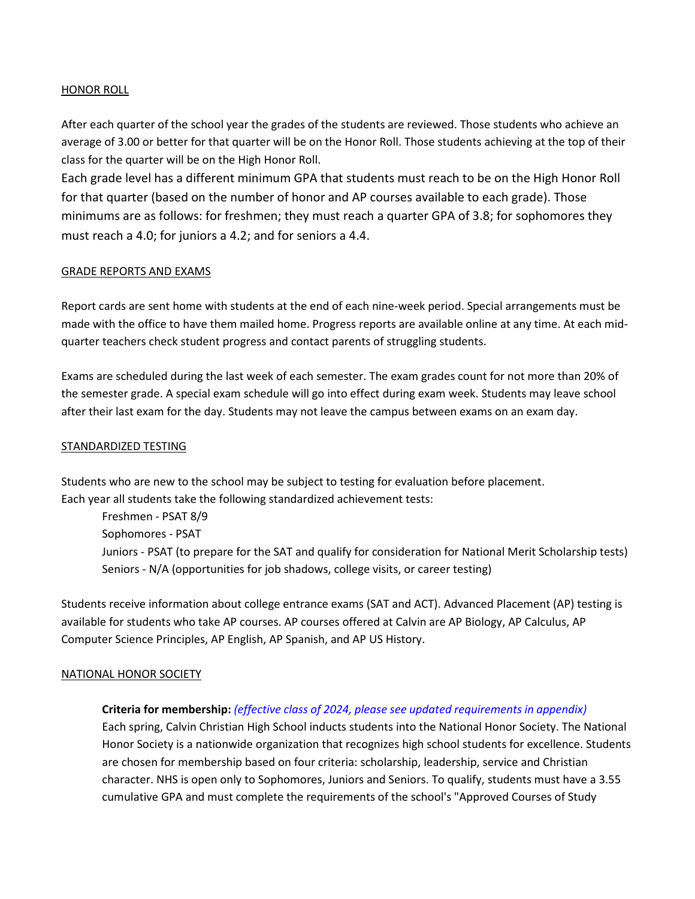## HONOR ROLL

After each quarter of the school year the grades of the students are reviewed. Those students who achieve an average of 3.00 or better for that quarter will be on the Honor Roll. Those students achieving at the top of their class for the quarter will be on the High Honor Roll.

Each grade level has a different minimum GPA that students must reach to be on the High Honor Roll for that quarter (based on the number of honor and AP courses available to each grade). Those minimums are as follows: for freshmen; they must reach a quarter GPA of 3.8; for sophomores they must reach a 4.0; for juniors a 4.2; and for seniors a 4.4.

## GRADE REPORTS AND EXAMS

Report cards are sent home with students at the end of each nine-week period. Special arrangements must be made with the office to have them mailed home. Progress reports are available online at any time. At each mid-quarter teachers check student progress and contact parents of struggling students.

Exams are scheduled during the last week of each semester. The exam grades count for not more than 20% of the semester grade. A special exam schedule will go into effect during exam week. Students may leave school after their last exam for the day. Students may not leave the campus between exams on an exam day.

## STANDARDIZED TESTING

Students who are new to the school may be subject to testing for evaluation before placement.
Each year all students take the following standardized achievement tests:

- Freshmen - PSAT 8/9
- Sophomores - PSAT
- Juniors - PSAT (to prepare for the SAT and qualify for consideration for National Merit Scholarship tests)
- Seniors - N/A (opportunities for job shadows, college visits, or career testing)

Students receive information about college entrance exams (SAT and ACT). Advanced Placement (AP) testing is available for students who take AP courses. AP courses offered at Calvin are AP Biology, AP Calculus, AP Computer Science Principles, AP English, AP Spanish, and AP US History.

## NATIONAL HONOR SOCIETY

**Criteria for membership:** *(effective class of 2024, please see updated requirements in appendix)*
Each spring, Calvin Christian High School inducts students into the National Honor Society. The National Honor Society is a nationwide organization that recognizes high school students for excellence. Students are chosen for membership based on four criteria: scholarship, leadership, service and Christian character. NHS is open only to Sophomores, Juniors and Seniors. To qualify, students must have a 3.55 cumulative GPA and must complete the requirements of the school's "Approved Courses of Study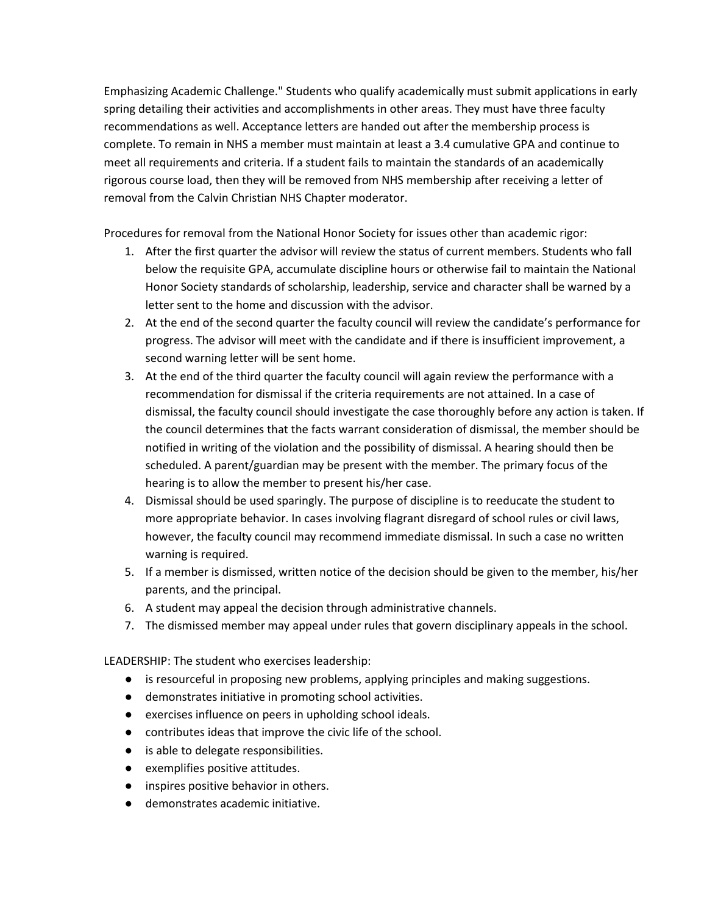Emphasizing Academic Challenge." Students who qualify academically must submit applications in early spring detailing their activities and accomplishments in other areas. They must have three faculty recommendations as well. Acceptance letters are handed out after the membership process is complete. To remain in NHS a member must maintain at least a 3.4 cumulative GPA and continue to meet all requirements and criteria. If a student fails to maintain the standards of an academically rigorous course load, then they will be removed from NHS membership after receiving a letter of removal from the Calvin Christian NHS Chapter moderator.

Procedures for removal from the National Honor Society for issues other than academic rigor:

1. After the first quarter the advisor will review the status of current members. Students who fall below the requisite GPA, accumulate discipline hours or otherwise fail to maintain the National Honor Society standards of scholarship, leadership, service and character shall be warned by a letter sent to the home and discussion with the advisor.
2. At the end of the second quarter the faculty council will review the candidate's performance for progress. The advisor will meet with the candidate and if there is insufficient improvement, a second warning letter will be sent home.
3. At the end of the third quarter the faculty council will again review the performance with a recommendation for dismissal if the criteria requirements are not attained. In a case of dismissal, the faculty council should investigate the case thoroughly before any action is taken. If the council determines that the facts warrant consideration of dismissal, the member should be notified in writing of the violation and the possibility of dismissal. A hearing should then be scheduled. A parent/guardian may be present with the member. The primary focus of the hearing is to allow the member to present his/her case.
4. Dismissal should be used sparingly. The purpose of discipline is to reeducate the student to more appropriate behavior. In cases involving flagrant disregard of school rules or civil laws, however, the faculty council may recommend immediate dismissal. In such a case no written warning is required.
5. If a member is dismissed, written notice of the decision should be given to the member, his/her parents, and the principal.
6. A student may appeal the decision through administrative channels.
7. The dismissed member may appeal under rules that govern disciplinary appeals in the school.

LEADERSHIP: The student who exercises leadership:

- is resourceful in proposing new problems, applying principles and making suggestions.
- demonstrates initiative in promoting school activities.
- exercises influence on peers in upholding school ideals.
- contributes ideas that improve the civic life of the school.
- is able to delegate responsibilities.
- exemplifies positive attitudes.
- inspires positive behavior in others.
- demonstrates academic initiative.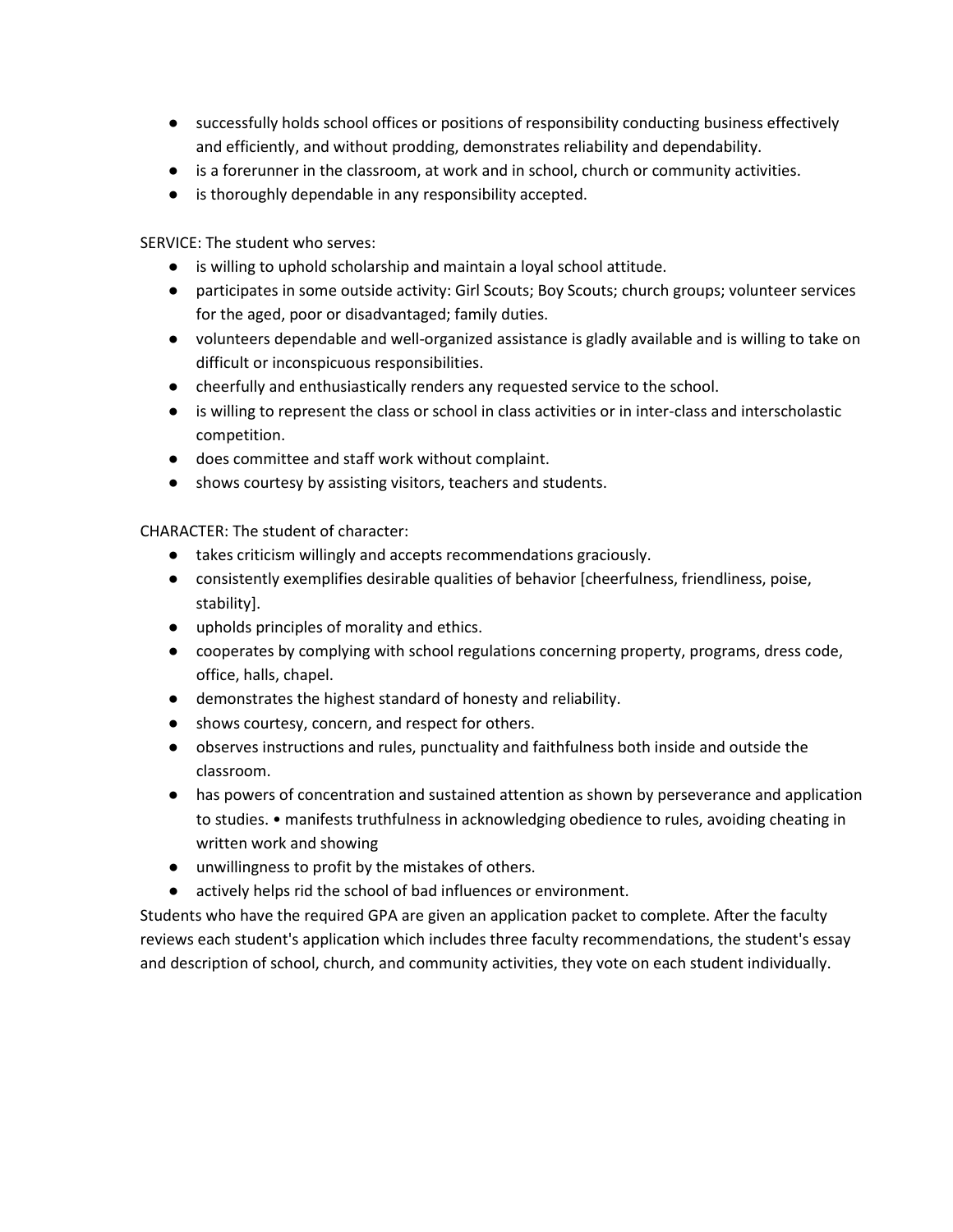- successfully holds school offices or positions of responsibility conducting business effectively and efficiently, and without prodding, demonstrates reliability and dependability.
- is a forerunner in the classroom, at work and in school, church or community activities.
- is thoroughly dependable in any responsibility accepted.

SERVICE: The student who serves:

- is willing to uphold scholarship and maintain a loyal school attitude.
- participates in some outside activity: Girl Scouts; Boy Scouts; church groups; volunteer services for the aged, poor or disadvantaged; family duties.
- volunteers dependable and well-organized assistance is gladly available and is willing to take on difficult or inconspicuous responsibilities.
- cheerfully and enthusiastically renders any requested service to the school.
- is willing to represent the class or school in class activities or in inter-class and interscholastic competition.
- does committee and staff work without complaint.
- shows courtesy by assisting visitors, teachers and students.

CHARACTER: The student of character:

- takes criticism willingly and accepts recommendations graciously.
- consistently exemplifies desirable qualities of behavior [cheerfulness, friendliness, poise, stability].
- upholds principles of morality and ethics.
- cooperates by complying with school regulations concerning property, programs, dress code, office, halls, chapel.
- demonstrates the highest standard of honesty and reliability.
- shows courtesy, concern, and respect for others.
- observes instructions and rules, punctuality and faithfulness both inside and outside the classroom.
- has powers of concentration and sustained attention as shown by perseverance and application to studies. • manifests truthfulness in acknowledging obedience to rules, avoiding cheating in written work and showing
- unwillingness to profit by the mistakes of others.
- actively helps rid the school of bad influences or environment.

Students who have the required GPA are given an application packet to complete. After the faculty reviews each student's application which includes three faculty recommendations, the student's essay and description of school, church, and community activities, they vote on each student individually.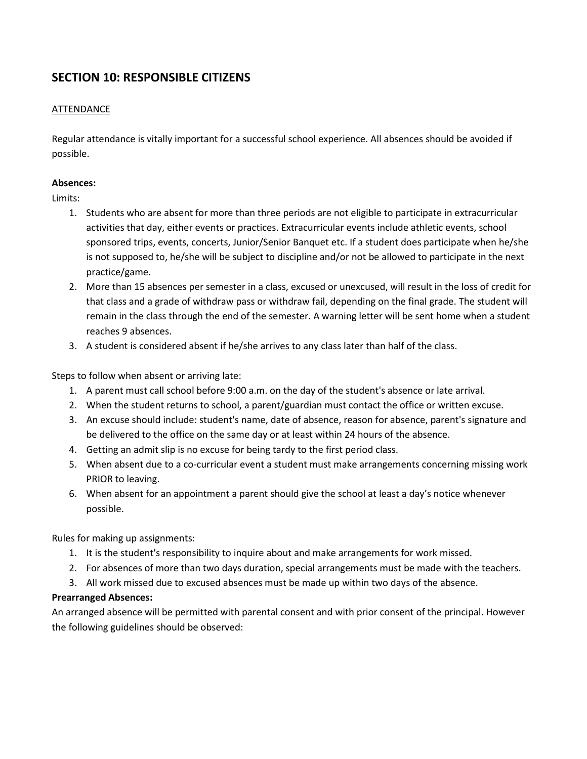## SECTION 10: RESPONSIBLE CITIZENS

ATTENDANCE

Regular attendance is vitally important for a successful school experience. All absences should be avoided if possible.

**Absences:**

Limits:

1. Students who are absent for more than three periods are not eligible to participate in extracurricular activities that day, either events or practices. Extracurricular events include athletic events, school sponsored trips, events, concerts, Junior/Senior Banquet etc. If a student does participate when he/she is not supposed to, he/she will be subject to discipline and/or not be allowed to participate in the next practice/game.
2. More than 15 absences per semester in a class, excused or unexcused, will result in the loss of credit for that class and a grade of withdraw pass or withdraw fail, depending on the final grade. The student will remain in the class through the end of the semester. A warning letter will be sent home when a student reaches 9 absences.
3. A student is considered absent if he/she arrives to any class later than half of the class.

Steps to follow when absent or arriving late:

1. A parent must call school before 9:00 a.m. on the day of the student's absence or late arrival.
2. When the student returns to school, a parent/guardian must contact the office or written excuse.
3. An excuse should include: student's name, date of absence, reason for absence, parent's signature and be delivered to the office on the same day or at least within 24 hours of the absence.
4. Getting an admit slip is no excuse for being tardy to the first period class.
5. When absent due to a co-curricular event a student must make arrangements concerning missing work PRIOR to leaving.
6. When absent for an appointment a parent should give the school at least a day's notice whenever possible.

Rules for making up assignments:

1. It is the student's responsibility to inquire about and make arrangements for work missed.
2. For absences of more than two days duration, special arrangements must be made with the teachers.
3. All work missed due to excused absences must be made up within two days of the absence.

**Prearranged Absences:**

An arranged absence will be permitted with parental consent and with prior consent of the principal. However the following guidelines should be observed: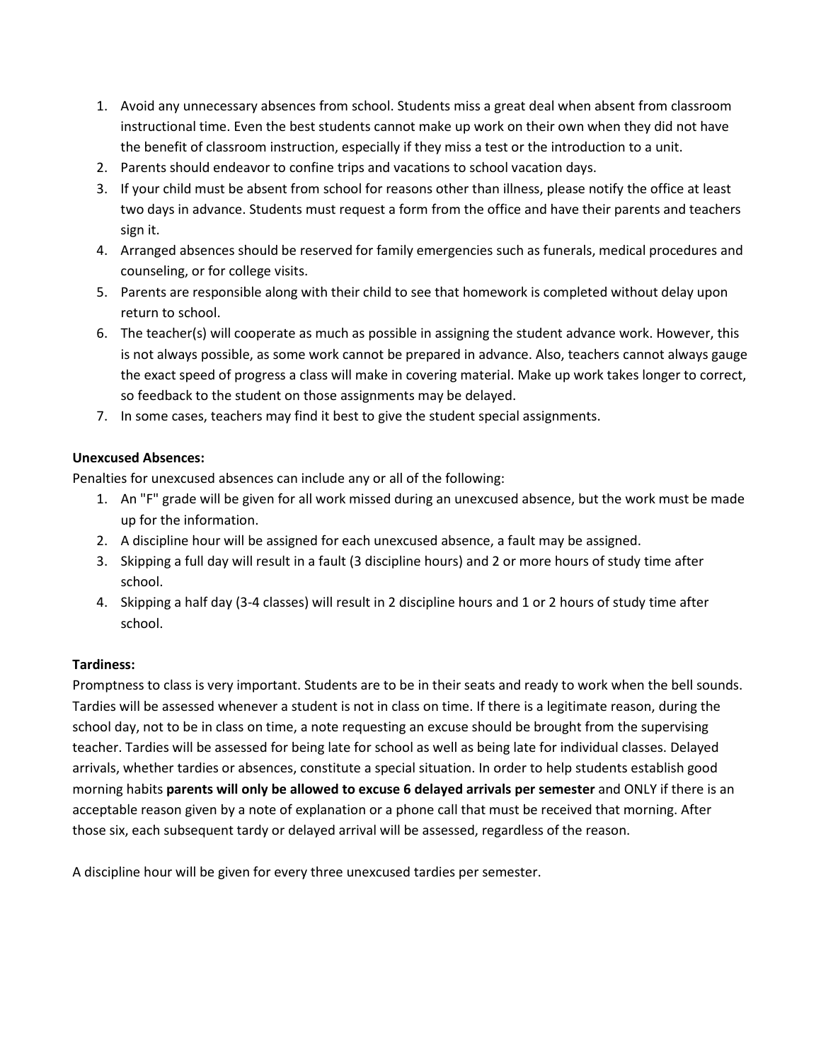1. Avoid any unnecessary absences from school. Students miss a great deal when absent from classroom instructional time. Even the best students cannot make up work on their own when they did not have the benefit of classroom instruction, especially if they miss a test or the introduction to a unit.
2. Parents should endeavor to confine trips and vacations to school vacation days.
3. If your child must be absent from school for reasons other than illness, please notify the office at least two days in advance. Students must request a form from the office and have their parents and teachers sign it.
4. Arranged absences should be reserved for family emergencies such as funerals, medical procedures and counseling, or for college visits.
5. Parents are responsible along with their child to see that homework is completed without delay upon return to school.
6. The teacher(s) will cooperate as much as possible in assigning the student advance work. However, this is not always possible, as some work cannot be prepared in advance. Also, teachers cannot always gauge the exact speed of progress a class will make in covering material. Make up work takes longer to correct, so feedback to the student on those assignments may be delayed.
7. In some cases, teachers may find it best to give the student special assignments.

**Unexcused Absences:**

Penalties for unexcused absences can include any or all of the following:

1. An "F" grade will be given for all work missed during an unexcused absence, but the work must be made up for the information.
2. A discipline hour will be assigned for each unexcused absence, a fault may be assigned.
3. Skipping a full day will result in a fault (3 discipline hours) and 2 or more hours of study time after school.
4. Skipping a half day (3-4 classes) will result in 2 discipline hours and 1 or 2 hours of study time after school.

**Tardiness:**

Promptness to class is very important. Students are to be in their seats and ready to work when the bell sounds. Tardies will be assessed whenever a student is not in class on time. If there is a legitimate reason, during the school day, not to be in class on time, a note requesting an excuse should be brought from the supervising teacher. Tardies will be assessed for being late for school as well as being late for individual classes. Delayed arrivals, whether tardies or absences, constitute a special situation. In order to help students establish good morning habits **parents will only be allowed to excuse 6 delayed arrivals per semester** and ONLY if there is an acceptable reason given by a note of explanation or a phone call that must be received that morning. After those six, each subsequent tardy or delayed arrival will be assessed, regardless of the reason.

A discipline hour will be given for every three unexcused tardies per semester.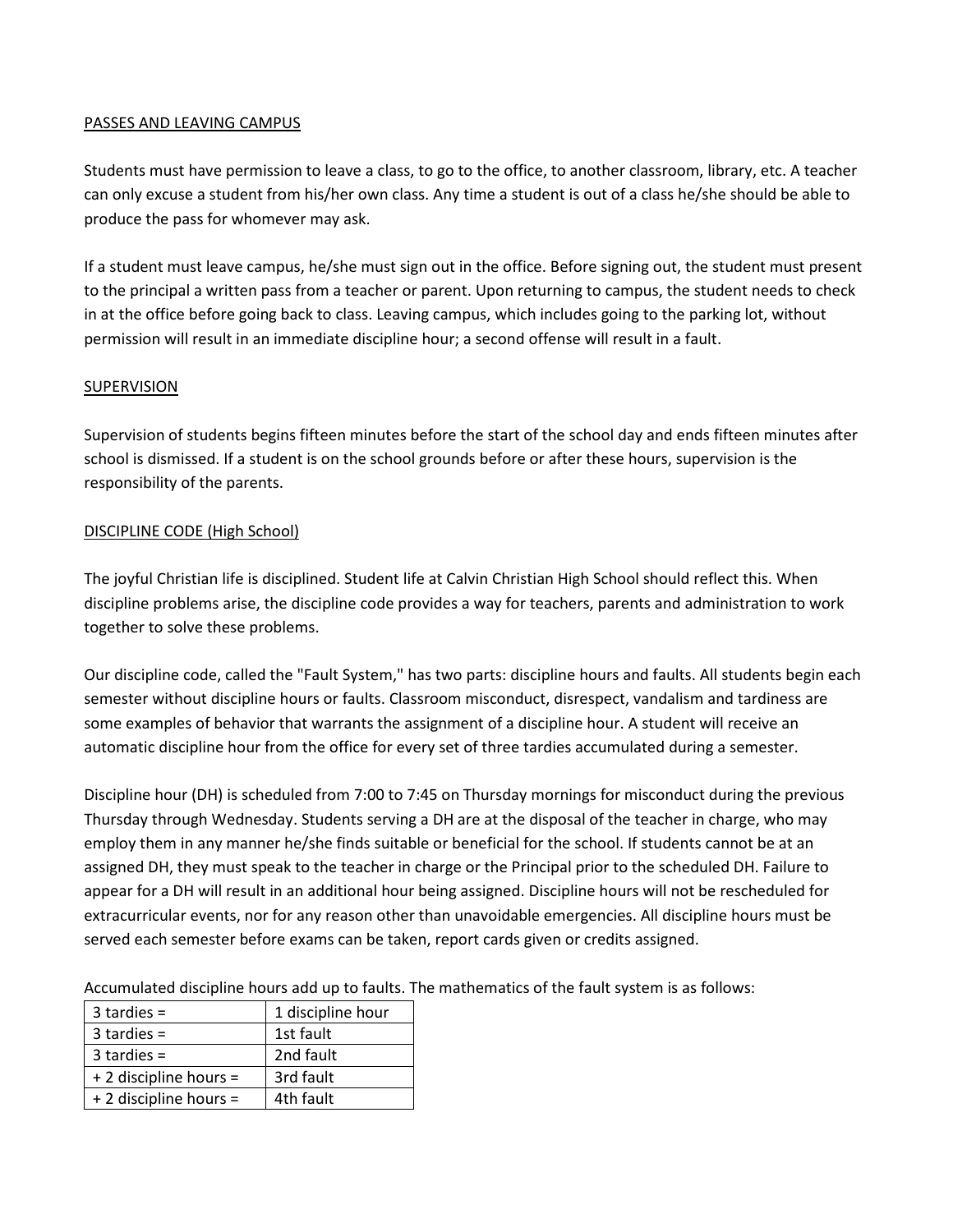PASSES AND LEAVING CAMPUS

Students must have permission to leave a class, to go to the office, to another classroom, library, etc. A teacher can only excuse a student from his/her own class. Any time a student is out of a class he/she should be able to produce the pass for whomever may ask.

If a student must leave campus, he/she must sign out in the office. Before signing out, the student must present to the principal a written pass from a teacher or parent. Upon returning to campus, the student needs to check in at the office before going back to class. Leaving campus, which includes going to the parking lot, without permission will result in an immediate discipline hour; a second offense will result in a fault.

SUPERVISION

Supervision of students begins fifteen minutes before the start of the school day and ends fifteen minutes after school is dismissed. If a student is on the school grounds before or after these hours, supervision is the responsibility of the parents.

DISCIPLINE CODE (High School)

The joyful Christian life is disciplined. Student life at Calvin Christian High School should reflect this. When discipline problems arise, the discipline code provides a way for teachers, parents and administration to work together to solve these problems.

Our discipline code, called the "Fault System," has two parts: discipline hours and faults. All students begin each semester without discipline hours or faults. Classroom misconduct, disrespect, vandalism and tardiness are some examples of behavior that warrants the assignment of a discipline hour. A student will receive an automatic discipline hour from the office for every set of three tardies accumulated during a semester.

Discipline hour (DH) is scheduled from 7:00 to 7:45 on Thursday mornings for misconduct during the previous Thursday through Wednesday. Students serving a DH are at the disposal of the teacher in charge, who may employ them in any manner he/she finds suitable or beneficial for the school. If students cannot be at an assigned DH, they must speak to the teacher in charge or the Principal prior to the scheduled DH. Failure to appear for a DH will result in an additional hour being assigned. Discipline hours will not be rescheduled for extracurricular events, nor for any reason other than unavoidable emergencies. All discipline hours must be served each semester before exams can be taken, report cards given or credits assigned.

Accumulated discipline hours add up to faults. The mathematics of the fault system is as follows:

| | |
|---|---|
| 3 tardies = | 1 discipline hour |
| 3 tardies = | 1st fault |
| 3 tardies = | 2nd fault |
| + 2 discipline hours = | 3rd fault |
| + 2 discipline hours = | 4th fault |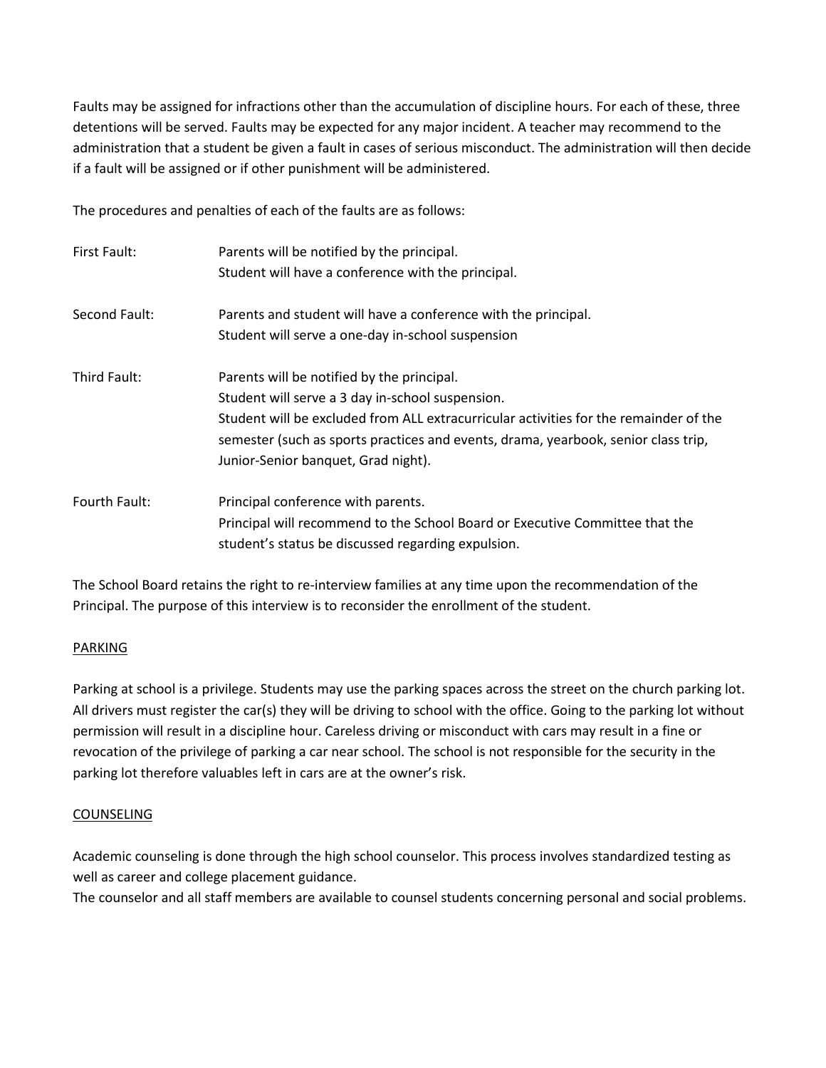Faults may be assigned for infractions other than the accumulation of discipline hours. For each of these, three detentions will be served. Faults may be expected for any major incident. A teacher may recommend to the administration that a student be given a fault in cases of serious misconduct. The administration will then decide if a fault will be assigned or if other punishment will be administered.

The procedures and penalties of each of the faults are as follows:

| | |
|---|---|
| First Fault: | Parents will be notified by the principal.<br>Student will have a conference with the principal. |
| Second Fault: | Parents and student will have a conference with the principal.<br>Student will serve a one-day in-school suspension |
| Third Fault: | Parents will be notified by the principal.<br>Student will serve a 3 day in-school suspension.<br>Student will be excluded from ALL extracurricular activities for the remainder of the semester (such as sports practices and events, drama, yearbook, senior class trip, Junior-Senior banquet, Grad night). |
| Fourth Fault: | Principal conference with parents.<br>Principal will recommend to the School Board or Executive Committee that the student's status be discussed regarding expulsion. |

The School Board retains the right to re-interview families at any time upon the recommendation of the Principal. The purpose of this interview is to reconsider the enrollment of the student.

## PARKING

Parking at school is a privilege. Students may use the parking spaces across the street on the church parking lot. All drivers must register the car(s) they will be driving to school with the office. Going to the parking lot without permission will result in a discipline hour. Careless driving or misconduct with cars may result in a fine or revocation of the privilege of parking a car near school. The school is not responsible for the security in the parking lot therefore valuables left in cars are at the owner's risk.

## COUNSELING

Academic counseling is done through the high school counselor. This process involves standardized testing as well as career and college placement guidance.
The counselor and all staff members are available to counsel students concerning personal and social problems.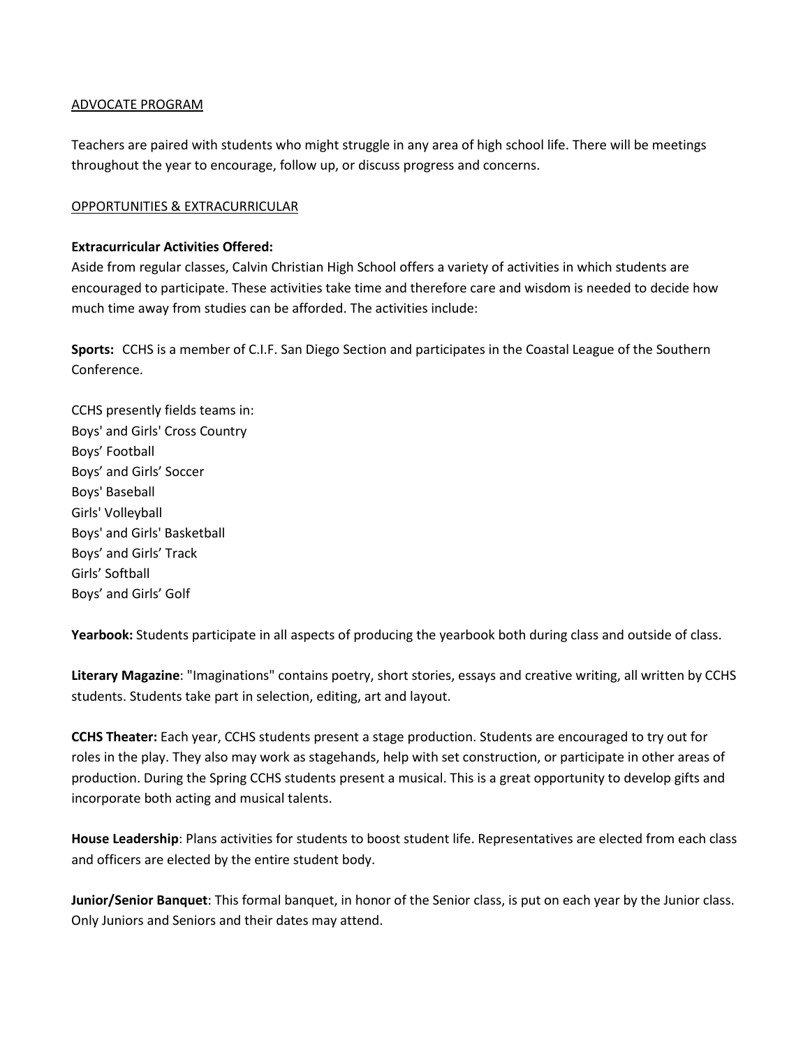## ADVOCATE PROGRAM

Teachers are paired with students who might struggle in any area of high school life. There will be meetings throughout the year to encourage, follow up, or discuss progress and concerns.

## OPPORTUNITIES & EXTRACURRICULAR

**Extracurricular Activities Offered:**
Aside from regular classes, Calvin Christian High School offers a variety of activities in which students are encouraged to participate. These activities take time and therefore care and wisdom is needed to decide how much time away from studies can be afforded. The activities include:

**Sports:** CCHS is a member of C.I.F. San Diego Section and participates in the Coastal League of the Southern Conference.

CCHS presently fields teams in:
Boys' and Girls' Cross Country
Boys' Football
Boys' and Girls' Soccer
Boys' Baseball
Girls' Volleyball
Boys' and Girls' Basketball
Boys' and Girls' Track
Girls' Softball
Boys' and Girls' Golf

**Yearbook:** Students participate in all aspects of producing the yearbook both during class and outside of class.

**Literary Magazine**: "Imaginations" contains poetry, short stories, essays and creative writing, all written by CCHS students. Students take part in selection, editing, art and layout.

**CCHS Theater:** Each year, CCHS students present a stage production. Students are encouraged to try out for roles in the play. They also may work as stagehands, help with set construction, or participate in other areas of production. During the Spring CCHS students present a musical. This is a great opportunity to develop gifts and incorporate both acting and musical talents.

**House Leadership**: Plans activities for students to boost student life. Representatives are elected from each class and officers are elected by the entire student body.

**Junior/Senior Banquet**: This formal banquet, in honor of the Senior class, is put on each year by the Junior class. Only Juniors and Seniors and their dates may attend.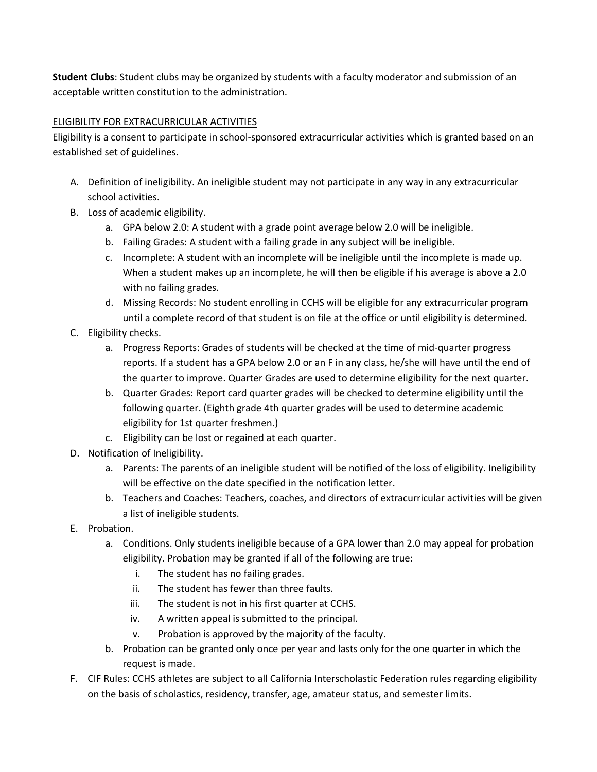**Student Clubs**: Student clubs may be organized by students with a faculty moderator and submission of an acceptable written constitution to the administration.

ELIGIBILITY FOR EXTRACURRICULAR ACTIVITIES

Eligibility is a consent to participate in school-sponsored extracurricular activities which is granted based on an established set of guidelines.

A. Definition of ineligibility. An ineligible student may not participate in any way in any extracurricular school activities.
B. Loss of academic eligibility.
   a. GPA below 2.0: A student with a grade point average below 2.0 will be ineligible.
   b. Failing Grades: A student with a failing grade in any subject will be ineligible.
   c. Incomplete: A student with an incomplete will be ineligible until the incomplete is made up. When a student makes up an incomplete, he will then be eligible if his average is above a 2.0 with no failing grades.
   d. Missing Records: No student enrolling in CCHS will be eligible for any extracurricular program until a complete record of that student is on file at the office or until eligibility is determined.
C. Eligibility checks.
   a. Progress Reports: Grades of students will be checked at the time of mid-quarter progress reports. If a student has a GPA below 2.0 or an F in any class, he/she will have until the end of the quarter to improve. Quarter Grades are used to determine eligibility for the next quarter.
   b. Quarter Grades: Report card quarter grades will be checked to determine eligibility until the following quarter. (Eighth grade 4th quarter grades will be used to determine academic eligibility for 1st quarter freshmen.)
   c. Eligibility can be lost or regained at each quarter.
D. Notification of Ineligibility.
   a. Parents: The parents of an ineligible student will be notified of the loss of eligibility. Ineligibility will be effective on the date specified in the notification letter.
   b. Teachers and Coaches: Teachers, coaches, and directors of extracurricular activities will be given a list of ineligible students.
E. Probation.
   a. Conditions. Only students ineligible because of a GPA lower than 2.0 may appeal for probation eligibility. Probation may be granted if all of the following are true:
      i. The student has no failing grades.
      ii. The student has fewer than three faults.
      iii. The student is not in his first quarter at CCHS.
      iv. A written appeal is submitted to the principal.
      v. Probation is approved by the majority of the faculty.
   b. Probation can be granted only once per year and lasts only for the one quarter in which the request is made.
F. CIF Rules: CCHS athletes are subject to all California Interscholastic Federation rules regarding eligibility on the basis of scholastics, residency, transfer, age, amateur status, and semester limits.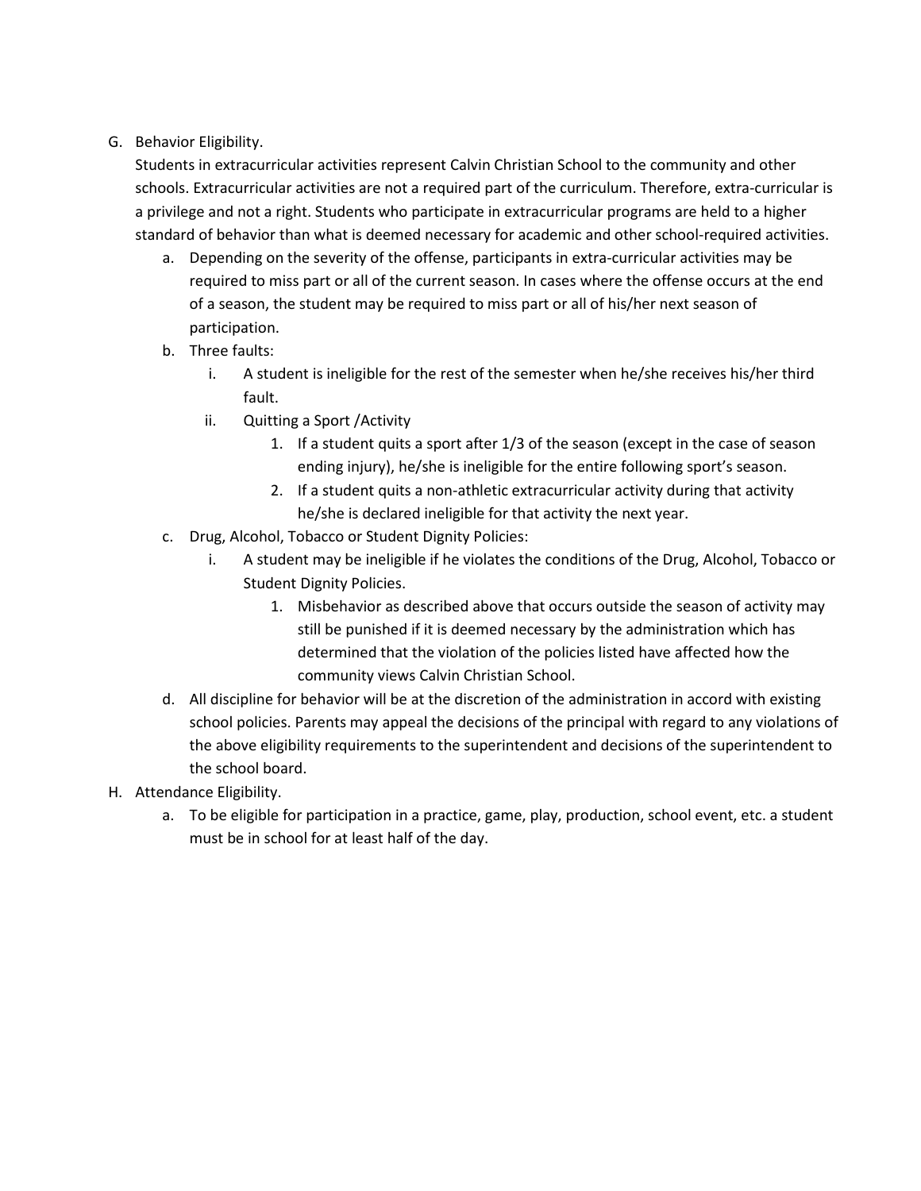G. Behavior Eligibility.

Students in extracurricular activities represent Calvin Christian School to the community and other schools. Extracurricular activities are not a required part of the curriculum. Therefore, extra-curricular is a privilege and not a right. Students who participate in extracurricular programs are held to a higher standard of behavior than what is deemed necessary for academic and other school-required activities.

   a. Depending on the severity of the offense, participants in extra-curricular activities may be required to miss part or all of the current season. In cases where the offense occurs at the end of a season, the student may be required to miss part or all of his/her next season of participation.
   b. Three faults:
      i. A student is ineligible for the rest of the semester when he/she receives his/her third fault.
      ii. Quitting a Sport /Activity
         1. If a student quits a sport after 1/3 of the season (except in the case of season ending injury), he/she is ineligible for the entire following sport's season.
         2. If a student quits a non-athletic extracurricular activity during that activity he/she is declared ineligible for that activity the next year.
   c. Drug, Alcohol, Tobacco or Student Dignity Policies:
      i. A student may be ineligible if he violates the conditions of the Drug, Alcohol, Tobacco or Student Dignity Policies.
         1. Misbehavior as described above that occurs outside the season of activity may still be punished if it is deemed necessary by the administration which has determined that the violation of the policies listed have affected how the community views Calvin Christian School.
   d. All discipline for behavior will be at the discretion of the administration in accord with existing school policies. Parents may appeal the decisions of the principal with regard to any violations of the above eligibility requirements to the superintendent and decisions of the superintendent to the school board.

H. Attendance Eligibility.

   a. To be eligible for participation in a practice, game, play, production, school event, etc. a student must be in school for at least half of the day.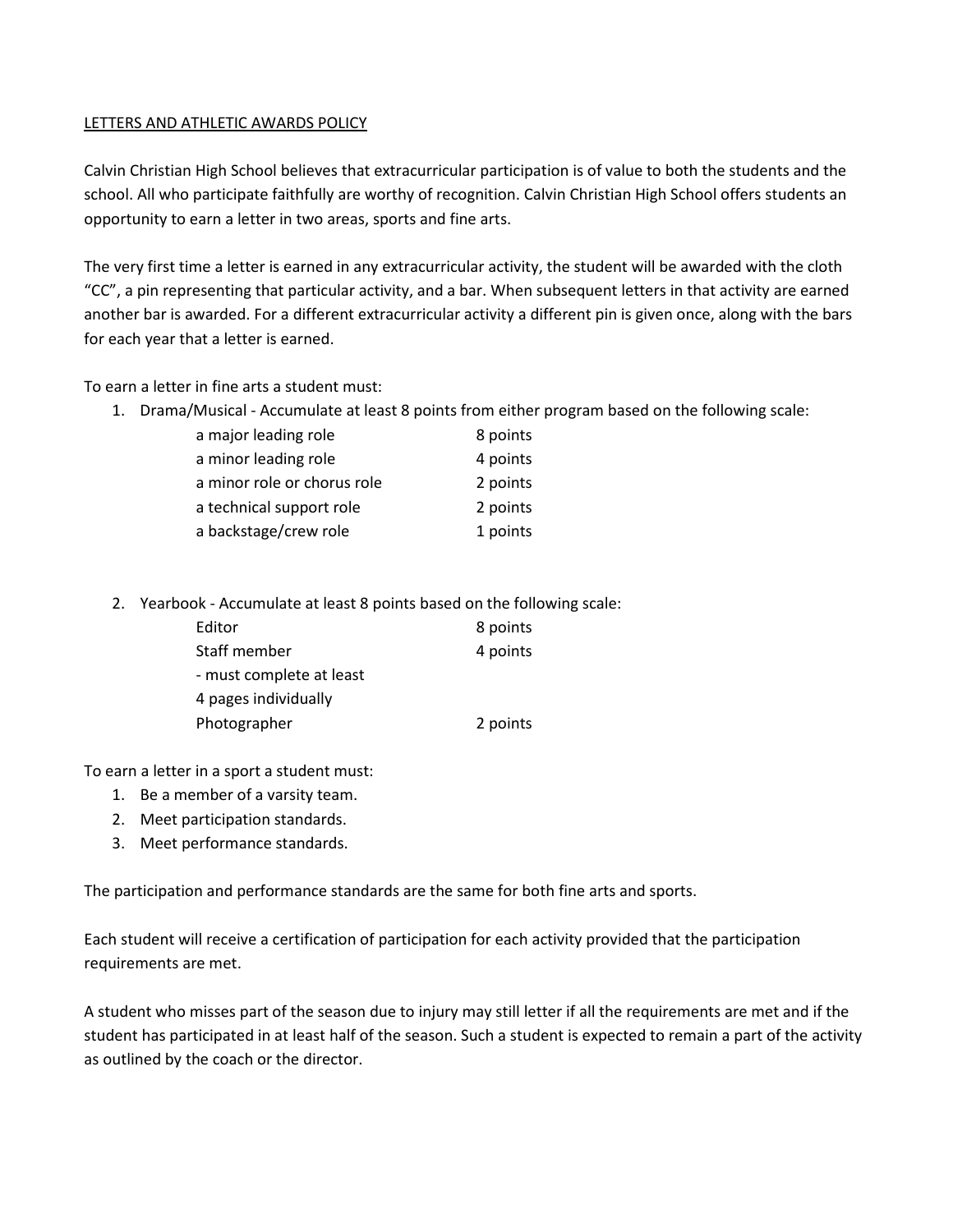## LETTERS AND ATHLETIC AWARDS POLICY

Calvin Christian High School believes that extracurricular participation is of value to both the students and the school. All who participate faithfully are worthy of recognition. Calvin Christian High School offers students an opportunity to earn a letter in two areas, sports and fine arts.

The very first time a letter is earned in any extracurricular activity, the student will be awarded with the cloth "CC", a pin representing that particular activity, and a bar. When subsequent letters in that activity are earned another bar is awarded. For a different extracurricular activity a different pin is given once, along with the bars for each year that a letter is earned.

To earn a letter in fine arts a student must:

1. Drama/Musical - Accumulate at least 8 points from either program based on the following scale:

| | |
|---|---|
| a major leading role | 8 points |
| a minor leading role | 4 points |
| a minor role or chorus role | 2 points |
| a technical support role | 2 points |
| a backstage/crew role | 1 points |

2. Yearbook - Accumulate at least 8 points based on the following scale:

| | |
|---|---|
| Editor | 8 points |
| Staff member<br>- must complete at least 4 pages individually | 4 points |
| Photographer | 2 points |

To earn a letter in a sport a student must:

1. Be a member of a varsity team.
2. Meet participation standards.
3. Meet performance standards.

The participation and performance standards are the same for both fine arts and sports.

Each student will receive a certification of participation for each activity provided that the participation requirements are met.

A student who misses part of the season due to injury may still letter if all the requirements are met and if the student has participated in at least half of the season. Such a student is expected to remain a part of the activity as outlined by the coach or the director.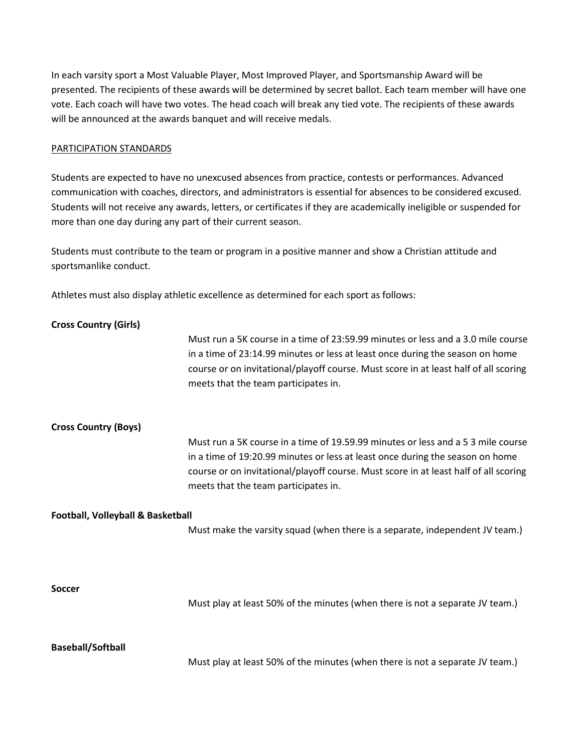In each varsity sport a Most Valuable Player, Most Improved Player, and Sportsmanship Award will be presented. The recipients of these awards will be determined by secret ballot. Each team member will have one vote. Each coach will have two votes. The head coach will break any tied vote. The recipients of these awards will be announced at the awards banquet and will receive medals.

PARTICIPATION STANDARDS

Students are expected to have no unexcused absences from practice, contests or performances. Advanced communication with coaches, directors, and administrators is essential for absences to be considered excused. Students will not receive any awards, letters, or certificates if they are academically ineligible or suspended for more than one day during any part of their current season.

Students must contribute to the team or program in a positive manner and show a Christian attitude and sportsmanlike conduct.

Athletes must also display athletic excellence as determined for each sport as follows:

**Cross Country (Girls)**

Must run a 5K course in a time of 23:59.99 minutes or less and a 3.0 mile course in a time of 23:14.99 minutes or less at least once during the season on home course or on invitational/playoff course. Must score in at least half of all scoring meets that the team participates in.

**Cross Country (Boys)**

Must run a 5K course in a time of 19.59.99 minutes or less and a 5 3 mile course in a time of 19:20.99 minutes or less at least once during the season on home course or on invitational/playoff course. Must score in at least half of all scoring meets that the team participates in.

**Football, Volleyball & Basketball**

Must make the varsity squad (when there is a separate, independent JV team.)

**Soccer**

Must play at least 50% of the minutes (when there is not a separate JV team.)

**Baseball/Softball**

Must play at least 50% of the minutes (when there is not a separate JV team.)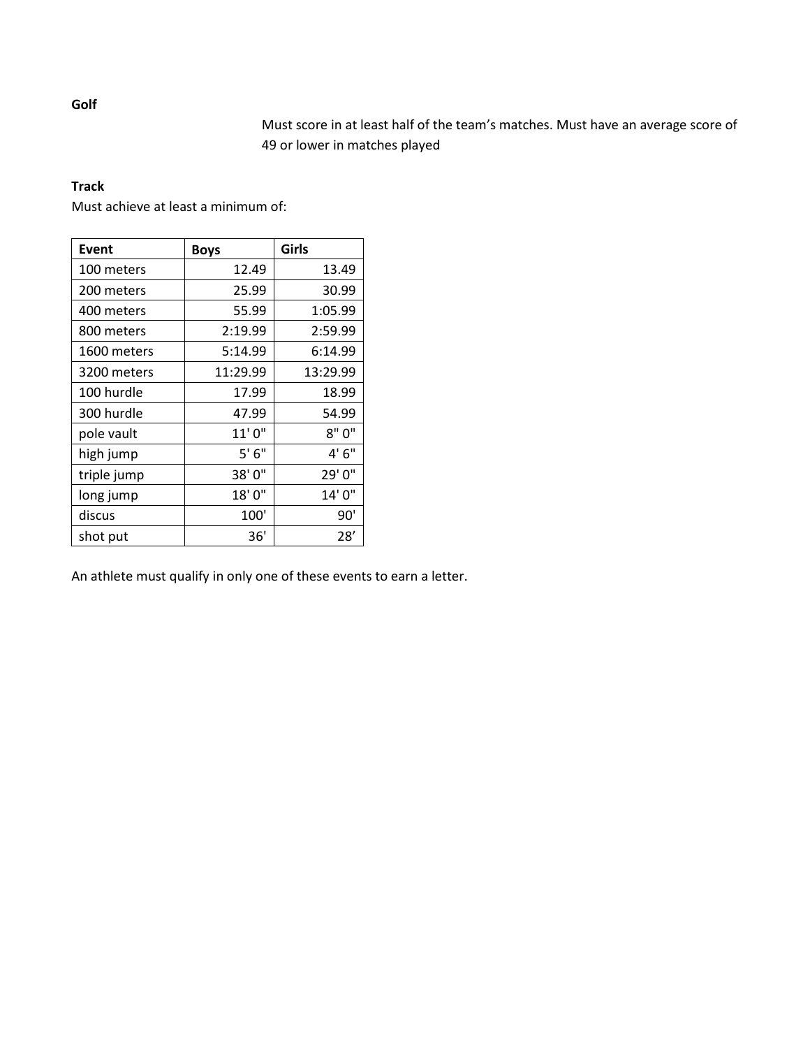**Golf**

Must score in at least half of the team's matches. Must have an average score of 49 or lower in matches played

**Track**

Must achieve at least a minimum of:

| Event | Boys | Girls |
|---|---|---|
| 100 meters | 12.49 | 13.49 |
| 200 meters | 25.99 | 30.99 |
| 400 meters | 55.99 | 1:05.99 |
| 800 meters | 2:19.99 | 2:59.99 |
| 1600 meters | 5:14.99 | 6:14.99 |
| 3200 meters | 11:29.99 | 13:29.99 |
| 100 hurdle | 17.99 | 18.99 |
| 300 hurdle | 47.99 | 54.99 |
| pole vault | 11' 0" | 8" 0" |
| high jump | 5' 6" | 4' 6" |
| triple jump | 38' 0" | 29' 0" |
| long jump | 18' 0" | 14' 0" |
| discus | 100' | 90' |
| shot put | 36' | 28' |

An athlete must qualify in only one of these events to earn a letter.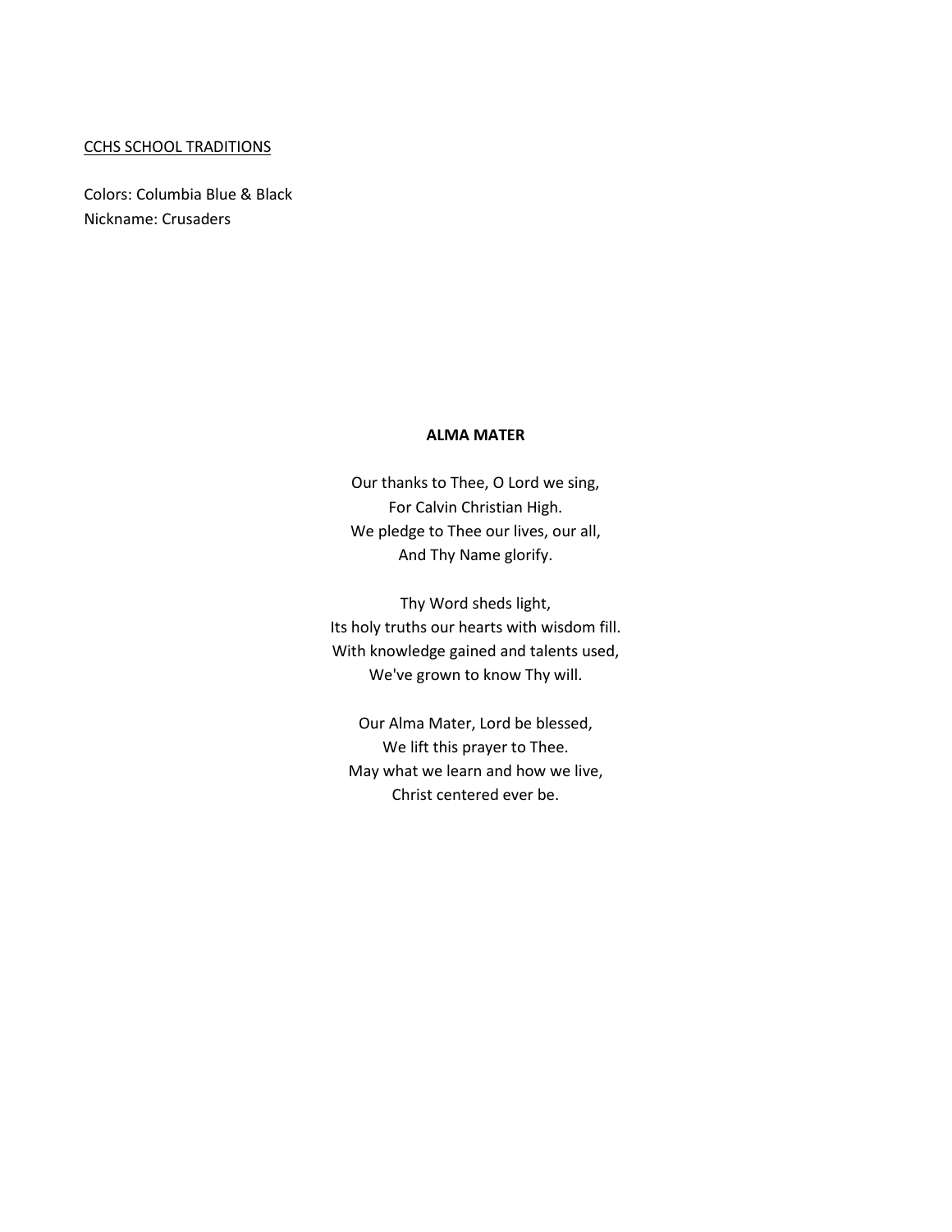<u>CCHS SCHOOL TRADITIONS</u>

Colors: Columbia Blue & Black
Nickname: Crusaders

**ALMA MATER**

Our thanks to Thee, O Lord we sing,
For Calvin Christian High.
We pledge to Thee our lives, our all,
And Thy Name glorify.

Thy Word sheds light,
Its holy truths our hearts with wisdom fill.
With knowledge gained and talents used,
We've grown to know Thy will.

Our Alma Mater, Lord be blessed,
We lift this prayer to Thee.
May what we learn and how we live,
Christ centered ever be.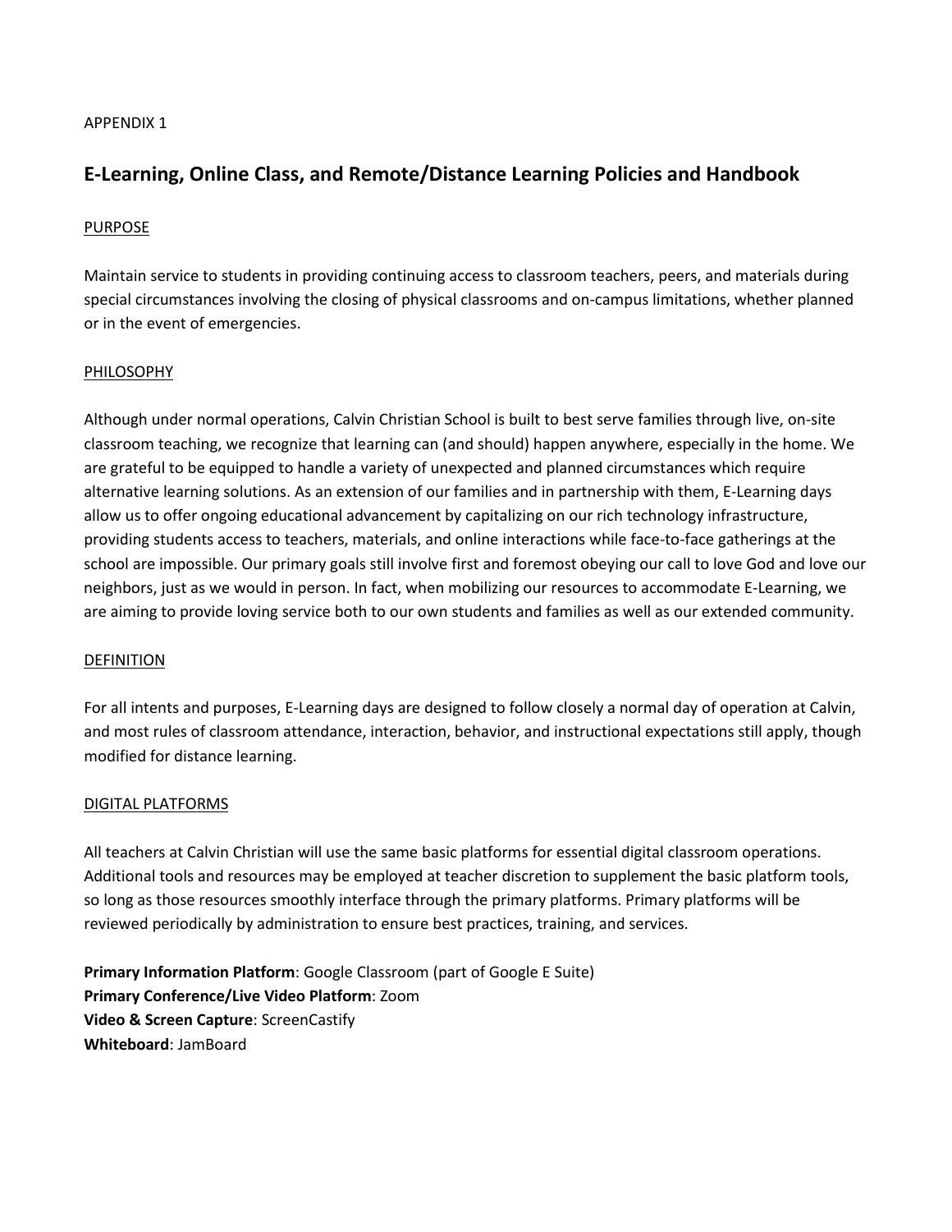APPENDIX 1

# E-Learning, Online Class, and Remote/Distance Learning Policies and Handbook

## PURPOSE

Maintain service to students in providing continuing access to classroom teachers, peers, and materials during special circumstances involving the closing of physical classrooms and on-campus limitations, whether planned or in the event of emergencies.

## PHILOSOPHY

Although under normal operations, Calvin Christian School is built to best serve families through live, on-site classroom teaching, we recognize that learning can (and should) happen anywhere, especially in the home. We are grateful to be equipped to handle a variety of unexpected and planned circumstances which require alternative learning solutions. As an extension of our families and in partnership with them, E-Learning days allow us to offer ongoing educational advancement by capitalizing on our rich technology infrastructure, providing students access to teachers, materials, and online interactions while face-to-face gatherings at the school are impossible. Our primary goals still involve first and foremost obeying our call to love God and love our neighbors, just as we would in person. In fact, when mobilizing our resources to accommodate E-Learning, we are aiming to provide loving service both to our own students and families as well as our extended community.

## DEFINITION

For all intents and purposes, E-Learning days are designed to follow closely a normal day of operation at Calvin, and most rules of classroom attendance, interaction, behavior, and instructional expectations still apply, though modified for distance learning.

## DIGITAL PLATFORMS

All teachers at Calvin Christian will use the same basic platforms for essential digital classroom operations. Additional tools and resources may be employed at teacher discretion to supplement the basic platform tools, so long as those resources smoothly interface through the primary platforms. Primary platforms will be reviewed periodically by administration to ensure best practices, training, and services.

**Primary Information Platform**: Google Classroom (part of Google E Suite)
**Primary Conference/Live Video Platform**: Zoom
**Video & Screen Capture**: ScreenCastify
**Whiteboard**: JamBoard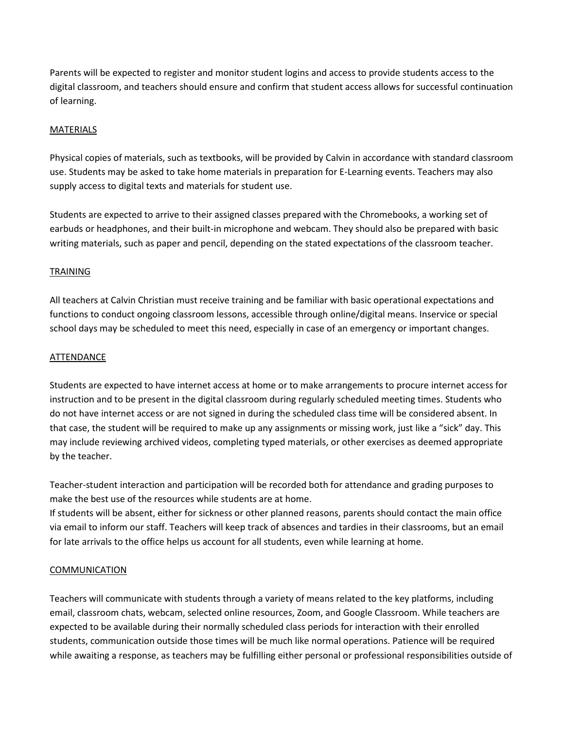Parents will be expected to register and monitor student logins and access to provide students access to the digital classroom, and teachers should ensure and confirm that student access allows for successful continuation of learning.

<u>MATERIALS</u>

Physical copies of materials, such as textbooks, will be provided by Calvin in accordance with standard classroom use. Students may be asked to take home materials in preparation for E-Learning events. Teachers may also supply access to digital texts and materials for student use.

Students are expected to arrive to their assigned classes prepared with the Chromebooks, a working set of earbuds or headphones, and their built-in microphone and webcam. They should also be prepared with basic writing materials, such as paper and pencil, depending on the stated expectations of the classroom teacher.

<u>TRAINING</u>

All teachers at Calvin Christian must receive training and be familiar with basic operational expectations and functions to conduct ongoing classroom lessons, accessible through online/digital means. Inservice or special school days may be scheduled to meet this need, especially in case of an emergency or important changes.

<u>ATTENDANCE</u>

Students are expected to have internet access at home or to make arrangements to procure internet access for instruction and to be present in the digital classroom during regularly scheduled meeting times. Students who do not have internet access or are not signed in during the scheduled class time will be considered absent. In that case, the student will be required to make up any assignments or missing work, just like a "sick" day. This may include reviewing archived videos, completing typed materials, or other exercises as deemed appropriate by the teacher.

Teacher-student interaction and participation will be recorded both for attendance and grading purposes to make the best use of the resources while students are at home.
If students will be absent, either for sickness or other planned reasons, parents should contact the main office via email to inform our staff. Teachers will keep track of absences and tardies in their classrooms, but an email for late arrivals to the office helps us account for all students, even while learning at home.

<u>COMMUNICATION</u>

Teachers will communicate with students through a variety of means related to the key platforms, including email, classroom chats, webcam, selected online resources, Zoom, and Google Classroom. While teachers are expected to be available during their normally scheduled class periods for interaction with their enrolled students, communication outside those times will be much like normal operations. Patience will be required while awaiting a response, as teachers may be fulfilling either personal or professional responsibilities outside of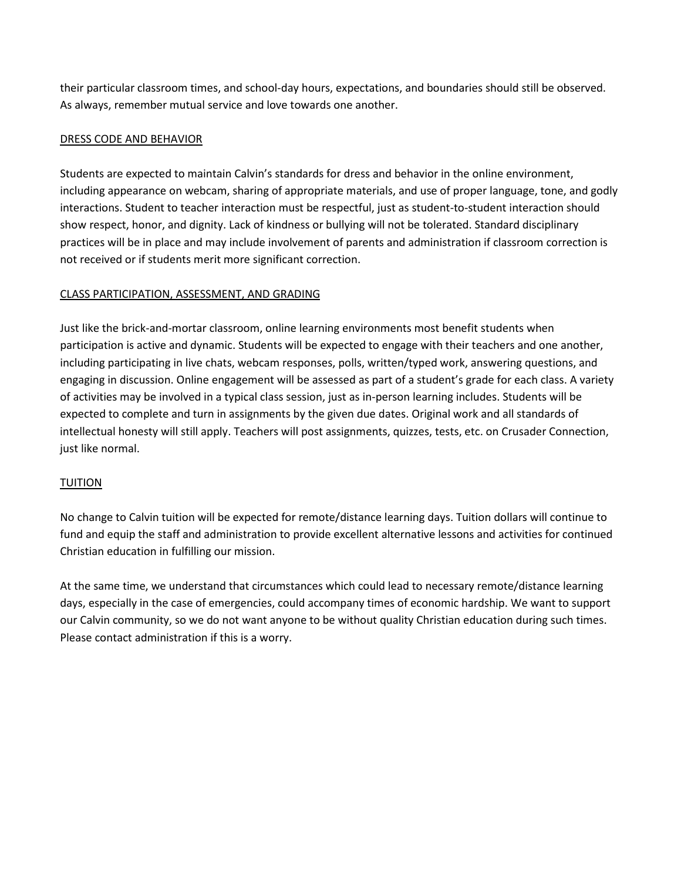their particular classroom times, and school-day hours, expectations, and boundaries should still be observed. As always, remember mutual service and love towards one another.

## DRESS CODE AND BEHAVIOR

Students are expected to maintain Calvin's standards for dress and behavior in the online environment, including appearance on webcam, sharing of appropriate materials, and use of proper language, tone, and godly interactions. Student to teacher interaction must be respectful, just as student-to-student interaction should show respect, honor, and dignity. Lack of kindness or bullying will not be tolerated. Standard disciplinary practices will be in place and may include involvement of parents and administration if classroom correction is not received or if students merit more significant correction.

## CLASS PARTICIPATION, ASSESSMENT, AND GRADING

Just like the brick-and-mortar classroom, online learning environments most benefit students when participation is active and dynamic. Students will be expected to engage with their teachers and one another, including participating in live chats, webcam responses, polls, written/typed work, answering questions, and engaging in discussion. Online engagement will be assessed as part of a student's grade for each class. A variety of activities may be involved in a typical class session, just as in-person learning includes. Students will be expected to complete and turn in assignments by the given due dates. Original work and all standards of intellectual honesty will still apply. Teachers will post assignments, quizzes, tests, etc. on Crusader Connection, just like normal.

## TUITION

No change to Calvin tuition will be expected for remote/distance learning days. Tuition dollars will continue to fund and equip the staff and administration to provide excellent alternative lessons and activities for continued Christian education in fulfilling our mission.

At the same time, we understand that circumstances which could lead to necessary remote/distance learning days, especially in the case of emergencies, could accompany times of economic hardship. We want to support our Calvin community, so we do not want anyone to be without quality Christian education during such times. Please contact administration if this is a worry.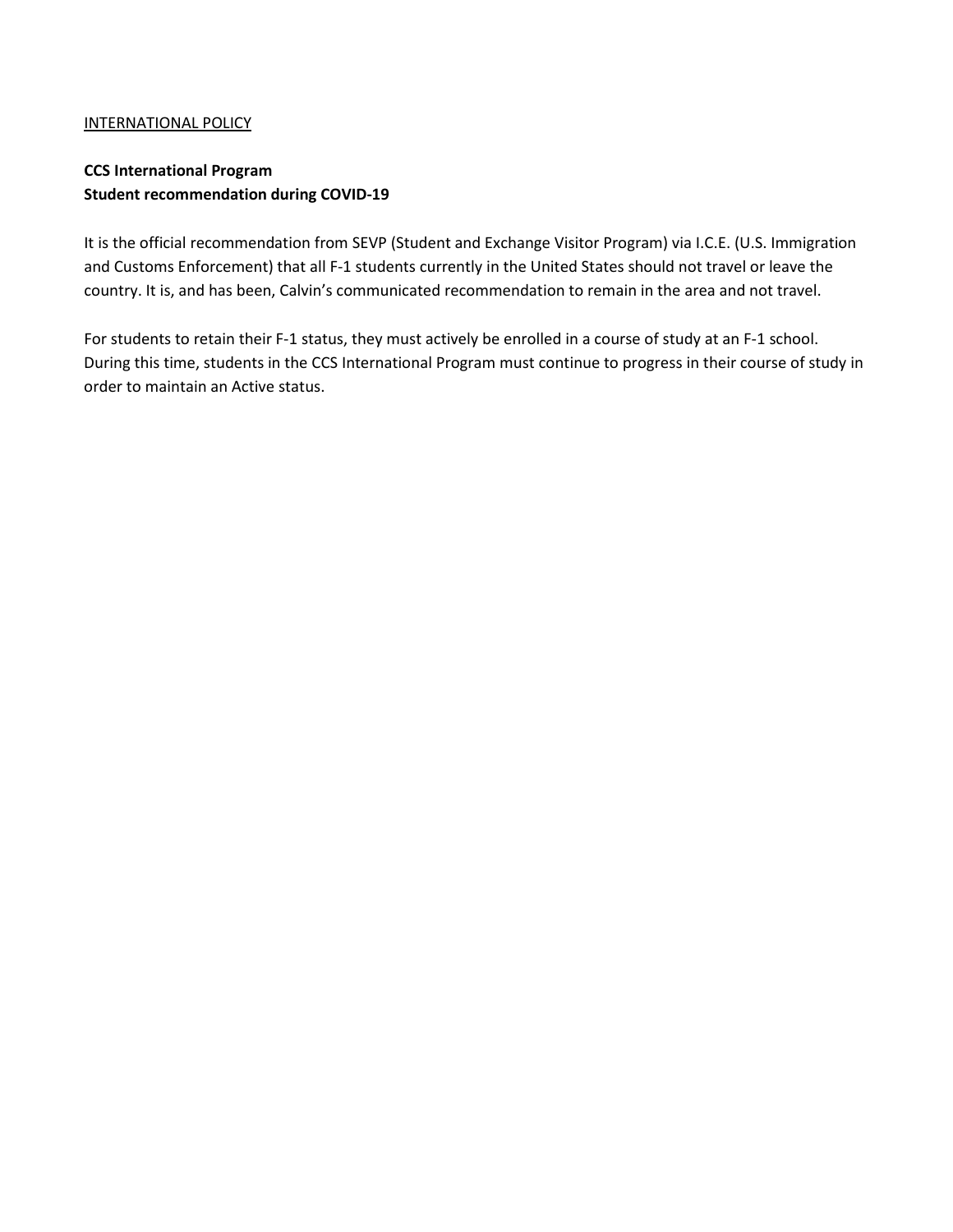<u>INTERNATIONAL POLICY</u>

**CCS International Program**
**Student recommendation during COVID-19**

It is the official recommendation from SEVP (Student and Exchange Visitor Program) via I.C.E. (U.S. Immigration and Customs Enforcement) that all F-1 students currently in the United States should not travel or leave the country. It is, and has been, Calvin's communicated recommendation to remain in the area and not travel.

For students to retain their F-1 status, they must actively be enrolled in a course of study at an F-1 school. During this time, students in the CCS International Program must continue to progress in their course of study in order to maintain an Active status.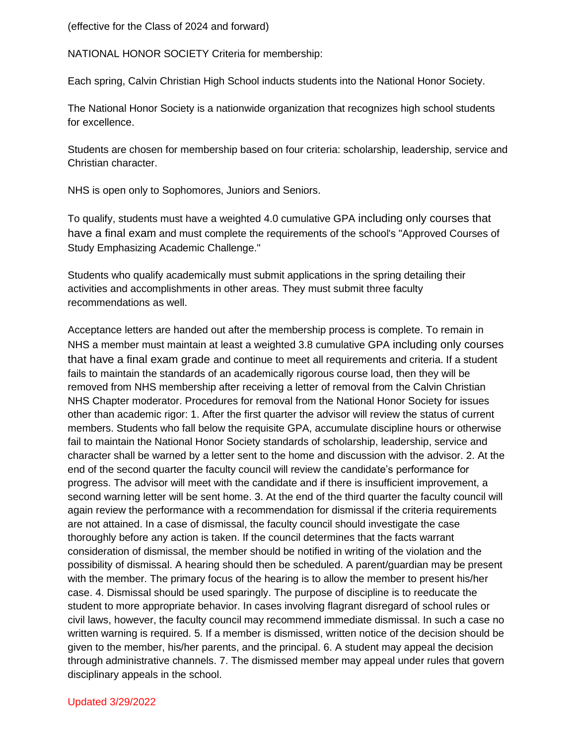(effective for the Class of 2024 and forward)

NATIONAL HONOR SOCIETY Criteria for membership:

Each spring, Calvin Christian High School inducts students into the National Honor Society.

The National Honor Society is a nationwide organization that recognizes high school students for excellence.

Students are chosen for membership based on four criteria: scholarship, leadership, service and Christian character.

NHS is open only to Sophomores, Juniors and Seniors.

To qualify, students must have a weighted 4.0 cumulative GPA including only courses that have a final exam and must complete the requirements of the school's "Approved Courses of Study Emphasizing Academic Challenge."

Students who qualify academically must submit applications in the spring detailing their activities and accomplishments in other areas. They must submit three faculty recommendations as well.

Acceptance letters are handed out after the membership process is complete. To remain in NHS a member must maintain at least a weighted 3.8 cumulative GPA including only courses that have a final exam grade and continue to meet all requirements and criteria. If a student fails to maintain the standards of an academically rigorous course load, then they will be removed from NHS membership after receiving a letter of removal from the Calvin Christian NHS Chapter moderator. Procedures for removal from the National Honor Society for issues other than academic rigor: 1. After the first quarter the advisor will review the status of current members. Students who fall below the requisite GPA, accumulate discipline hours or otherwise fail to maintain the National Honor Society standards of scholarship, leadership, service and character shall be warned by a letter sent to the home and discussion with the advisor. 2. At the end of the second quarter the faculty council will review the candidate's performance for progress. The advisor will meet with the candidate and if there is insufficient improvement, a second warning letter will be sent home. 3. At the end of the third quarter the faculty council will again review the performance with a recommendation for dismissal if the criteria requirements are not attained. In a case of dismissal, the faculty council should investigate the case thoroughly before any action is taken. If the council determines that the facts warrant consideration of dismissal, the member should be notified in writing of the violation and the possibility of dismissal. A hearing should then be scheduled. A parent/guardian may be present with the member. The primary focus of the hearing is to allow the member to present his/her case. 4. Dismissal should be used sparingly. The purpose of discipline is to reeducate the student to more appropriate behavior. In cases involving flagrant disregard of school rules or civil laws, however, the faculty council may recommend immediate dismissal. In such a case no written warning is required. 5. If a member is dismissed, written notice of the decision should be given to the member, his/her parents, and the principal. 6. A student may appeal the decision through administrative channels. 7. The dismissed member may appeal under rules that govern disciplinary appeals in the school.

Updated 3/29/2022